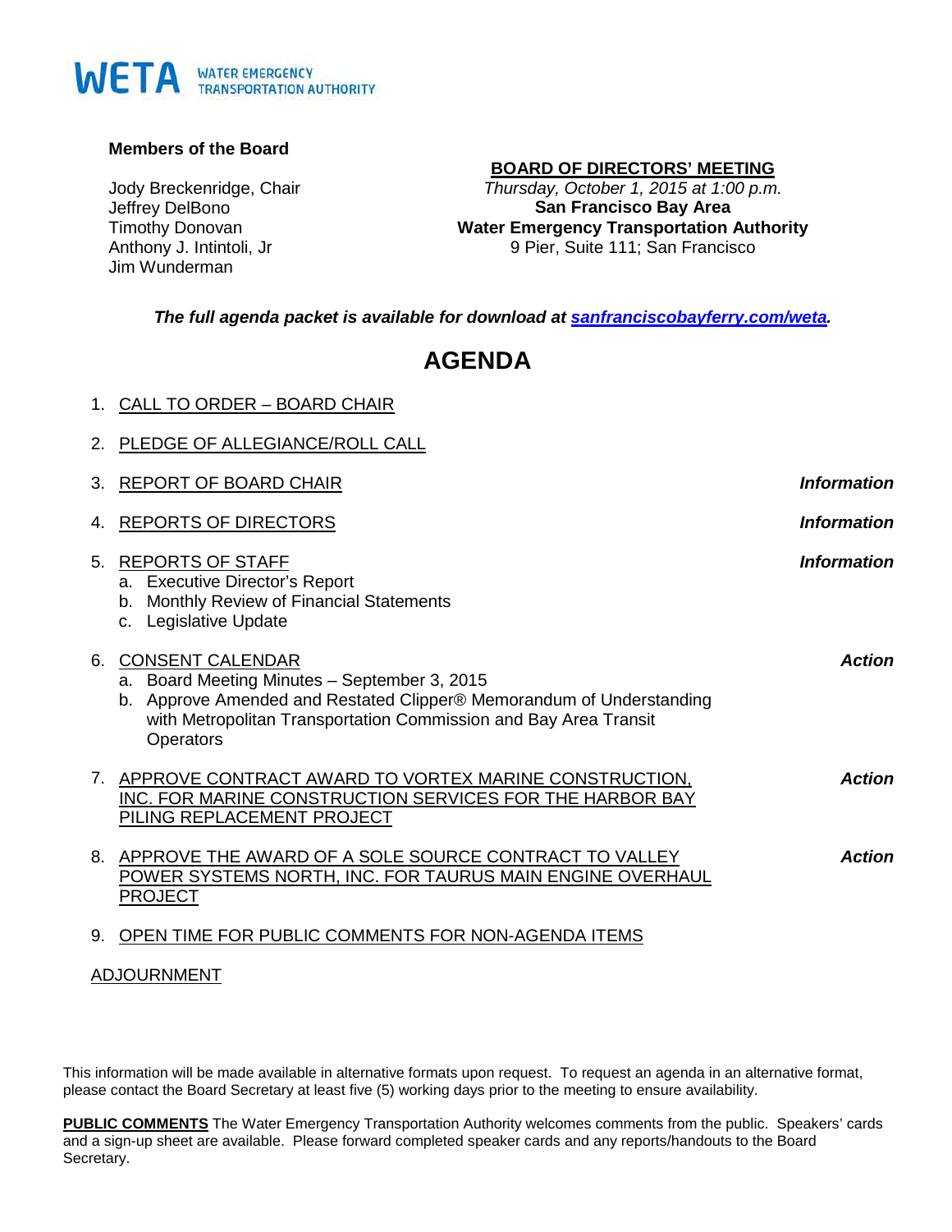WETA WATER EMERGENCY TRANSPORTATION AUTHORITY

**Members of the Board**

Jody Breckenridge, Chair
Jeffrey DelBono
Timothy Donovan
Anthony J. Intintoli, Jr
Jim Wunderman

**BOARD OF DIRECTORS' MEETING**
*Thursday, October 1, 2015 at 1:00 p.m.*
**San Francisco Bay Area**
**Water Emergency Transportation Authority**
9 Pier, Suite 111; San Francisco

***The full agenda packet is available for download at [sanfranciscobayferry.com/weta](sanfranciscobayferry.com/weta).***

# AGENDA

1. CALL TO ORDER – BOARD CHAIR
2. PLEDGE OF ALLEGIANCE/ROLL CALL
3. REPORT OF BOARD CHAIR — ***Information***
4. REPORTS OF DIRECTORS — ***Information***
5. REPORTS OF STAFF — ***Information***
   a. Executive Director's Report
   b. Monthly Review of Financial Statements
   c. Legislative Update
6. CONSENT CALENDAR — ***Action***
   a. Board Meeting Minutes – September 3, 2015
   b. Approve Amended and Restated Clipper® Memorandum of Understanding with Metropolitan Transportation Commission and Bay Area Transit Operators
7. APPROVE CONTRACT AWARD TO VORTEX MARINE CONSTRUCTION, INC. FOR MARINE CONSTRUCTION SERVICES FOR THE HARBOR BAY PILING REPLACEMENT PROJECT — ***Action***
8. APPROVE THE AWARD OF A SOLE SOURCE CONTRACT TO VALLEY POWER SYSTEMS NORTH, INC. FOR TAURUS MAIN ENGINE OVERHAUL PROJECT — ***Action***
9. OPEN TIME FOR PUBLIC COMMENTS FOR NON-AGENDA ITEMS

ADJOURNMENT

This information will be made available in alternative formats upon request. To request an agenda in an alternative format, please contact the Board Secretary at least five (5) working days prior to the meeting to ensure availability.

**PUBLIC COMMENTS** The Water Emergency Transportation Authority welcomes comments from the public. Speakers' cards and a sign-up sheet are available. Please forward completed speaker cards and any reports/handouts to the Board Secretary.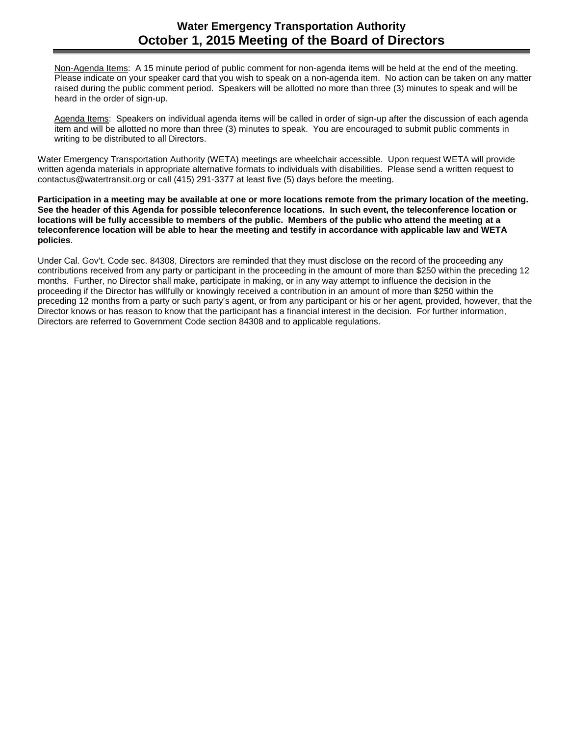Non-Agenda Items: A 15 minute period of public comment for non-agenda items will be held at the end of the meeting. Please indicate on your speaker card that you wish to speak on a non-agenda item. No action can be taken on any matter raised during the public comment period. Speakers will be allotted no more than three (3) minutes to speak and will be heard in the order of sign-up.

Agenda Items: Speakers on individual agenda items will be called in order of sign-up after the discussion of each agenda item and will be allotted no more than three (3) minutes to speak. You are encouraged to submit public comments in writing to be distributed to all Directors.

Water Emergency Transportation Authority (WETA) meetings are wheelchair accessible. Upon request WETA will provide written agenda materials in appropriate alternative formats to individuals with disabilities. Please send a written request to contactus@watertransit.org or call (415) 291-3377 at least five (5) days before the meeting.

**Participation in a meeting may be available at one or more locations remote from the primary location of the meeting. See the header of this Agenda for possible teleconference locations. In such event, the teleconference location or locations will be fully accessible to members of the public. Members of the public who attend the meeting at a teleconference location will be able to hear the meeting and testify in accordance with applicable law and WETA policies**.

Under Cal. Gov't. Code sec. 84308, Directors are reminded that they must disclose on the record of the proceeding any contributions received from any party or participant in the proceeding in the amount of more than $250 within the preceding 12 months. Further, no Director shall make, participate in making, or in any way attempt to influence the decision in the proceeding if the Director has willfully or knowingly received a contribution in an amount of more than $250 within the preceding 12 months from a party or such party's agent, or from any participant or his or her agent, provided, however, that the Director knows or has reason to know that the participant has a financial interest in the decision. For further information, Directors are referred to Government Code section 84308 and to applicable regulations.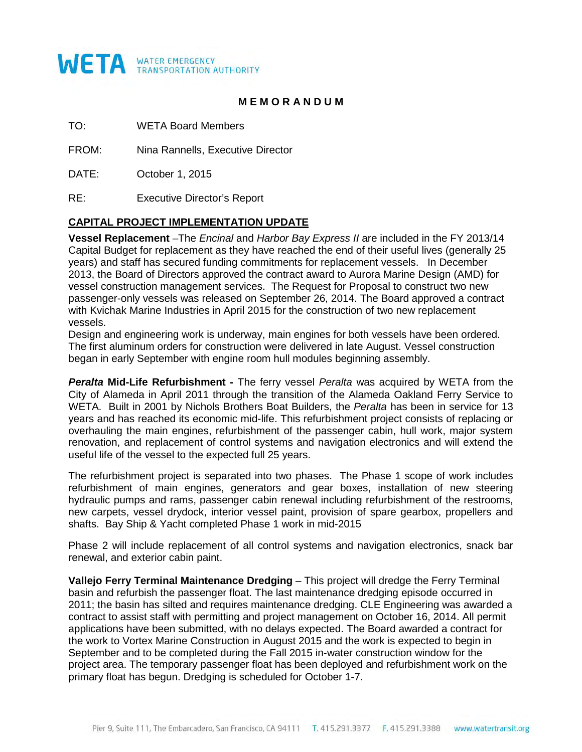**WETA** WATER EMERGENCY TRANSPORTATION AUTHORITY

# MEMORANDUM

TO: WETA Board Members

FROM: Nina Rannells, Executive Director

DATE: October 1, 2015

RE: Executive Director's Report

## CAPITAL PROJECT IMPLEMENTATION UPDATE

**Vessel Replacement** –The *Encinal* and *Harbor Bay Express II* are included in the FY 2013/14 Capital Budget for replacement as they have reached the end of their useful lives (generally 25 years) and staff has secured funding commitments for replacement vessels. In December 2013, the Board of Directors approved the contract award to Aurora Marine Design (AMD) for vessel construction management services. The Request for Proposal to construct two new passenger-only vessels was released on September 26, 2014. The Board approved a contract with Kvichak Marine Industries in April 2015 for the construction of two new replacement vessels.
Design and engineering work is underway, main engines for both vessels have been ordered. The first aluminum orders for construction were delivered in late August. Vessel construction began in early September with engine room hull modules beginning assembly.

***Peralta* Mid-Life Refurbishment -** The ferry vessel *Peralta* was acquired by WETA from the City of Alameda in April 2011 through the transition of the Alameda Oakland Ferry Service to WETA. Built in 2001 by Nichols Brothers Boat Builders, the *Peralta* has been in service for 13 years and has reached its economic mid-life. This refurbishment project consists of replacing or overhauling the main engines, refurbishment of the passenger cabin, hull work, major system renovation, and replacement of control systems and navigation electronics and will extend the useful life of the vessel to the expected full 25 years.

The refurbishment project is separated into two phases. The Phase 1 scope of work includes refurbishment of main engines, generators and gear boxes, installation of new steering hydraulic pumps and rams, passenger cabin renewal including refurbishment of the restrooms, new carpets, vessel drydock, interior vessel paint, provision of spare gearbox, propellers and shafts. Bay Ship & Yacht completed Phase 1 work in mid-2015

Phase 2 will include replacement of all control systems and navigation electronics, snack bar renewal, and exterior cabin paint.

**Vallejo Ferry Terminal Maintenance Dredging** – This project will dredge the Ferry Terminal basin and refurbish the passenger float. The last maintenance dredging episode occurred in 2011; the basin has silted and requires maintenance dredging. CLE Engineering was awarded a contract to assist staff with permitting and project management on October 16, 2014. All permit applications have been submitted, with no delays expected. The Board awarded a contract for the work to Vortex Marine Construction in August 2015 and the work is expected to begin in September and to be completed during the Fall 2015 in-water construction window for the project area. The temporary passenger float has been deployed and refurbishment work on the primary float has begun. Dredging is scheduled for October 1-7.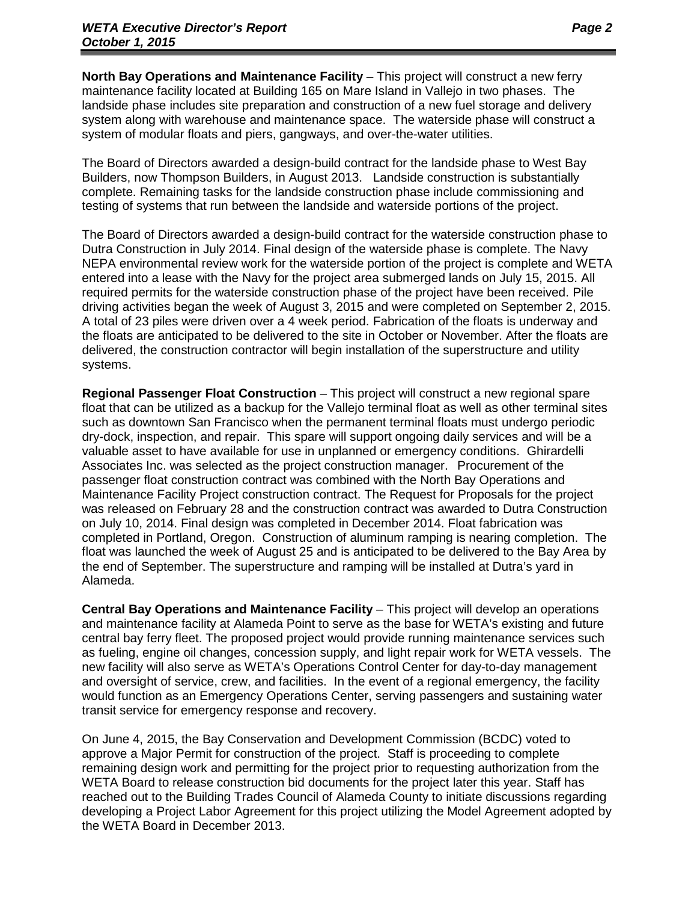**North Bay Operations and Maintenance Facility** – This project will construct a new ferry maintenance facility located at Building 165 on Mare Island in Vallejo in two phases. The landside phase includes site preparation and construction of a new fuel storage and delivery system along with warehouse and maintenance space. The waterside phase will construct a system of modular floats and piers, gangways, and over-the-water utilities.

The Board of Directors awarded a design-build contract for the landside phase to West Bay Builders, now Thompson Builders, in August 2013. Landside construction is substantially complete. Remaining tasks for the landside construction phase include commissioning and testing of systems that run between the landside and waterside portions of the project.

The Board of Directors awarded a design-build contract for the waterside construction phase to Dutra Construction in July 2014. Final design of the waterside phase is complete. The Navy NEPA environmental review work for the waterside portion of the project is complete and WETA entered into a lease with the Navy for the project area submerged lands on July 15, 2015. All required permits for the waterside construction phase of the project have been received. Pile driving activities began the week of August 3, 2015 and were completed on September 2, 2015. A total of 23 piles were driven over a 4 week period. Fabrication of the floats is underway and the floats are anticipated to be delivered to the site in October or November. After the floats are delivered, the construction contractor will begin installation of the superstructure and utility systems.

**Regional Passenger Float Construction** – This project will construct a new regional spare float that can be utilized as a backup for the Vallejo terminal float as well as other terminal sites such as downtown San Francisco when the permanent terminal floats must undergo periodic dry-dock, inspection, and repair. This spare will support ongoing daily services and will be a valuable asset to have available for use in unplanned or emergency conditions. Ghirardelli Associates Inc. was selected as the project construction manager. Procurement of the passenger float construction contract was combined with the North Bay Operations and Maintenance Facility Project construction contract. The Request for Proposals for the project was released on February 28 and the construction contract was awarded to Dutra Construction on July 10, 2014. Final design was completed in December 2014. Float fabrication was completed in Portland, Oregon. Construction of aluminum ramping is nearing completion. The float was launched the week of August 25 and is anticipated to be delivered to the Bay Area by the end of September. The superstructure and ramping will be installed at Dutra's yard in Alameda.

**Central Bay Operations and Maintenance Facility** – This project will develop an operations and maintenance facility at Alameda Point to serve as the base for WETA's existing and future central bay ferry fleet. The proposed project would provide running maintenance services such as fueling, engine oil changes, concession supply, and light repair work for WETA vessels. The new facility will also serve as WETA's Operations Control Center for day-to-day management and oversight of service, crew, and facilities. In the event of a regional emergency, the facility would function as an Emergency Operations Center, serving passengers and sustaining water transit service for emergency response and recovery.

On June 4, 2015, the Bay Conservation and Development Commission (BCDC) voted to approve a Major Permit for construction of the project. Staff is proceeding to complete remaining design work and permitting for the project prior to requesting authorization from the WETA Board to release construction bid documents for the project later this year. Staff has reached out to the Building Trades Council of Alameda County to initiate discussions regarding developing a Project Labor Agreement for this project utilizing the Model Agreement adopted by the WETA Board in December 2013.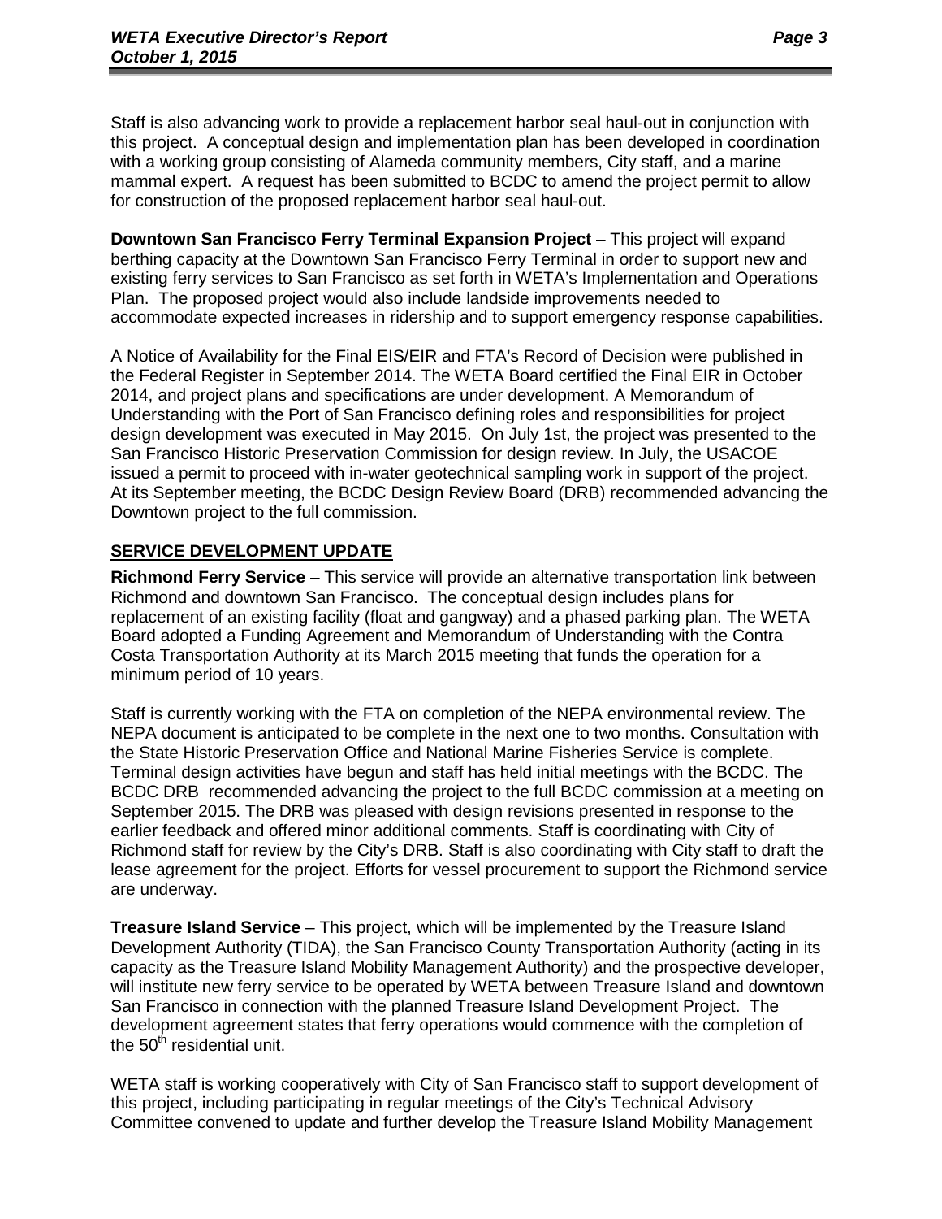Staff is also advancing work to provide a replacement harbor seal haul-out in conjunction with this project. A conceptual design and implementation plan has been developed in coordination with a working group consisting of Alameda community members, City staff, and a marine mammal expert. A request has been submitted to BCDC to amend the project permit to allow for construction of the proposed replacement harbor seal haul-out.

**Downtown San Francisco Ferry Terminal Expansion Project** – This project will expand berthing capacity at the Downtown San Francisco Ferry Terminal in order to support new and existing ferry services to San Francisco as set forth in WETA's Implementation and Operations Plan. The proposed project would also include landside improvements needed to accommodate expected increases in ridership and to support emergency response capabilities.

A Notice of Availability for the Final EIS/EIR and FTA's Record of Decision were published in the Federal Register in September 2014. The WETA Board certified the Final EIR in October 2014, and project plans and specifications are under development. A Memorandum of Understanding with the Port of San Francisco defining roles and responsibilities for project design development was executed in May 2015. On July 1st, the project was presented to the San Francisco Historic Preservation Commission for design review. In July, the USACOE issued a permit to proceed with in-water geotechnical sampling work in support of the project. At its September meeting, the BCDC Design Review Board (DRB) recommended advancing the Downtown project to the full commission.

## SERVICE DEVELOPMENT UPDATE

**Richmond Ferry Service** – This service will provide an alternative transportation link between Richmond and downtown San Francisco. The conceptual design includes plans for replacement of an existing facility (float and gangway) and a phased parking plan. The WETA Board adopted a Funding Agreement and Memorandum of Understanding with the Contra Costa Transportation Authority at its March 2015 meeting that funds the operation for a minimum period of 10 years.

Staff is currently working with the FTA on completion of the NEPA environmental review. The NEPA document is anticipated to be complete in the next one to two months. Consultation with the State Historic Preservation Office and National Marine Fisheries Service is complete. Terminal design activities have begun and staff has held initial meetings with the BCDC. The BCDC DRB recommended advancing the project to the full BCDC commission at a meeting on September 2015. The DRB was pleased with design revisions presented in response to the earlier feedback and offered minor additional comments. Staff is coordinating with City of Richmond staff for review by the City's DRB. Staff is also coordinating with City staff to draft the lease agreement for the project. Efforts for vessel procurement to support the Richmond service are underway.

**Treasure Island Service** – This project, which will be implemented by the Treasure Island Development Authority (TIDA), the San Francisco County Transportation Authority (acting in its capacity as the Treasure Island Mobility Management Authority) and the prospective developer, will institute new ferry service to be operated by WETA between Treasure Island and downtown San Francisco in connection with the planned Treasure Island Development Project. The development agreement states that ferry operations would commence with the completion of the 50th residential unit.

WETA staff is working cooperatively with City of San Francisco staff to support development of this project, including participating in regular meetings of the City's Technical Advisory Committee convened to update and further develop the Treasure Island Mobility Management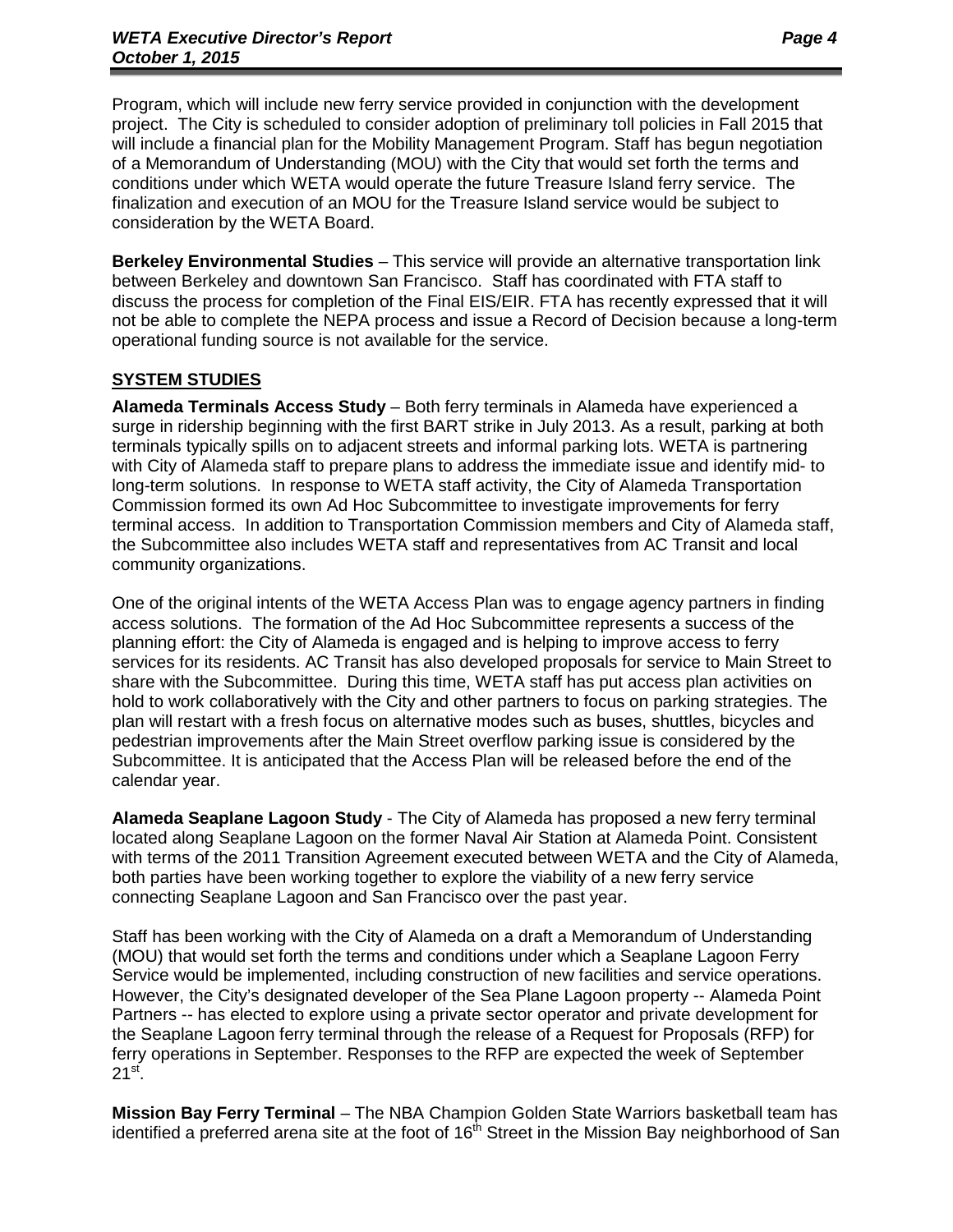Program, which will include new ferry service provided in conjunction with the development project. The City is scheduled to consider adoption of preliminary toll policies in Fall 2015 that will include a financial plan for the Mobility Management Program. Staff has begun negotiation of a Memorandum of Understanding (MOU) with the City that would set forth the terms and conditions under which WETA would operate the future Treasure Island ferry service. The finalization and execution of an MOU for the Treasure Island service would be subject to consideration by the WETA Board.

**Berkeley Environmental Studies** – This service will provide an alternative transportation link between Berkeley and downtown San Francisco. Staff has coordinated with FTA staff to discuss the process for completion of the Final EIS/EIR. FTA has recently expressed that it will not be able to complete the NEPA process and issue a Record of Decision because a long-term operational funding source is not available for the service.

## SYSTEM STUDIES

**Alameda Terminals Access Study** – Both ferry terminals in Alameda have experienced a surge in ridership beginning with the first BART strike in July 2013. As a result, parking at both terminals typically spills on to adjacent streets and informal parking lots. WETA is partnering with City of Alameda staff to prepare plans to address the immediate issue and identify mid- to long-term solutions. In response to WETA staff activity, the City of Alameda Transportation Commission formed its own Ad Hoc Subcommittee to investigate improvements for ferry terminal access. In addition to Transportation Commission members and City of Alameda staff, the Subcommittee also includes WETA staff and representatives from AC Transit and local community organizations.

One of the original intents of the WETA Access Plan was to engage agency partners in finding access solutions. The formation of the Ad Hoc Subcommittee represents a success of the planning effort: the City of Alameda is engaged and is helping to improve access to ferry services for its residents. AC Transit has also developed proposals for service to Main Street to share with the Subcommittee. During this time, WETA staff has put access plan activities on hold to work collaboratively with the City and other partners to focus on parking strategies. The plan will restart with a fresh focus on alternative modes such as buses, shuttles, bicycles and pedestrian improvements after the Main Street overflow parking issue is considered by the Subcommittee. It is anticipated that the Access Plan will be released before the end of the calendar year.

**Alameda Seaplane Lagoon Study** - The City of Alameda has proposed a new ferry terminal located along Seaplane Lagoon on the former Naval Air Station at Alameda Point. Consistent with terms of the 2011 Transition Agreement executed between WETA and the City of Alameda, both parties have been working together to explore the viability of a new ferry service connecting Seaplane Lagoon and San Francisco over the past year.

Staff has been working with the City of Alameda on a draft a Memorandum of Understanding (MOU) that would set forth the terms and conditions under which a Seaplane Lagoon Ferry Service would be implemented, including construction of new facilities and service operations. However, the City's designated developer of the Sea Plane Lagoon property -- Alameda Point Partners -- has elected to explore using a private sector operator and private development for the Seaplane Lagoon ferry terminal through the release of a Request for Proposals (RFP) for ferry operations in September. Responses to the RFP are expected the week of September 21st.

**Mission Bay Ferry Terminal** – The NBA Champion Golden State Warriors basketball team has identified a preferred arena site at the foot of 16th Street in the Mission Bay neighborhood of San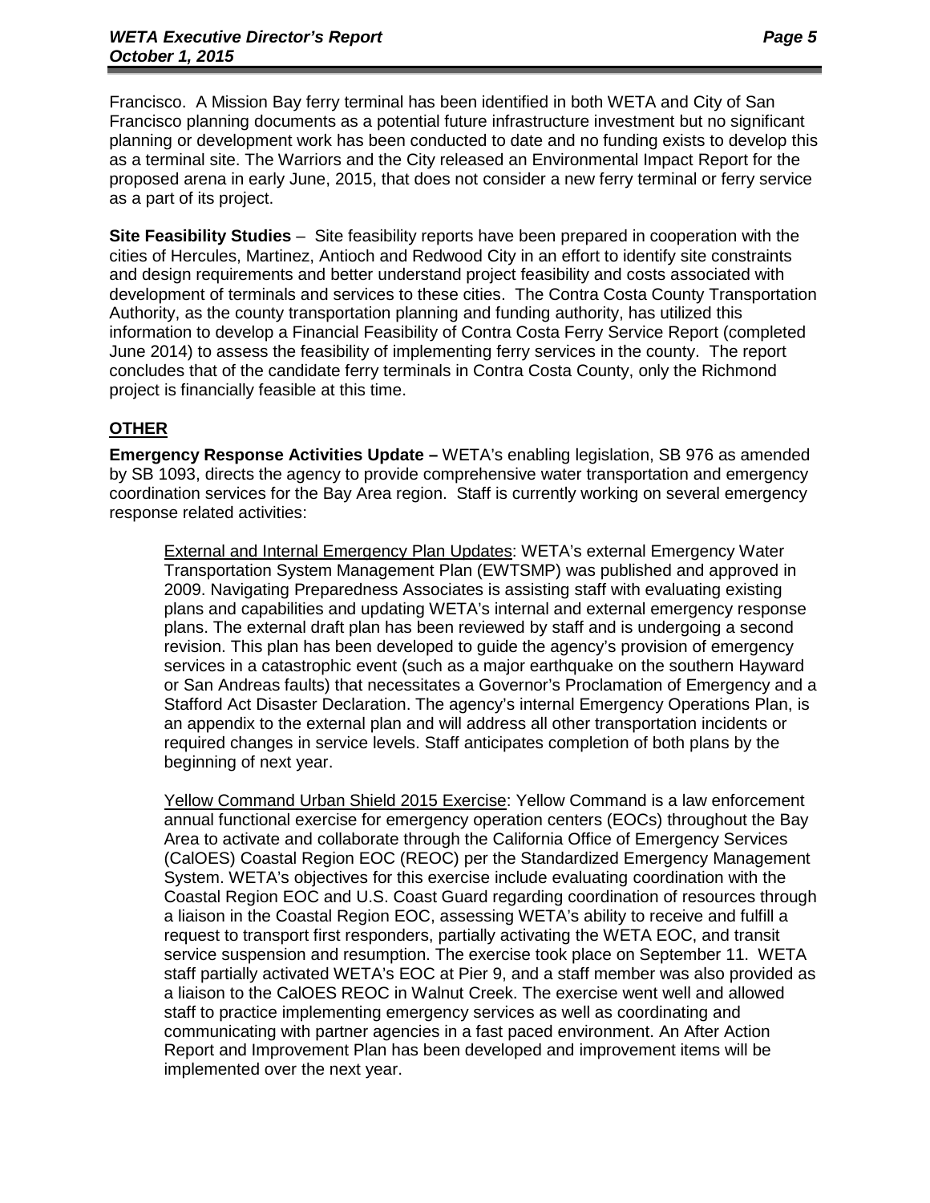Francisco. A Mission Bay ferry terminal has been identified in both WETA and City of San Francisco planning documents as a potential future infrastructure investment but no significant planning or development work has been conducted to date and no funding exists to develop this as a terminal site. The Warriors and the City released an Environmental Impact Report for the proposed arena in early June, 2015, that does not consider a new ferry terminal or ferry service as a part of its project.

**Site Feasibility Studies** – Site feasibility reports have been prepared in cooperation with the cities of Hercules, Martinez, Antioch and Redwood City in an effort to identify site constraints and design requirements and better understand project feasibility and costs associated with development of terminals and services to these cities. The Contra Costa County Transportation Authority, as the county transportation planning and funding authority, has utilized this information to develop a Financial Feasibility of Contra Costa Ferry Service Report (completed June 2014) to assess the feasibility of implementing ferry services in the county. The report concludes that of the candidate ferry terminals in Contra Costa County, only the Richmond project is financially feasible at this time.

## OTHER

**Emergency Response Activities Update –** WETA's enabling legislation, SB 976 as amended by SB 1093, directs the agency to provide comprehensive water transportation and emergency coordination services for the Bay Area region. Staff is currently working on several emergency response related activities:

External and Internal Emergency Plan Updates: WETA's external Emergency Water Transportation System Management Plan (EWTSMP) was published and approved in 2009. Navigating Preparedness Associates is assisting staff with evaluating existing plans and capabilities and updating WETA's internal and external emergency response plans. The external draft plan has been reviewed by staff and is undergoing a second revision. This plan has been developed to guide the agency's provision of emergency services in a catastrophic event (such as a major earthquake on the southern Hayward or San Andreas faults) that necessitates a Governor's Proclamation of Emergency and a Stafford Act Disaster Declaration. The agency's internal Emergency Operations Plan, is an appendix to the external plan and will address all other transportation incidents or required changes in service levels. Staff anticipates completion of both plans by the beginning of next year.

Yellow Command Urban Shield 2015 Exercise: Yellow Command is a law enforcement annual functional exercise for emergency operation centers (EOCs) throughout the Bay Area to activate and collaborate through the California Office of Emergency Services (CalOES) Coastal Region EOC (REOC) per the Standardized Emergency Management System. WETA's objectives for this exercise include evaluating coordination with the Coastal Region EOC and U.S. Coast Guard regarding coordination of resources through a liaison in the Coastal Region EOC, assessing WETA's ability to receive and fulfill a request to transport first responders, partially activating the WETA EOC, and transit service suspension and resumption. The exercise took place on September 11. WETA staff partially activated WETA's EOC at Pier 9, and a staff member was also provided as a liaison to the CalOES REOC in Walnut Creek. The exercise went well and allowed staff to practice implementing emergency services as well as coordinating and communicating with partner agencies in a fast paced environment. An After Action Report and Improvement Plan has been developed and improvement items will be implemented over the next year.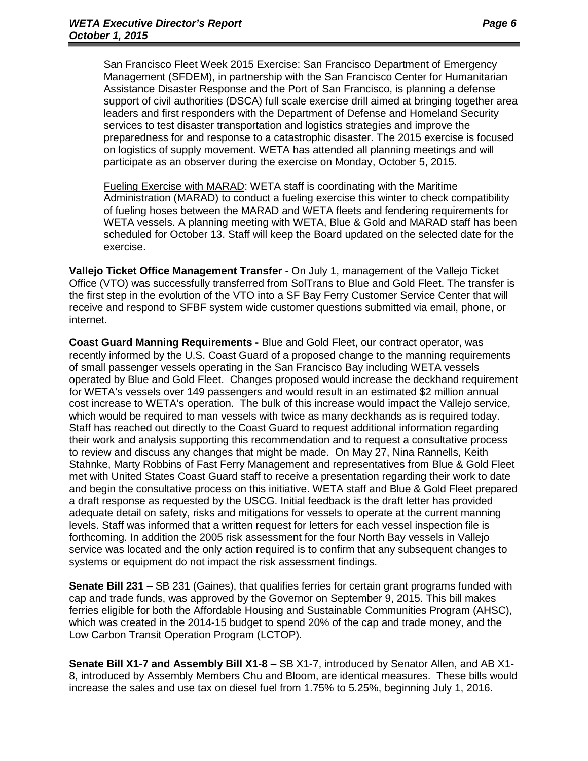San Francisco Fleet Week 2015 Exercise: San Francisco Department of Emergency Management (SFDEM), in partnership with the San Francisco Center for Humanitarian Assistance Disaster Response and the Port of San Francisco, is planning a defense support of civil authorities (DSCA) full scale exercise drill aimed at bringing together area leaders and first responders with the Department of Defense and Homeland Security services to test disaster transportation and logistics strategies and improve the preparedness for and response to a catastrophic disaster. The 2015 exercise is focused on logistics of supply movement. WETA has attended all planning meetings and will participate as an observer during the exercise on Monday, October 5, 2015.

Fueling Exercise with MARAD: WETA staff is coordinating with the Maritime Administration (MARAD) to conduct a fueling exercise this winter to check compatibility of fueling hoses between the MARAD and WETA fleets and fendering requirements for WETA vessels. A planning meeting with WETA, Blue & Gold and MARAD staff has been scheduled for October 13. Staff will keep the Board updated on the selected date for the exercise.

**Vallejo Ticket Office Management Transfer -** On July 1, management of the Vallejo Ticket Office (VTO) was successfully transferred from SolTrans to Blue and Gold Fleet. The transfer is the first step in the evolution of the VTO into a SF Bay Ferry Customer Service Center that will receive and respond to SFBF system wide customer questions submitted via email, phone, or internet.

**Coast Guard Manning Requirements -** Blue and Gold Fleet, our contract operator, was recently informed by the U.S. Coast Guard of a proposed change to the manning requirements of small passenger vessels operating in the San Francisco Bay including WETA vessels operated by Blue and Gold Fleet. Changes proposed would increase the deckhand requirement for WETA's vessels over 149 passengers and would result in an estimated $2 million annual cost increase to WETA's operation. The bulk of this increase would impact the Vallejo service, which would be required to man vessels with twice as many deckhands as is required today. Staff has reached out directly to the Coast Guard to request additional information regarding their work and analysis supporting this recommendation and to request a consultative process to review and discuss any changes that might be made. On May 27, Nina Rannells, Keith Stahnke, Marty Robbins of Fast Ferry Management and representatives from Blue & Gold Fleet met with United States Coast Guard staff to receive a presentation regarding their work to date and begin the consultative process on this initiative. WETA staff and Blue & Gold Fleet prepared a draft response as requested by the USCG. Initial feedback is the draft letter has provided adequate detail on safety, risks and mitigations for vessels to operate at the current manning levels. Staff was informed that a written request for letters for each vessel inspection file is forthcoming. In addition the 2005 risk assessment for the four North Bay vessels in Vallejo service was located and the only action required is to confirm that any subsequent changes to systems or equipment do not impact the risk assessment findings.

**Senate Bill 231** – SB 231 (Gaines), that qualifies ferries for certain grant programs funded with cap and trade funds, was approved by the Governor on September 9, 2015. This bill makes ferries eligible for both the Affordable Housing and Sustainable Communities Program (AHSC), which was created in the 2014-15 budget to spend 20% of the cap and trade money, and the Low Carbon Transit Operation Program (LCTOP).

**Senate Bill X1-7 and Assembly Bill X1-8** – SB X1-7, introduced by Senator Allen, and AB X1-8, introduced by Assembly Members Chu and Bloom, are identical measures. These bills would increase the sales and use tax on diesel fuel from 1.75% to 5.25%, beginning July 1, 2016.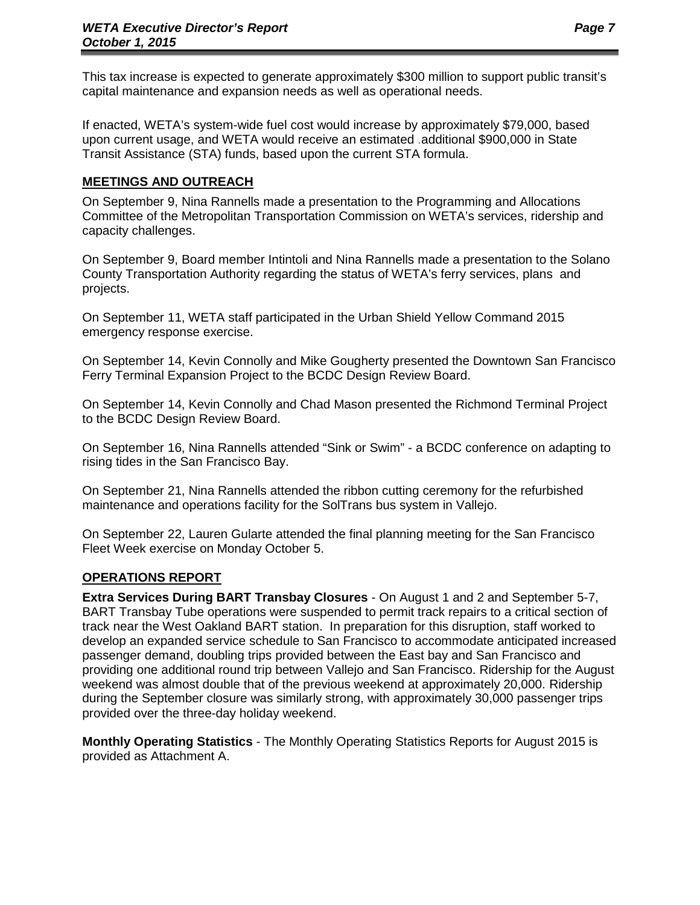This tax increase is expected to generate approximately $300 million to support public transit's capital maintenance and expansion needs as well as operational needs.

If enacted, WETA's system-wide fuel cost would increase by approximately $79,000, based upon current usage, and WETA would receive an estimated additional $900,000 in State Transit Assistance (STA) funds, based upon the current STA formula.

## MEETINGS AND OUTREACH

On September 9, Nina Rannells made a presentation to the Programming and Allocations Committee of the Metropolitan Transportation Commission on WETA's services, ridership and capacity challenges.

On September 9, Board member Intintoli and Nina Rannells made a presentation to the Solano County Transportation Authority regarding the status of WETA's ferry services, plans and projects.

On September 11, WETA staff participated in the Urban Shield Yellow Command 2015 emergency response exercise.

On September 14, Kevin Connolly and Mike Gougherty presented the Downtown San Francisco Ferry Terminal Expansion Project to the BCDC Design Review Board.

On September 14, Kevin Connolly and Chad Mason presented the Richmond Terminal Project to the BCDC Design Review Board.

On September 16, Nina Rannells attended "Sink or Swim" - a BCDC conference on adapting to rising tides in the San Francisco Bay.

On September 21, Nina Rannells attended the ribbon cutting ceremony for the refurbished maintenance and operations facility for the SolTrans bus system in Vallejo.

On September 22, Lauren Gularte attended the final planning meeting for the San Francisco Fleet Week exercise on Monday October 5.

## OPERATIONS REPORT

**Extra Services During BART Transbay Closures** - On August 1 and 2 and September 5-7, BART Transbay Tube operations were suspended to permit track repairs to a critical section of track near the West Oakland BART station. In preparation for this disruption, staff worked to develop an expanded service schedule to San Francisco to accommodate anticipated increased passenger demand, doubling trips provided between the East bay and San Francisco and providing one additional round trip between Vallejo and San Francisco. Ridership for the August weekend was almost double that of the previous weekend at approximately 20,000. Ridership during the September closure was similarly strong, with approximately 30,000 passenger trips provided over the three-day holiday weekend.

**Monthly Operating Statistics** - The Monthly Operating Statistics Reports for August 2015 is provided as Attachment A.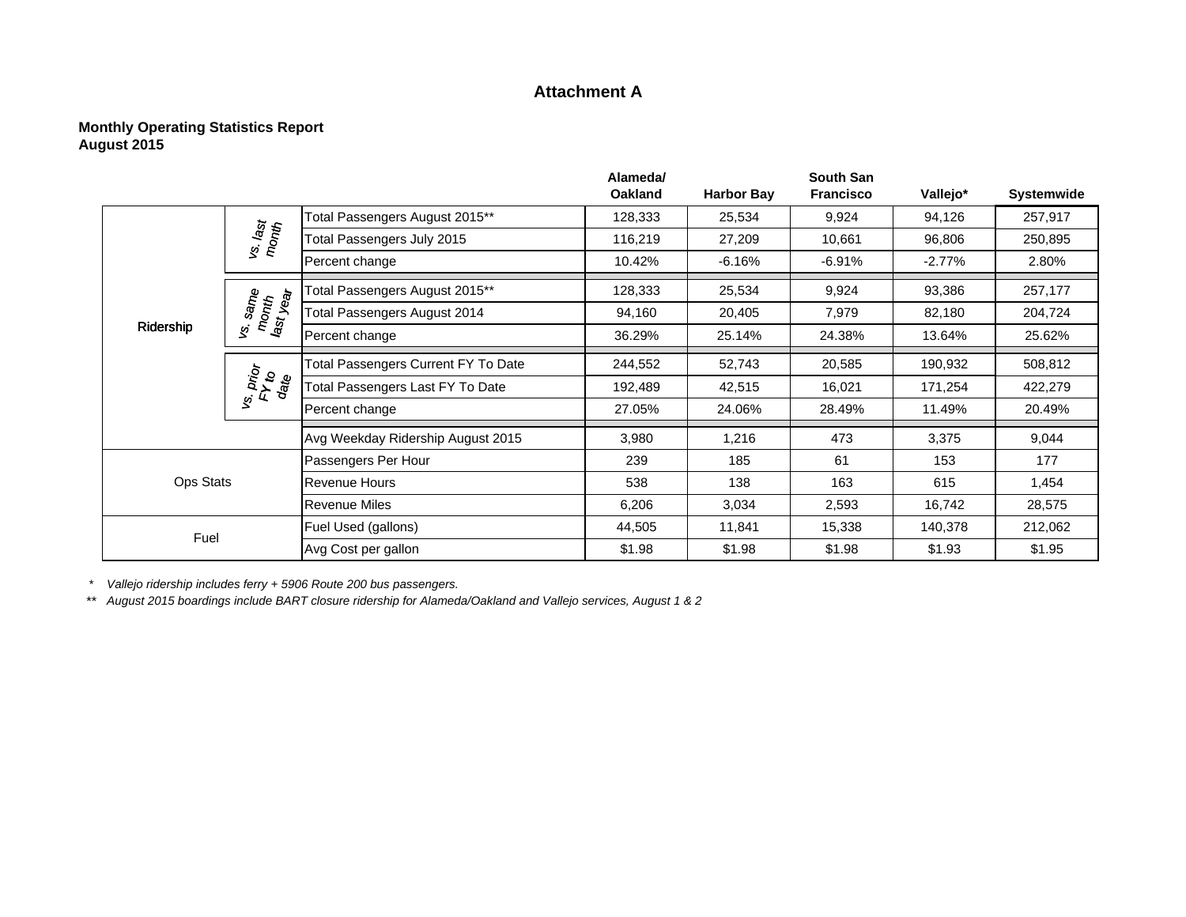# Attachment A

**Monthly Operating Statistics Report**
**August 2015**

| | | | Alameda/ Oakland | Harbor Bay | South San Francisco | Vallejo* | Systemwide |
|---|---|---|---|---|---|---|---|
| Ridership | vs. last month | Total Passengers August 2015** | 128,333 | 25,534 | 9,924 | 94,126 | 257,917 |
| | | Total Passengers July 2015 | 116,219 | 27,209 | 10,661 | 96,806 | 250,895 |
| | | Percent change | 10.42% | -6.16% | -6.91% | -2.77% | 2.80% |
| | vs. same month last year | Total Passengers August 2015** | 128,333 | 25,534 | 9,924 | 93,386 | 257,177 |
| | | Total Passengers August 2014 | 94,160 | 20,405 | 7,979 | 82,180 | 204,724 |
| | | Percent change | 36.29% | 25.14% | 24.38% | 13.64% | 25.62% |
| | vs. prior FY to date | Total Passengers Current FY To Date | 244,552 | 52,743 | 20,585 | 190,932 | 508,812 |
| | | Total Passengers Last FY To Date | 192,489 | 42,515 | 16,021 | 171,254 | 422,279 |
| | | Percent change | 27.05% | 24.06% | 28.49% | 11.49% | 20.49% |
| | | Avg Weekday Ridership August 2015 | 3,980 | 1,216 | 473 | 3,375 | 9,044 |
| Ops Stats | | Passengers Per Hour | 239 | 185 | 61 | 153 | 177 |
| | | Revenue Hours | 538 | 138 | 163 | 615 | 1,454 |
| | | Revenue Miles | 6,206 | 3,034 | 2,593 | 16,742 | 28,575 |
| Fuel | | Fuel Used (gallons) | 44,505 | 11,841 | 15,338 | 140,378 | 212,062 |
| | | Avg Cost per gallon | $1.98 | $1.98 | $1.98 | $1.93 | $1.95 |

\* *Vallejo ridership includes ferry + 5906 Route 200 bus passengers.*

\** *August 2015 boardings include BART closure ridership for Alameda/Oakland and Vallejo services, August 1 & 2*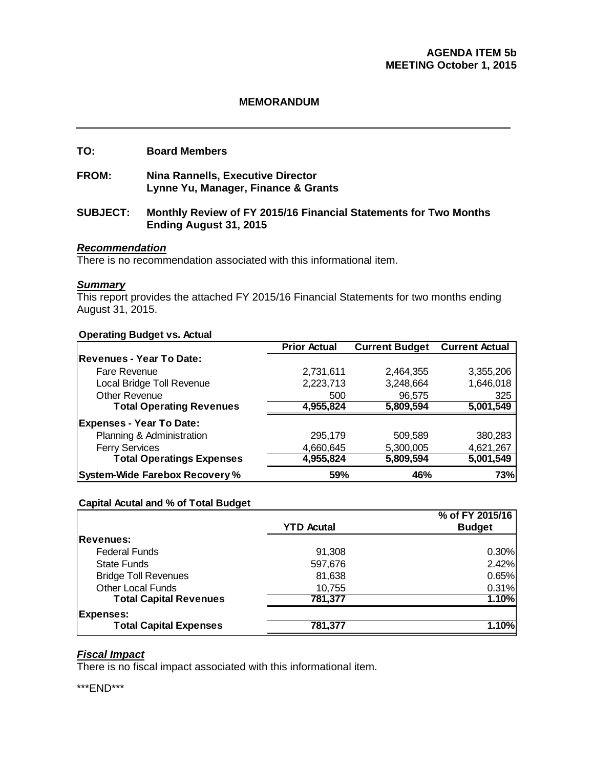**AGENDA ITEM 5b**
**MEETING October 1, 2015**

## MEMORANDUM

---

**TO:** Board Members

**FROM:** Nina Rannells, Executive Director
Lynne Yu, Manager, Finance & Grants

**SUBJECT:** Monthly Review of FY 2015/16 Financial Statements for Two Months Ending August 31, 2015

### *Recommendation*

There is no recommendation associated with this informational item.

### *Summary*

This report provides the attached FY 2015/16 Financial Statements for two months ending August 31, 2015.

**Operating Budget vs. Actual**

| | Prior Actual | Current Budget | Current Actual |
|---|---|---|---|
| **Revenues - Year To Date:** | | | |
| Fare Revenue | 2,731,611 | 2,464,355 | 3,355,206 |
| Local Bridge Toll Revenue | 2,223,713 | 3,248,664 | 1,646,018 |
| Other Revenue | 500 | 96,575 | 325 |
| **Total Operating Revenues** | **4,955,824** | **5,809,594** | **5,001,549** |
| **Expenses - Year To Date:** | | | |
| Planning & Administration | 295,179 | 509,589 | 380,283 |
| Ferry Services | 4,660,645 | 5,300,005 | 4,621,267 |
| **Total Operatings Expenses** | **4,955,824** | **5,809,594** | **5,001,549** |
| **System-Wide Farebox Recovery %** | **59%** | **46%** | **73%** |

**Capital Acutal and % of Total Budget**

| | YTD Acutal | % of FY 2015/16 Budget |
|---|---|---|
| **Revenues:** | | |
| Federal Funds | 91,308 | 0.30% |
| State Funds | 597,676 | 2.42% |
| Bridge Toll Revenues | 81,638 | 0.65% |
| Other Local Funds | 10,755 | 0.31% |
| **Total Capital Revenues** | **781,377** | **1.10%** |
| **Expenses:** | | |
| **Total Capital Expenses** | **781,377** | **1.10%** |

### *Fiscal Impact*

There is no fiscal impact associated with this informational item.

***END***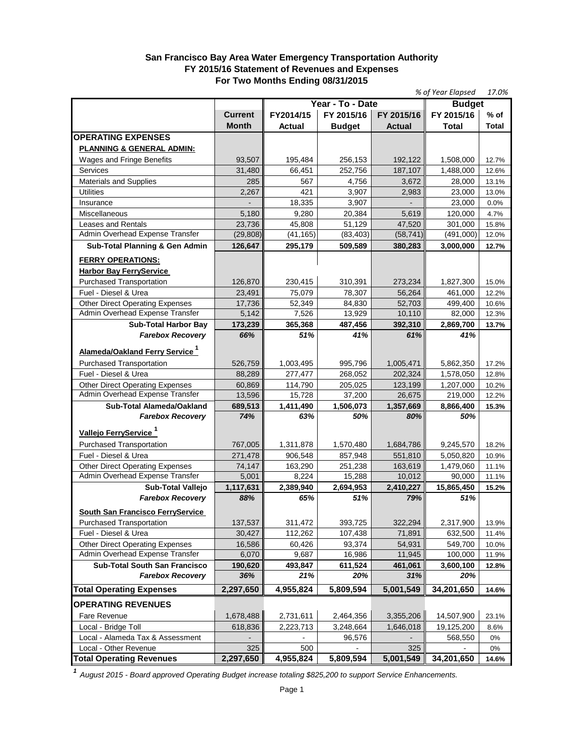## San Francisco Bay Area Water Emergency Transportation Authority
## FY 2015/16 Statement of Revenues and Expenses
## For Two Months Ending 08/31/2015

*% of Year Elapsed 17.0%*

| | Current Month | Year - To - Date FY2014/15 Actual | Year - To - Date FY 2015/16 Budget | Year - To - Date FY 2015/16 Actual | Budget FY 2015/16 Total | Budget % of Total |
|---|---|---|---|---|---|---|
| **OPERATING EXPENSES** | | | | | | |
| **PLANNING & GENERAL ADMIN:** | | | | | | |
| Wages and Fringe Benefits | 93,507 | 195,484 | 256,153 | 192,122 | 1,508,000 | 12.7% |
| Services | 31,480 | 66,451 | 252,756 | 187,107 | 1,488,000 | 12.6% |
| Materials and Supplies | 285 | 567 | 4,756 | 3,672 | 28,000 | 13.1% |
| Utilities | 2,267 | 421 | 3,907 | 2,983 | 23,000 | 13.0% |
| Insurance | - | 18,335 | 3,907 | - | 23,000 | 0.0% |
| Miscellaneous | 5,180 | 9,280 | 20,384 | 5,619 | 120,000 | 4.7% |
| Leases and Rentals | 23,736 | 45,808 | 51,129 | 47,520 | 301,000 | 15.8% |
| Admin Overhead Expense Transfer | (29,808) | (41,165) | (83,403) | (58,741) | (491,000) | 12.0% |
| **Sub-Total Planning & Gen Admin** | **126,647** | **295,179** | **509,589** | **380,283** | **3,000,000** | **12.7%** |
| **FERRY OPERATIONS:** | | | | | | |
| **Harbor Bay FerryService** | | | | | | |
| Purchased Transportation | 126,870 | 230,415 | 310,391 | 273,234 | 1,827,300 | 15.0% |
| Fuel - Diesel & Urea | 23,491 | 75,079 | 78,307 | 56,264 | 461,000 | 12.2% |
| Other Direct Operating Expenses | 17,736 | 52,349 | 84,830 | 52,703 | 499,400 | 10.6% |
| Admin Overhead Expense Transfer | 5,142 | 7,526 | 13,929 | 10,110 | 82,000 | 12.3% |
| **Sub-Total Harbor Bay** | **173,239** | **365,368** | **487,456** | **392,310** | **2,869,700** | **13.7%** |
| ***Farebox Recovery*** | ***66%*** | ***51%*** | ***41%*** | ***61%*** | ***41%*** | |
| **Alameda/Oakland Ferry Service [1]** | | | | | | |
| Purchased Transportation | 526,759 | 1,003,495 | 995,796 | 1,005,471 | 5,862,350 | 17.2% |
| Fuel - Diesel & Urea | 88,289 | 277,477 | 268,052 | 202,324 | 1,578,050 | 12.8% |
| Other Direct Operating Expenses | 60,869 | 114,790 | 205,025 | 123,199 | 1,207,000 | 10.2% |
| Admin Overhead Expense Transfer | 13,596 | 15,728 | 37,200 | 26,675 | 219,000 | 12.2% |
| **Sub-Total Alameda/Oakland** | **689,513** | **1,411,490** | **1,506,073** | **1,357,669** | **8,866,400** | **15.3%** |
| ***Farebox Recovery*** | ***74%*** | ***63%*** | ***50%*** | ***80%*** | ***50%*** | |
| **Vallejo FerryService [1]** | | | | | | |
| Purchased Transportation | 767,005 | 1,311,878 | 1,570,480 | 1,684,786 | 9,245,570 | 18.2% |
| Fuel - Diesel & Urea | 271,478 | 906,548 | 857,948 | 551,810 | 5,050,820 | 10.9% |
| Other Direct Operating Expenses | 74,147 | 163,290 | 251,238 | 163,619 | 1,479,060 | 11.1% |
| Admin Overhead Expense Transfer | 5,001 | 8,224 | 15,288 | 10,012 | 90,000 | 11.1% |
| **Sub-Total Vallejo** | **1,117,631** | **2,389,940** | **2,694,953** | **2,410,227** | **15,865,450** | **15.2%** |
| ***Farebox Recovery*** | ***88%*** | ***65%*** | ***51%*** | ***79%*** | ***51%*** | |
| **South San Francisco FerryService** | | | | | | |
| Purchased Transportation | 137,537 | 311,472 | 393,725 | 322,294 | 2,317,900 | 13.9% |
| Fuel - Diesel & Urea | 30,427 | 112,262 | 107,438 | 71,891 | 632,500 | 11.4% |
| Other Direct Operating Expenses | 16,586 | 60,426 | 93,374 | 54,931 | 549,700 | 10.0% |
| Admin Overhead Expense Transfer | 6,070 | 9,687 | 16,986 | 11,945 | 100,000 | 11.9% |
| **Sub-Total South San Francisco** | **190,620** | **493,847** | **611,524** | **461,061** | **3,600,100** | **12.8%** |
| ***Farebox Recovery*** | ***36%*** | ***21%*** | ***20%*** | ***31%*** | ***20%*** | |
| **Total Operating Expenses** | **2,297,650** | **4,955,824** | **5,809,594** | **5,001,549** | **34,201,650** | **14.6%** |
| **OPERATING REVENUES** | | | | | | |
| Fare Revenue | 1,678,488 | 2,731,611 | 2,464,356 | 3,355,206 | 14,507,900 | 23.1% |
| Local - Bridge Toll | 618,836 | 2,223,713 | 3,248,664 | 1,646,018 | 19,125,200 | 8.6% |
| Local - Alameda Tax & Assessment | - | - | 96,576 | - | 568,550 | 0% |
| Local - Other Revenue | 325 | 500 | - | 325 | - | 0% |
| **Total Operating Revenues** | **2,297,650** | **4,955,824** | **5,809,594** | **5,001,549** | **34,201,650** | **14.6%** |

*[1] August 2015 - Board approved Operating Budget increase totaling $825,200 to support Service Enhancements.*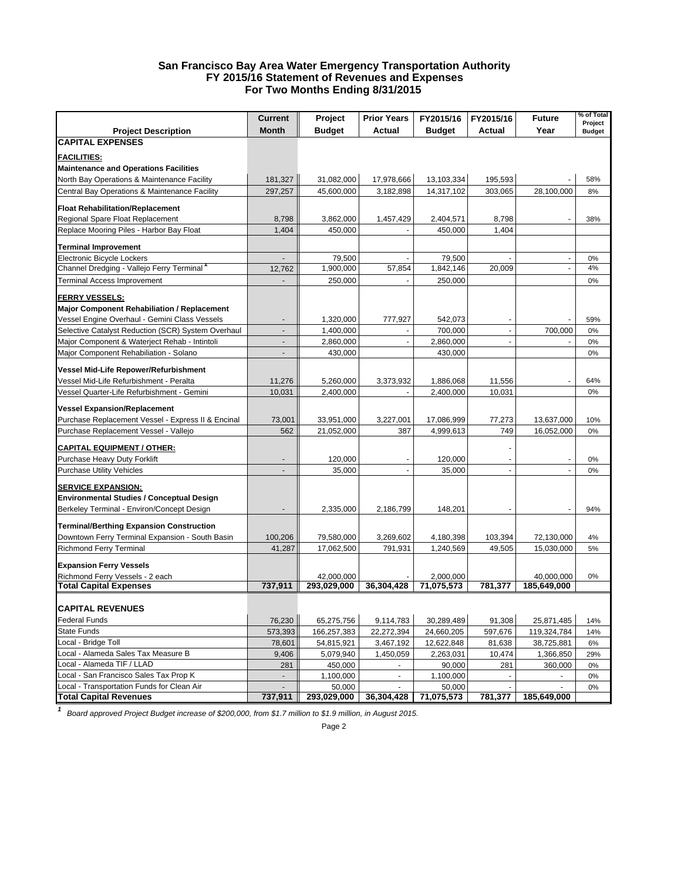# San Francisco Bay Area Water Emergency Transportation Authority
## FY 2015/16 Statement of Revenues and Expenses
### For Two Months Ending 8/31/2015

| Project Description | Current Month | Project Budget | Prior Years Actual | FY2015/16 Budget | FY2015/16 Actual | Future Year | % of Total Project Budget |
|---|---|---|---|---|---|---|---|
| **CAPITAL EXPENSES** | | | | | | | |
| **FACILITIES:** | | | | | | | |
| **Maintenance and Operations Facilities** | | | | | | | |
| North Bay Operations & Maintenance Facility | 181,327 | 31,082,000 | 17,978,666 | 13,103,334 | 195,593 | - | 58% |
| Central Bay Operations & Maintenance Facility | 297,257 | 45,600,000 | 3,182,898 | 14,317,102 | 303,065 | 28,100,000 | 8% |
| **Float Rehabilitation/Replacement** | | | | | | | |
| Regional Spare Float Replacement | 8,798 | 3,862,000 | 1,457,429 | 2,404,571 | 8,798 | - | 38% |
| Replace Mooring Piles - Harbor Bay Float | 1,404 | 450,000 | - | 450,000 | 1,404 | | |
| **Terminal Improvement** | | | | | | | |
| Electronic Bicycle Lockers | - | 79,500 | - | 79,500 | - | - | 0% |
| Channel Dredging - Vallejo Ferry Terminal [1] | 12,762 | 1,900,000 | 57,854 | 1,842,146 | 20,009 | - | 4% |
| Terminal Access Improvement | - | 250,000 | - | 250,000 | | | 0% |
| **FERRY VESSELS:** | | | | | | | |
| **Major Component Rehabiliation / Replacement** | | | | | | | |
| Vessel Engine Overhaul - Gemini Class Vessels | - | 1,320,000 | 777,927 | 542,073 | - | - | 59% |
| Selective Catalyst Reduction (SCR) System Overhaul | - | 1,400,000 | - | 700,000 | - | 700,000 | 0% |
| Major Component & Waterjet Rehab - Intintoli | - | 2,860,000 | - | 2,860,000 | - | - | 0% |
| Major Component Rehabiliation - Solano | - | 430,000 | | 430,000 | | | 0% |
| **Vessel Mid-Life Repower/Refurbishment** | | | | | | | |
| Vessel Mid-Life Refurbishment - Peralta | 11,276 | 5,260,000 | 3,373,932 | 1,886,068 | 11,556 | - | 64% |
| Vessel Quarter-Life Refurbishment - Gemini | 10,031 | 2,400,000 | - | 2,400,000 | 10,031 | | 0% |
| **Vessel Expansion/Replacement** | | | | | | | |
| Purchase Replacement Vessel - Express II & Encinal | 73,001 | 33,951,000 | 3,227,001 | 17,086,999 | 77,273 | 13,637,000 | 10% |
| Purchase Replacement Vessel - Vallejo | 562 | 21,052,000 | 387 | 4,999,613 | 749 | 16,052,000 | 0% |
| **CAPITAL EQUIPMENT / OTHER:** | | | | | - | | |
| Purchase Heavy Duty Forklift | - | 120,000 | - | 120,000 | - | - | 0% |
| Purchase Utility Vehicles | - | 35,000 | - | 35,000 | - | - | 0% |
| **SERVICE EXPANSION:** | | | | | | | |
| **Environmental Studies / Conceptual Design** | | | | | | | |
| Berkeley Terminal - Environ/Concept Design | - | 2,335,000 | 2,186,799 | 148,201 | - | - | 94% |
| **Terminal/Berthing Expansion Construction** | | | | | | | |
| Downtown Ferry Terminal Expansion - South Basin | 100,206 | 79,580,000 | 3,269,602 | 4,180,398 | 103,394 | 72,130,000 | 4% |
| Richmond Ferry Terminal | 41,287 | 17,062,500 | 791,931 | 1,240,569 | 49,505 | 15,030,000 | 5% |
| **Expansion Ferry Vessels** | | | | | | | |
| Richmond Ferry Vessels - 2 each | | 42,000,000 | - | 2,000,000 | | 40,000,000 | 0% |
| **Total Capital Expenses** | **737,911** | **293,029,000** | **36,304,428** | **71,075,573** | **781,377** | **185,649,000** | |
| **CAPITAL REVENUES** | | | | | | | |
| Federal Funds | 76,230 | 65,275,756 | 9,114,783 | 30,289,489 | 91,308 | 25,871,485 | 14% |
| State Funds | 573,393 | 166,257,383 | 22,272,394 | 24,660,205 | 597,676 | 119,324,784 | 14% |
| Local - Bridge Toll | 78,601 | 54,815,921 | 3,467,192 | 12,622,848 | 81,638 | 38,725,881 | 6% |
| Local - Alameda Sales Tax Measure B | 9,406 | 5,079,940 | 1,450,059 | 2,263,031 | 10,474 | 1,366,850 | 29% |
| Local - Alameda TIF / LLAD | 281 | 450,000 | - | 90,000 | 281 | 360,000 | 0% |
| Local - San Francisco Sales Tax Prop K | - | 1,100,000 | - | 1,100,000 | - | - | 0% |
| Local - Transportation Funds for Clean Air | - | 50,000 | - | 50,000 | - | - | 0% |
| **Total Capital Revenues** | **737,911** | **293,029,000** | **36,304,428** | **71,075,573** | **781,377** | **185,649,000** | |

[1] *Board approved Project Budget increase of $200,000, from $1.7 million to $1.9 million, in August 2015.*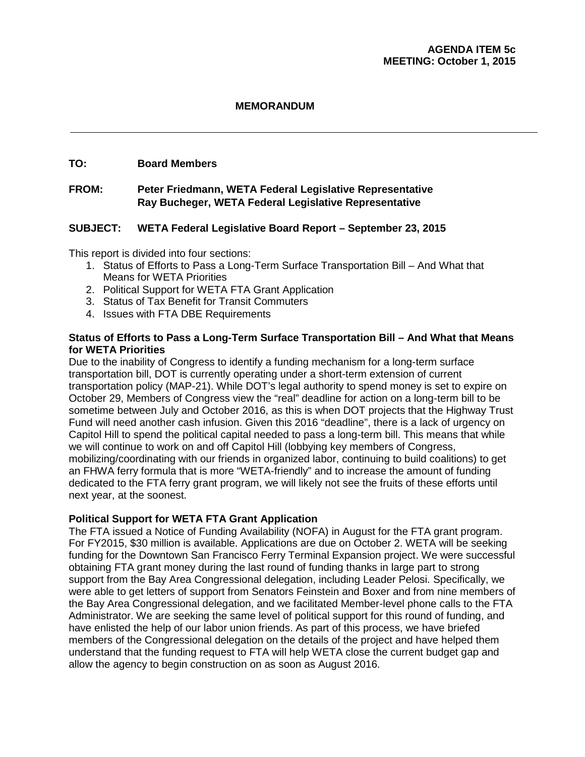**AGENDA ITEM 5c**
**MEETING: October 1, 2015**

**MEMORANDUM**

---

**TO:** Board Members

**FROM:** Peter Friedmann, WETA Federal Legislative Representative
Ray Bucheger, WETA Federal Legislative Representative

**SUBJECT: WETA Federal Legislative Board Report – September 23, 2015**

This report is divided into four sections:

1. Status of Efforts to Pass a Long-Term Surface Transportation Bill – And What that Means for WETA Priorities
2. Political Support for WETA FTA Grant Application
3. Status of Tax Benefit for Transit Commuters
4. Issues with FTA DBE Requirements

**Status of Efforts to Pass a Long-Term Surface Transportation Bill – And What that Means for WETA Priorities**

Due to the inability of Congress to identify a funding mechanism for a long-term surface transportation bill, DOT is currently operating under a short-term extension of current transportation policy (MAP-21). While DOT's legal authority to spend money is set to expire on October 29, Members of Congress view the "real" deadline for action on a long-term bill to be sometime between July and October 2016, as this is when DOT projects that the Highway Trust Fund will need another cash infusion. Given this 2016 "deadline", there is a lack of urgency on Capitol Hill to spend the political capital needed to pass a long-term bill. This means that while we will continue to work on and off Capitol Hill (lobbying key members of Congress, mobilizing/coordinating with our friends in organized labor, continuing to build coalitions) to get an FHWA ferry formula that is more "WETA-friendly" and to increase the amount of funding dedicated to the FTA ferry grant program, we will likely not see the fruits of these efforts until next year, at the soonest.

**Political Support for WETA FTA Grant Application**

The FTA issued a Notice of Funding Availability (NOFA) in August for the FTA grant program. For FY2015, $30 million is available. Applications are due on October 2. WETA will be seeking funding for the Downtown San Francisco Ferry Terminal Expansion project. We were successful obtaining FTA grant money during the last round of funding thanks in large part to strong support from the Bay Area Congressional delegation, including Leader Pelosi. Specifically, we were able to get letters of support from Senators Feinstein and Boxer and from nine members of the Bay Area Congressional delegation, and we facilitated Member-level phone calls to the FTA Administrator. We are seeking the same level of political support for this round of funding, and have enlisted the help of our labor union friends. As part of this process, we have briefed members of the Congressional delegation on the details of the project and have helped them understand that the funding request to FTA will help WETA close the current budget gap and allow the agency to begin construction on as soon as August 2016.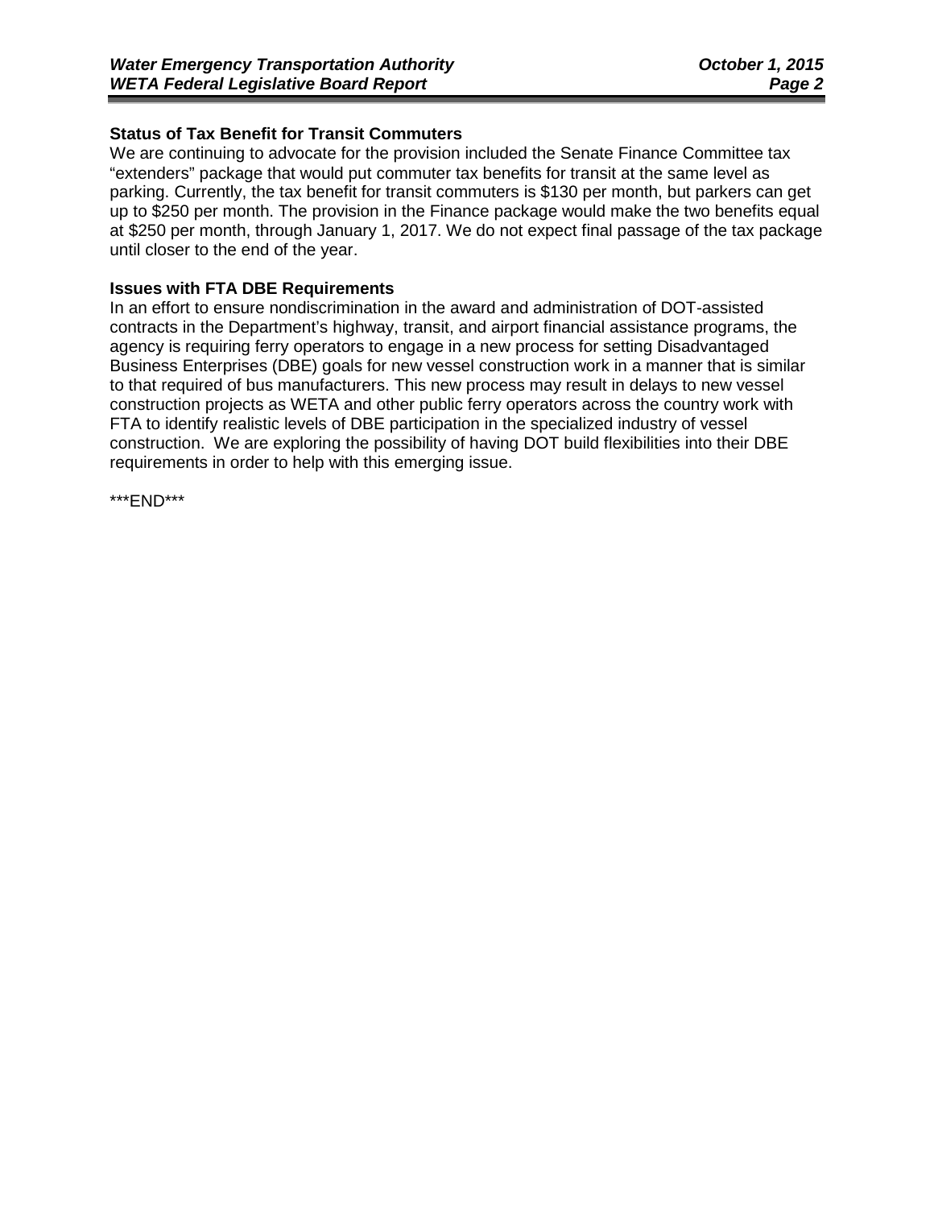**Status of Tax Benefit for Transit Commuters**

We are continuing to advocate for the provision included the Senate Finance Committee tax "extenders" package that would put commuter tax benefits for transit at the same level as parking. Currently, the tax benefit for transit commuters is $130 per month, but parkers can get up to $250 per month. The provision in the Finance package would make the two benefits equal at $250 per month, through January 1, 2017. We do not expect final passage of the tax package until closer to the end of the year.

**Issues with FTA DBE Requirements**

In an effort to ensure nondiscrimination in the award and administration of DOT-assisted contracts in the Department's highway, transit, and airport financial assistance programs, the agency is requiring ferry operators to engage in a new process for setting Disadvantaged Business Enterprises (DBE) goals for new vessel construction work in a manner that is similar to that required of bus manufacturers. This new process may result in delays to new vessel construction projects as WETA and other public ferry operators across the country work with FTA to identify realistic levels of DBE participation in the specialized industry of vessel construction. We are exploring the possibility of having DOT build flexibilities into their DBE requirements in order to help with this emerging issue.

***END***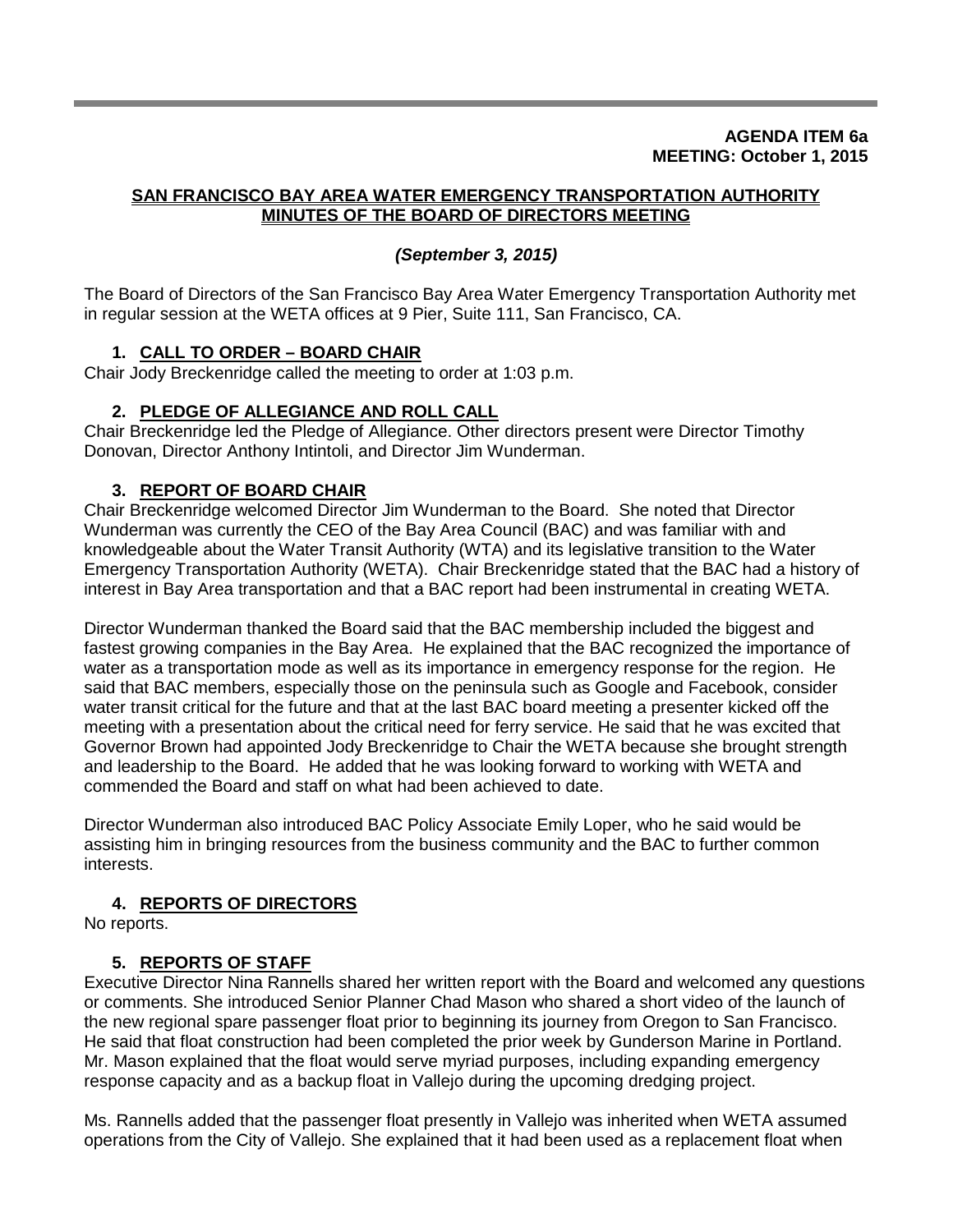**AGENDA ITEM 6a**
**MEETING: October 1, 2015**

**SAN FRANCISCO BAY AREA WATER EMERGENCY TRANSPORTATION AUTHORITY**
**MINUTES OF THE BOARD OF DIRECTORS MEETING**

***(September 3, 2015)***

The Board of Directors of the San Francisco Bay Area Water Emergency Transportation Authority met in regular session at the WETA offices at 9 Pier, Suite 111, San Francisco, CA.

1. **CALL TO ORDER – BOARD CHAIR**

Chair Jody Breckenridge called the meeting to order at 1:03 p.m.

2. **PLEDGE OF ALLEGIANCE AND ROLL CALL**

Chair Breckenridge led the Pledge of Allegiance. Other directors present were Director Timothy Donovan, Director Anthony Intintoli, and Director Jim Wunderman.

3. **REPORT OF BOARD CHAIR**

Chair Breckenridge welcomed Director Jim Wunderman to the Board. She noted that Director Wunderman was currently the CEO of the Bay Area Council (BAC) and was familiar with and knowledgeable about the Water Transit Authority (WTA) and its legislative transition to the Water Emergency Transportation Authority (WETA). Chair Breckenridge stated that the BAC had a history of interest in Bay Area transportation and that a BAC report had been instrumental in creating WETA.

Director Wunderman thanked the Board said that the BAC membership included the biggest and fastest growing companies in the Bay Area. He explained that the BAC recognized the importance of water as a transportation mode as well as its importance in emergency response for the region. He said that BAC members, especially those on the peninsula such as Google and Facebook, consider water transit critical for the future and that at the last BAC board meeting a presenter kicked off the meeting with a presentation about the critical need for ferry service. He said that he was excited that Governor Brown had appointed Jody Breckenridge to Chair the WETA because she brought strength and leadership to the Board. He added that he was looking forward to working with WETA and commended the Board and staff on what had been achieved to date.

Director Wunderman also introduced BAC Policy Associate Emily Loper, who he said would be assisting him in bringing resources from the business community and the BAC to further common interests.

4. **REPORTS OF DIRECTORS**

No reports.

5. **REPORTS OF STAFF**

Executive Director Nina Rannells shared her written report with the Board and welcomed any questions or comments. She introduced Senior Planner Chad Mason who shared a short video of the launch of the new regional spare passenger float prior to beginning its journey from Oregon to San Francisco. He said that float construction had been completed the prior week by Gunderson Marine in Portland. Mr. Mason explained that the float would serve myriad purposes, including expanding emergency response capacity and as a backup float in Vallejo during the upcoming dredging project.

Ms. Rannells added that the passenger float presently in Vallejo was inherited when WETA assumed operations from the City of Vallejo. She explained that it had been used as a replacement float when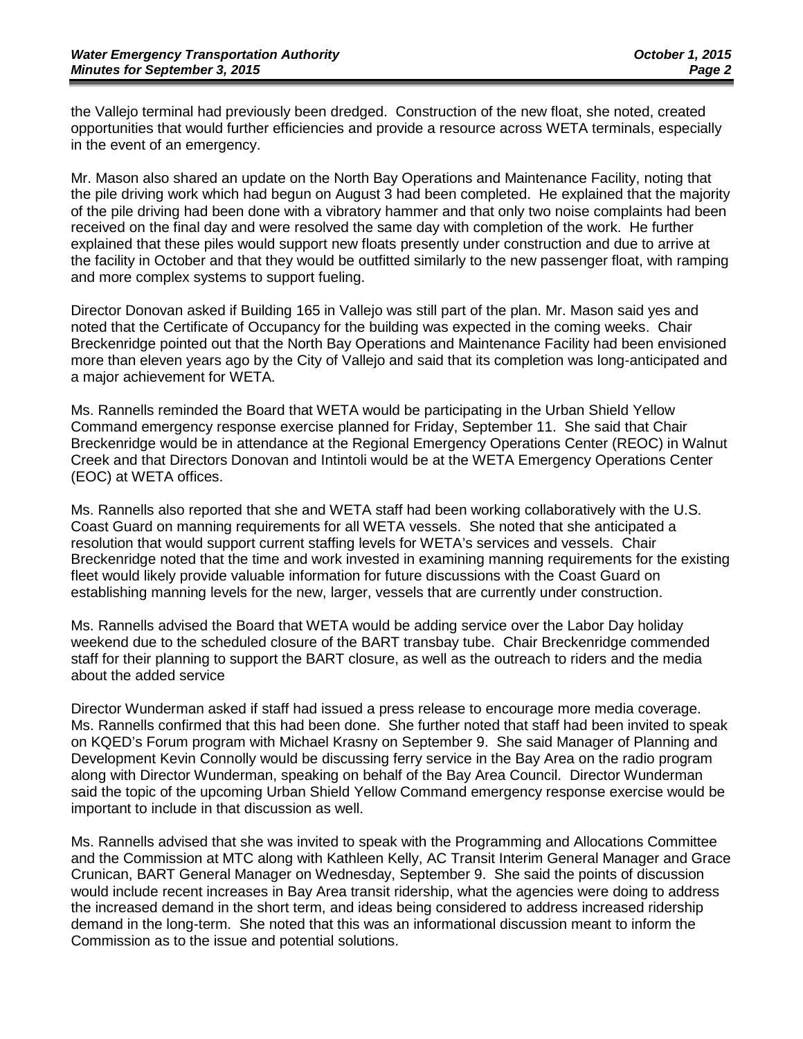the Vallejo terminal had previously been dredged. Construction of the new float, she noted, created opportunities that would further efficiencies and provide a resource across WETA terminals, especially in the event of an emergency.

Mr. Mason also shared an update on the North Bay Operations and Maintenance Facility, noting that the pile driving work which had begun on August 3 had been completed. He explained that the majority of the pile driving had been done with a vibratory hammer and that only two noise complaints had been received on the final day and were resolved the same day with completion of the work. He further explained that these piles would support new floats presently under construction and due to arrive at the facility in October and that they would be outfitted similarly to the new passenger float, with ramping and more complex systems to support fueling.

Director Donovan asked if Building 165 in Vallejo was still part of the plan. Mr. Mason said yes and noted that the Certificate of Occupancy for the building was expected in the coming weeks. Chair Breckenridge pointed out that the North Bay Operations and Maintenance Facility had been envisioned more than eleven years ago by the City of Vallejo and said that its completion was long-anticipated and a major achievement for WETA.

Ms. Rannells reminded the Board that WETA would be participating in the Urban Shield Yellow Command emergency response exercise planned for Friday, September 11. She said that Chair Breckenridge would be in attendance at the Regional Emergency Operations Center (REOC) in Walnut Creek and that Directors Donovan and Intintoli would be at the WETA Emergency Operations Center (EOC) at WETA offices.

Ms. Rannells also reported that she and WETA staff had been working collaboratively with the U.S. Coast Guard on manning requirements for all WETA vessels. She noted that she anticipated a resolution that would support current staffing levels for WETA's services and vessels. Chair Breckenridge noted that the time and work invested in examining manning requirements for the existing fleet would likely provide valuable information for future discussions with the Coast Guard on establishing manning levels for the new, larger, vessels that are currently under construction.

Ms. Rannells advised the Board that WETA would be adding service over the Labor Day holiday weekend due to the scheduled closure of the BART transbay tube. Chair Breckenridge commended staff for their planning to support the BART closure, as well as the outreach to riders and the media about the added service

Director Wunderman asked if staff had issued a press release to encourage more media coverage. Ms. Rannells confirmed that this had been done. She further noted that staff had been invited to speak on KQED's Forum program with Michael Krasny on September 9. She said Manager of Planning and Development Kevin Connolly would be discussing ferry service in the Bay Area on the radio program along with Director Wunderman, speaking on behalf of the Bay Area Council. Director Wunderman said the topic of the upcoming Urban Shield Yellow Command emergency response exercise would be important to include in that discussion as well.

Ms. Rannells advised that she was invited to speak with the Programming and Allocations Committee and the Commission at MTC along with Kathleen Kelly, AC Transit Interim General Manager and Grace Crunican, BART General Manager on Wednesday, September 9. She said the points of discussion would include recent increases in Bay Area transit ridership, what the agencies were doing to address the increased demand in the short term, and ideas being considered to address increased ridership demand in the long-term. She noted that this was an informational discussion meant to inform the Commission as to the issue and potential solutions.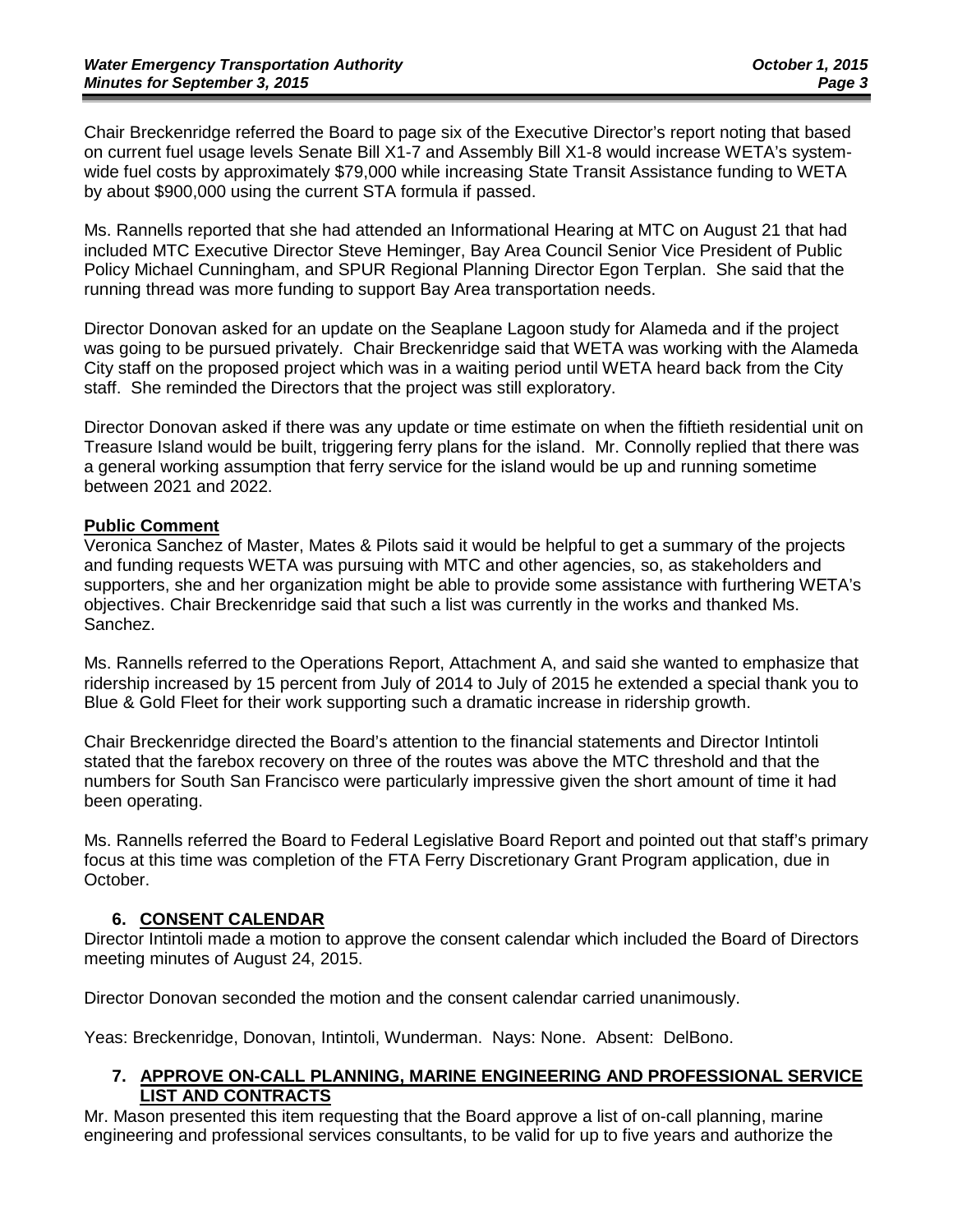Chair Breckenridge referred the Board to page six of the Executive Director's report noting that based on current fuel usage levels Senate Bill X1-7 and Assembly Bill X1-8 would increase WETA's system-wide fuel costs by approximately $79,000 while increasing State Transit Assistance funding to WETA by about $900,000 using the current STA formula if passed.

Ms. Rannells reported that she had attended an Informational Hearing at MTC on August 21 that had included MTC Executive Director Steve Heminger, Bay Area Council Senior Vice President of Public Policy Michael Cunningham, and SPUR Regional Planning Director Egon Terplan. She said that the running thread was more funding to support Bay Area transportation needs.

Director Donovan asked for an update on the Seaplane Lagoon study for Alameda and if the project was going to be pursued privately. Chair Breckenridge said that WETA was working with the Alameda City staff on the proposed project which was in a waiting period until WETA heard back from the City staff. She reminded the Directors that the project was still exploratory.

Director Donovan asked if there was any update or time estimate on when the fiftieth residential unit on Treasure Island would be built, triggering ferry plans for the island. Mr. Connolly replied that there was a general working assumption that ferry service for the island would be up and running sometime between 2021 and 2022.

**Public Comment**

Veronica Sanchez of Master, Mates & Pilots said it would be helpful to get a summary of the projects and funding requests WETA was pursuing with MTC and other agencies, so, as stakeholders and supporters, she and her organization might be able to provide some assistance with furthering WETA's objectives. Chair Breckenridge said that such a list was currently in the works and thanked Ms. Sanchez.

Ms. Rannells referred to the Operations Report, Attachment A, and said she wanted to emphasize that ridership increased by 15 percent from July of 2014 to July of 2015 he extended a special thank you to Blue & Gold Fleet for their work supporting such a dramatic increase in ridership growth.

Chair Breckenridge directed the Board's attention to the financial statements and Director Intintoli stated that the farebox recovery on three of the routes was above the MTC threshold and that the numbers for South San Francisco were particularly impressive given the short amount of time it had been operating.

Ms. Rannells referred the Board to Federal Legislative Board Report and pointed out that staff's primary focus at this time was completion of the FTA Ferry Discretionary Grant Program application, due in October.

## 6. CONSENT CALENDAR

Director Intintoli made a motion to approve the consent calendar which included the Board of Directors meeting minutes of August 24, 2015.

Director Donovan seconded the motion and the consent calendar carried unanimously.

Yeas: Breckenridge, Donovan, Intintoli, Wunderman. Nays: None. Absent: DelBono.

## 7. APPROVE ON-CALL PLANNING, MARINE ENGINEERING AND PROFESSIONAL SERVICE LIST AND CONTRACTS

Mr. Mason presented this item requesting that the Board approve a list of on-call planning, marine engineering and professional services consultants, to be valid for up to five years and authorize the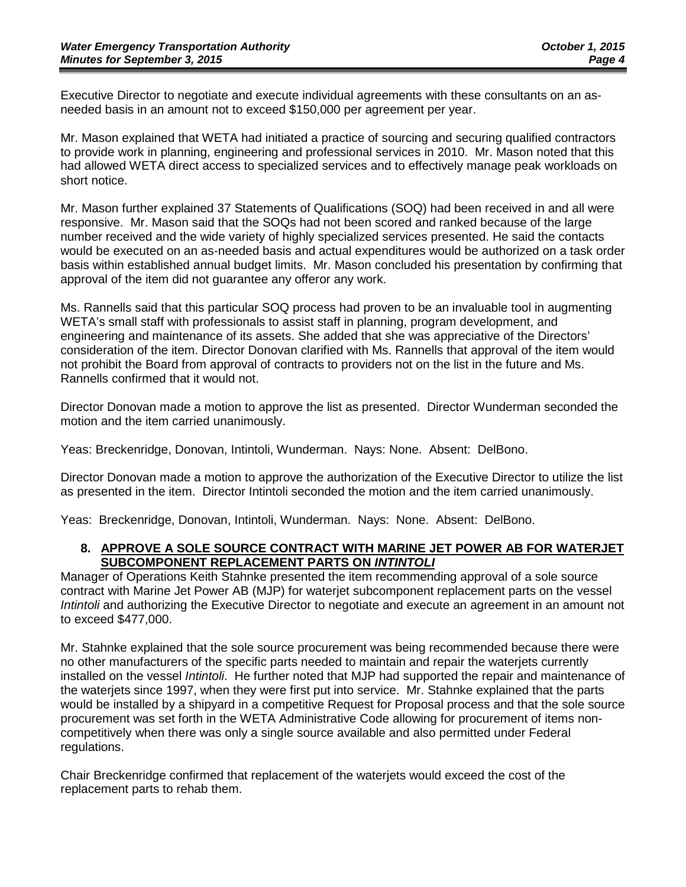Executive Director to negotiate and execute individual agreements with these consultants on an as-needed basis in an amount not to exceed $150,000 per agreement per year.

Mr. Mason explained that WETA had initiated a practice of sourcing and securing qualified contractors to provide work in planning, engineering and professional services in 2010. Mr. Mason noted that this had allowed WETA direct access to specialized services and to effectively manage peak workloads on short notice.

Mr. Mason further explained 37 Statements of Qualifications (SOQ) had been received in and all were responsive. Mr. Mason said that the SOQs had not been scored and ranked because of the large number received and the wide variety of highly specialized services presented. He said the contacts would be executed on an as-needed basis and actual expenditures would be authorized on a task order basis within established annual budget limits. Mr. Mason concluded his presentation by confirming that approval of the item did not guarantee any offeror any work.

Ms. Rannells said that this particular SOQ process had proven to be an invaluable tool in augmenting WETA's small staff with professionals to assist staff in planning, program development, and engineering and maintenance of its assets. She added that she was appreciative of the Directors' consideration of the item. Director Donovan clarified with Ms. Rannells that approval of the item would not prohibit the Board from approval of contracts to providers not on the list in the future and Ms. Rannells confirmed that it would not.

Director Donovan made a motion to approve the list as presented. Director Wunderman seconded the motion and the item carried unanimously.

Yeas: Breckenridge, Donovan, Intintoli, Wunderman. Nays: None. Absent: DelBono.

Director Donovan made a motion to approve the authorization of the Executive Director to utilize the list as presented in the item. Director Intintoli seconded the motion and the item carried unanimously.

Yeas: Breckenridge, Donovan, Intintoli, Wunderman. Nays: None. Absent: DelBono.

**8. APPROVE A SOLE SOURCE CONTRACT WITH MARINE JET POWER AB FOR WATERJET SUBCOMPONENT REPLACEMENT PARTS ON *INTINTOLI***

Manager of Operations Keith Stahnke presented the item recommending approval of a sole source contract with Marine Jet Power AB (MJP) for waterjet subcomponent replacement parts on the vessel *Intintoli* and authorizing the Executive Director to negotiate and execute an agreement in an amount not to exceed $477,000.

Mr. Stahnke explained that the sole source procurement was being recommended because there were no other manufacturers of the specific parts needed to maintain and repair the waterjets currently installed on the vessel *Intintoli*. He further noted that MJP had supported the repair and maintenance of the waterjets since 1997, when they were first put into service. Mr. Stahnke explained that the parts would be installed by a shipyard in a competitive Request for Proposal process and that the sole source procurement was set forth in the WETA Administrative Code allowing for procurement of items non-competitively when there was only a single source available and also permitted under Federal regulations.

Chair Breckenridge confirmed that replacement of the waterjets would exceed the cost of the replacement parts to rehab them.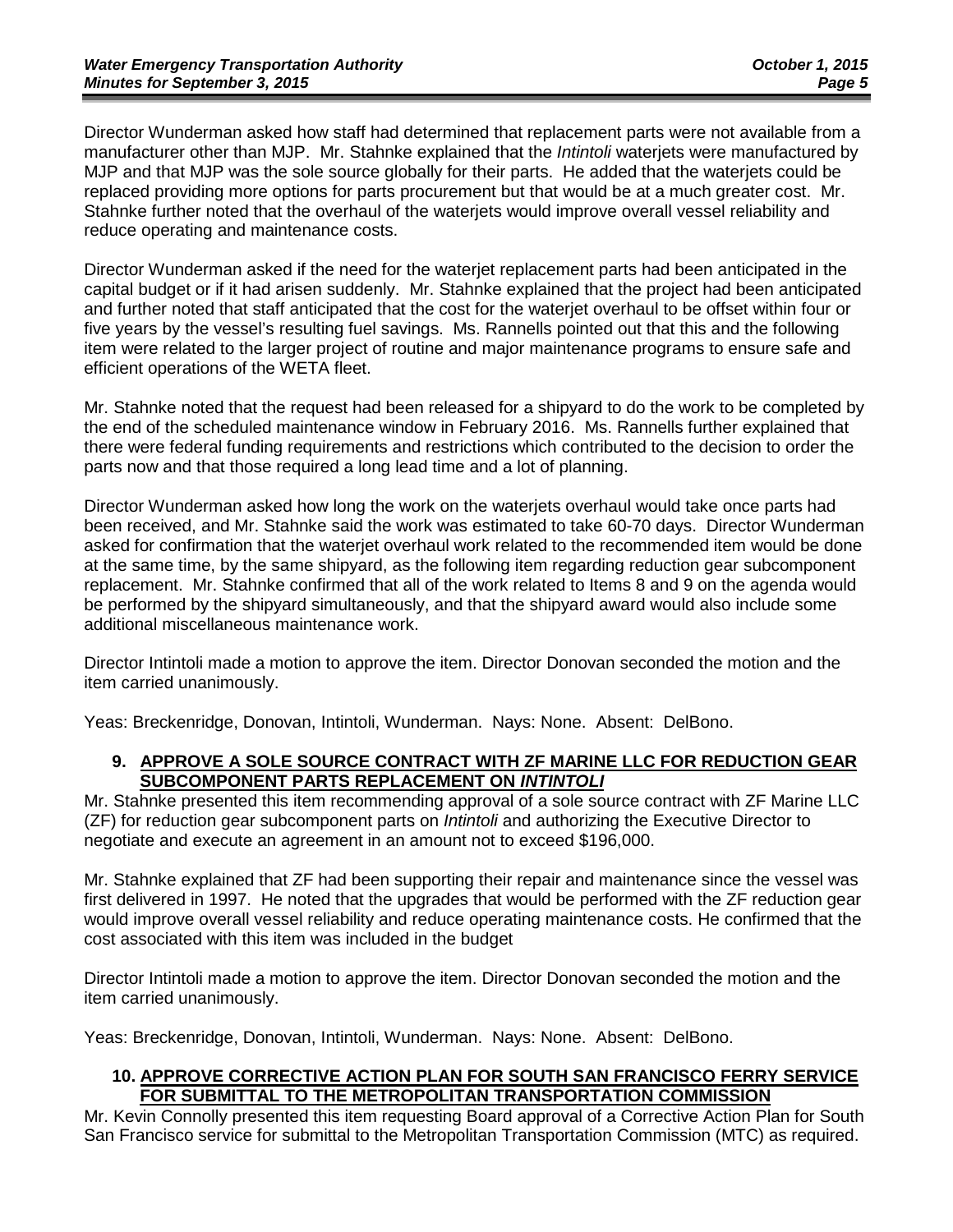Director Wunderman asked how staff had determined that replacement parts were not available from a manufacturer other than MJP. Mr. Stahnke explained that the *Intintoli* waterjets were manufactured by MJP and that MJP was the sole source globally for their parts. He added that the waterjets could be replaced providing more options for parts procurement but that would be at a much greater cost. Mr. Stahnke further noted that the overhaul of the waterjets would improve overall vessel reliability and reduce operating and maintenance costs.

Director Wunderman asked if the need for the waterjet replacement parts had been anticipated in the capital budget or if it had arisen suddenly. Mr. Stahnke explained that the project had been anticipated and further noted that staff anticipated that the cost for the waterjet overhaul to be offset within four or five years by the vessel's resulting fuel savings. Ms. Rannells pointed out that this and the following item were related to the larger project of routine and major maintenance programs to ensure safe and efficient operations of the WETA fleet.

Mr. Stahnke noted that the request had been released for a shipyard to do the work to be completed by the end of the scheduled maintenance window in February 2016. Ms. Rannells further explained that there were federal funding requirements and restrictions which contributed to the decision to order the parts now and that those required a long lead time and a lot of planning.

Director Wunderman asked how long the work on the waterjets overhaul would take once parts had been received, and Mr. Stahnke said the work was estimated to take 60-70 days. Director Wunderman asked for confirmation that the waterjet overhaul work related to the recommended item would be done at the same time, by the same shipyard, as the following item regarding reduction gear subcomponent replacement. Mr. Stahnke confirmed that all of the work related to Items 8 and 9 on the agenda would be performed by the shipyard simultaneously, and that the shipyard award would also include some additional miscellaneous maintenance work.

Director Intintoli made a motion to approve the item. Director Donovan seconded the motion and the item carried unanimously.

Yeas: Breckenridge, Donovan, Intintoli, Wunderman. Nays: None. Absent: DelBono.

**9. APPROVE A SOLE SOURCE CONTRACT WITH ZF MARINE LLC FOR REDUCTION GEAR SUBCOMPONENT PARTS REPLACEMENT ON *INTINTOLI***

Mr. Stahnke presented this item recommending approval of a sole source contract with ZF Marine LLC (ZF) for reduction gear subcomponent parts on *Intintoli* and authorizing the Executive Director to negotiate and execute an agreement in an amount not to exceed $196,000.

Mr. Stahnke explained that ZF had been supporting their repair and maintenance since the vessel was first delivered in 1997. He noted that the upgrades that would be performed with the ZF reduction gear would improve overall vessel reliability and reduce operating maintenance costs. He confirmed that the cost associated with this item was included in the budget

Director Intintoli made a motion to approve the item. Director Donovan seconded the motion and the item carried unanimously.

Yeas: Breckenridge, Donovan, Intintoli, Wunderman. Nays: None. Absent: DelBono.

**10. APPROVE CORRECTIVE ACTION PLAN FOR SOUTH SAN FRANCISCO FERRY SERVICE FOR SUBMITTAL TO THE METROPOLITAN TRANSPORTATION COMMISSION**

Mr. Kevin Connolly presented this item requesting Board approval of a Corrective Action Plan for South San Francisco service for submittal to the Metropolitan Transportation Commission (MTC) as required.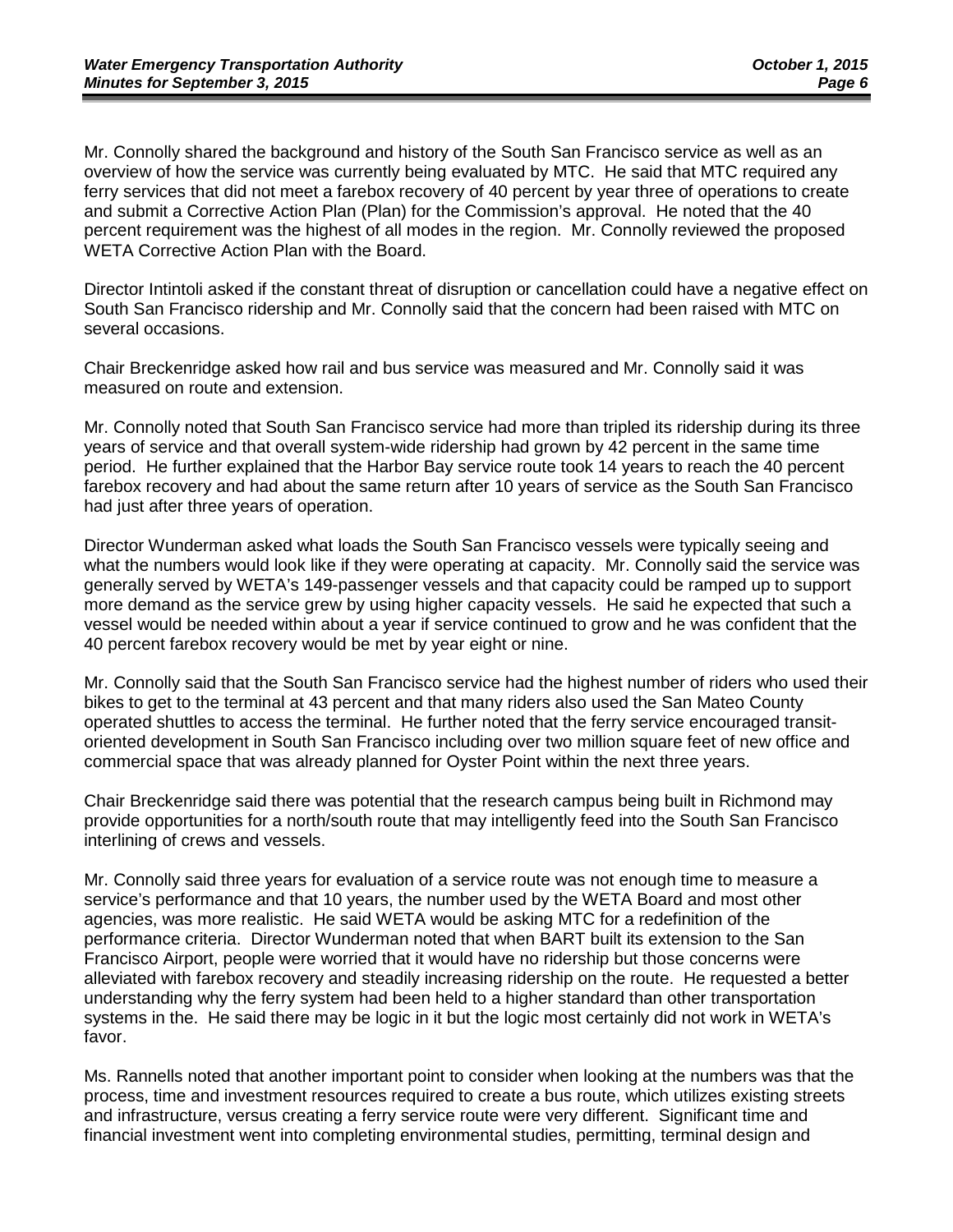Mr. Connolly shared the background and history of the South San Francisco service as well as an overview of how the service was currently being evaluated by MTC. He said that MTC required any ferry services that did not meet a farebox recovery of 40 percent by year three of operations to create and submit a Corrective Action Plan (Plan) for the Commission's approval. He noted that the 40 percent requirement was the highest of all modes in the region. Mr. Connolly reviewed the proposed WETA Corrective Action Plan with the Board.

Director Intintoli asked if the constant threat of disruption or cancellation could have a negative effect on South San Francisco ridership and Mr. Connolly said that the concern had been raised with MTC on several occasions.

Chair Breckenridge asked how rail and bus service was measured and Mr. Connolly said it was measured on route and extension.

Mr. Connolly noted that South San Francisco service had more than tripled its ridership during its three years of service and that overall system-wide ridership had grown by 42 percent in the same time period. He further explained that the Harbor Bay service route took 14 years to reach the 40 percent farebox recovery and had about the same return after 10 years of service as the South San Francisco had just after three years of operation.

Director Wunderman asked what loads the South San Francisco vessels were typically seeing and what the numbers would look like if they were operating at capacity. Mr. Connolly said the service was generally served by WETA's 149-passenger vessels and that capacity could be ramped up to support more demand as the service grew by using higher capacity vessels. He said he expected that such a vessel would be needed within about a year if service continued to grow and he was confident that the 40 percent farebox recovery would be met by year eight or nine.

Mr. Connolly said that the South San Francisco service had the highest number of riders who used their bikes to get to the terminal at 43 percent and that many riders also used the San Mateo County operated shuttles to access the terminal. He further noted that the ferry service encouraged transit-oriented development in South San Francisco including over two million square feet of new office and commercial space that was already planned for Oyster Point within the next three years.

Chair Breckenridge said there was potential that the research campus being built in Richmond may provide opportunities for a north/south route that may intelligently feed into the South San Francisco interlining of crews and vessels.

Mr. Connolly said three years for evaluation of a service route was not enough time to measure a service's performance and that 10 years, the number used by the WETA Board and most other agencies, was more realistic. He said WETA would be asking MTC for a redefinition of the performance criteria. Director Wunderman noted that when BART built its extension to the San Francisco Airport, people were worried that it would have no ridership but those concerns were alleviated with farebox recovery and steadily increasing ridership on the route. He requested a better understanding why the ferry system had been held to a higher standard than other transportation systems in the. He said there may be logic in it but the logic most certainly did not work in WETA's favor.

Ms. Rannells noted that another important point to consider when looking at the numbers was that the process, time and investment resources required to create a bus route, which utilizes existing streets and infrastructure, versus creating a ferry service route were very different. Significant time and financial investment went into completing environmental studies, permitting, terminal design and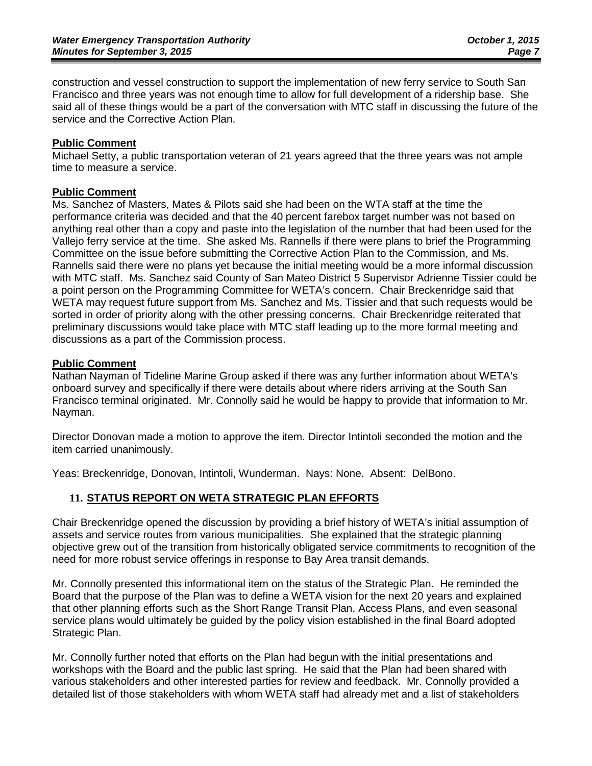construction and vessel construction to support the implementation of new ferry service to South San Francisco and three years was not enough time to allow for full development of a ridership base. She said all of these things would be a part of the conversation with MTC staff in discussing the future of the service and the Corrective Action Plan.

**Public Comment**

Michael Setty, a public transportation veteran of 21 years agreed that the three years was not ample time to measure a service.

**Public Comment**

Ms. Sanchez of Masters, Mates & Pilots said she had been on the WTA staff at the time the performance criteria was decided and that the 40 percent farebox target number was not based on anything real other than a copy and paste into the legislation of the number that had been used for the Vallejo ferry service at the time. She asked Ms. Rannells if there were plans to brief the Programming Committee on the issue before submitting the Corrective Action Plan to the Commission, and Ms. Rannells said there were no plans yet because the initial meeting would be a more informal discussion with MTC staff. Ms. Sanchez said County of San Mateo District 5 Supervisor Adrienne Tissier could be a point person on the Programming Committee for WETA's concern. Chair Breckenridge said that WETA may request future support from Ms. Sanchez and Ms. Tissier and that such requests would be sorted in order of priority along with the other pressing concerns. Chair Breckenridge reiterated that preliminary discussions would take place with MTC staff leading up to the more formal meeting and discussions as a part of the Commission process.

**Public Comment**

Nathan Nayman of Tideline Marine Group asked if there was any further information about WETA's onboard survey and specifically if there were details about where riders arriving at the South San Francisco terminal originated. Mr. Connolly said he would be happy to provide that information to Mr. Nayman.

Director Donovan made a motion to approve the item. Director Intintoli seconded the motion and the item carried unanimously.

Yeas: Breckenridge, Donovan, Intintoli, Wunderman. Nays: None. Absent: DelBono.

## 11. STATUS REPORT ON WETA STRATEGIC PLAN EFFORTS

Chair Breckenridge opened the discussion by providing a brief history of WETA's initial assumption of assets and service routes from various municipalities. She explained that the strategic planning objective grew out of the transition from historically obligated service commitments to recognition of the need for more robust service offerings in response to Bay Area transit demands.

Mr. Connolly presented this informational item on the status of the Strategic Plan. He reminded the Board that the purpose of the Plan was to define a WETA vision for the next 20 years and explained that other planning efforts such as the Short Range Transit Plan, Access Plans, and even seasonal service plans would ultimately be guided by the policy vision established in the final Board adopted Strategic Plan.

Mr. Connolly further noted that efforts on the Plan had begun with the initial presentations and workshops with the Board and the public last spring. He said that the Plan had been shared with various stakeholders and other interested parties for review and feedback. Mr. Connolly provided a detailed list of those stakeholders with whom WETA staff had already met and a list of stakeholders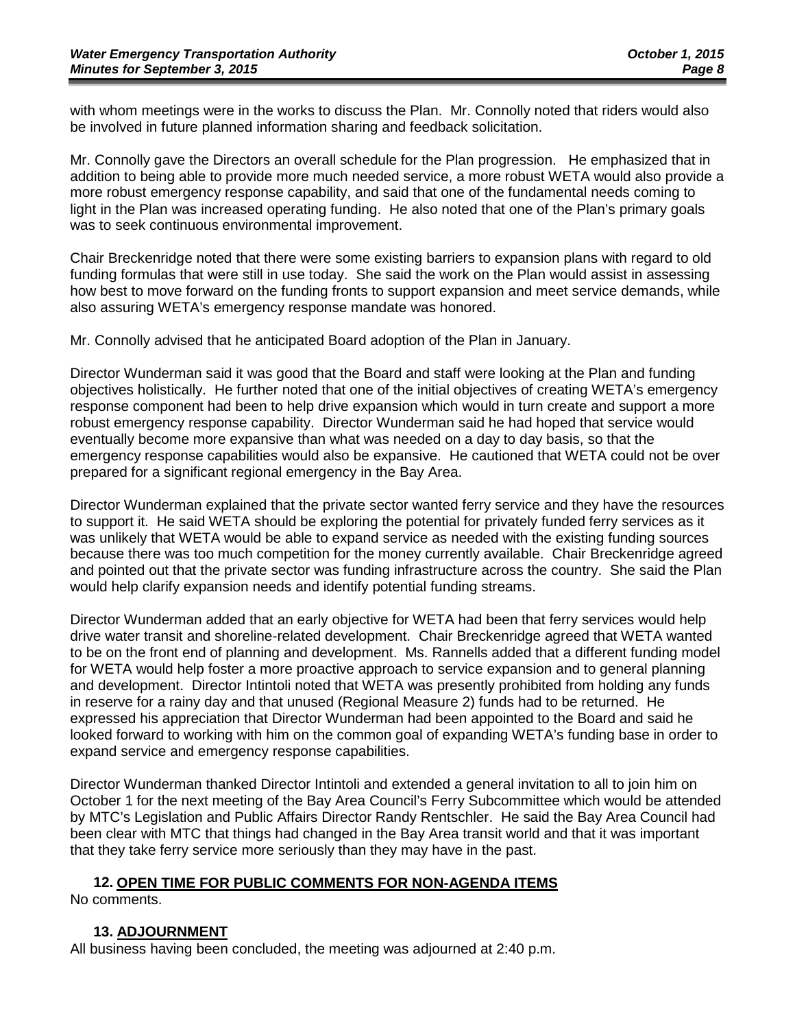with whom meetings were in the works to discuss the Plan. Mr. Connolly noted that riders would also be involved in future planned information sharing and feedback solicitation.

Mr. Connolly gave the Directors an overall schedule for the Plan progression. He emphasized that in addition to being able to provide more much needed service, a more robust WETA would also provide a more robust emergency response capability, and said that one of the fundamental needs coming to light in the Plan was increased operating funding. He also noted that one of the Plan's primary goals was to seek continuous environmental improvement.

Chair Breckenridge noted that there were some existing barriers to expansion plans with regard to old funding formulas that were still in use today. She said the work on the Plan would assist in assessing how best to move forward on the funding fronts to support expansion and meet service demands, while also assuring WETA's emergency response mandate was honored.

Mr. Connolly advised that he anticipated Board adoption of the Plan in January.

Director Wunderman said it was good that the Board and staff were looking at the Plan and funding objectives holistically. He further noted that one of the initial objectives of creating WETA's emergency response component had been to help drive expansion which would in turn create and support a more robust emergency response capability. Director Wunderman said he had hoped that service would eventually become more expansive than what was needed on a day to day basis, so that the emergency response capabilities would also be expansive. He cautioned that WETA could not be over prepared for a significant regional emergency in the Bay Area.

Director Wunderman explained that the private sector wanted ferry service and they have the resources to support it. He said WETA should be exploring the potential for privately funded ferry services as it was unlikely that WETA would be able to expand service as needed with the existing funding sources because there was too much competition for the money currently available. Chair Breckenridge agreed and pointed out that the private sector was funding infrastructure across the country. She said the Plan would help clarify expansion needs and identify potential funding streams.

Director Wunderman added that an early objective for WETA had been that ferry services would help drive water transit and shoreline-related development. Chair Breckenridge agreed that WETA wanted to be on the front end of planning and development. Ms. Rannells added that a different funding model for WETA would help foster a more proactive approach to service expansion and to general planning and development. Director Intintoli noted that WETA was presently prohibited from holding any funds in reserve for a rainy day and that unused (Regional Measure 2) funds had to be returned. He expressed his appreciation that Director Wunderman had been appointed to the Board and said he looked forward to working with him on the common goal of expanding WETA's funding base in order to expand service and emergency response capabilities.

Director Wunderman thanked Director Intintoli and extended a general invitation to all to join him on October 1 for the next meeting of the Bay Area Council's Ferry Subcommittee which would be attended by MTC's Legislation and Public Affairs Director Randy Rentschler. He said the Bay Area Council had been clear with MTC that things had changed in the Bay Area transit world and that it was important that they take ferry service more seriously than they may have in the past.

## 12. OPEN TIME FOR PUBLIC COMMENTS FOR NON-AGENDA ITEMS

No comments.

## 13. ADJOURNMENT

All business having been concluded, the meeting was adjourned at 2:40 p.m.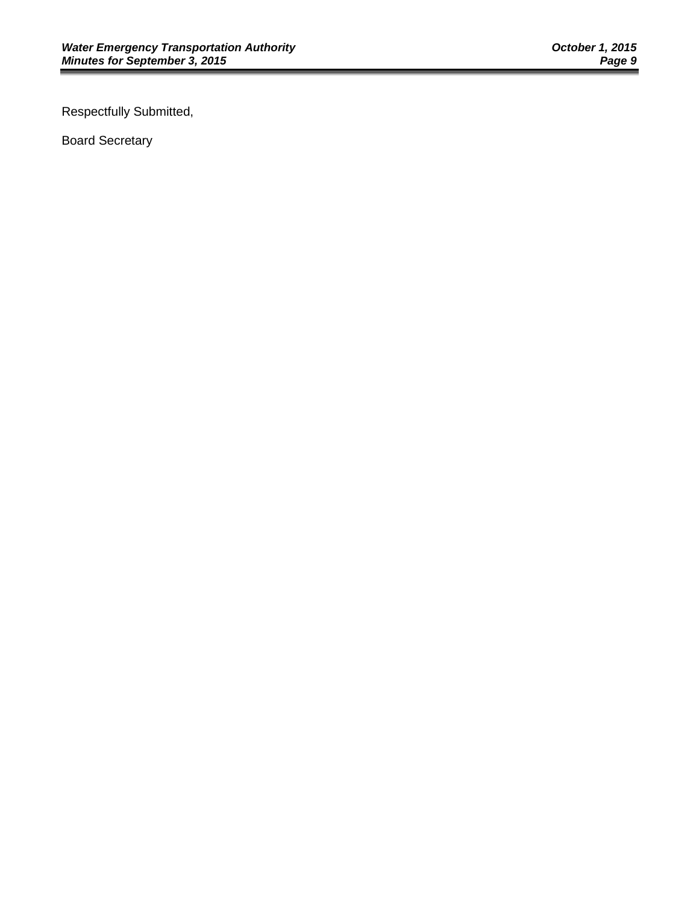Respectfully Submitted,

Board Secretary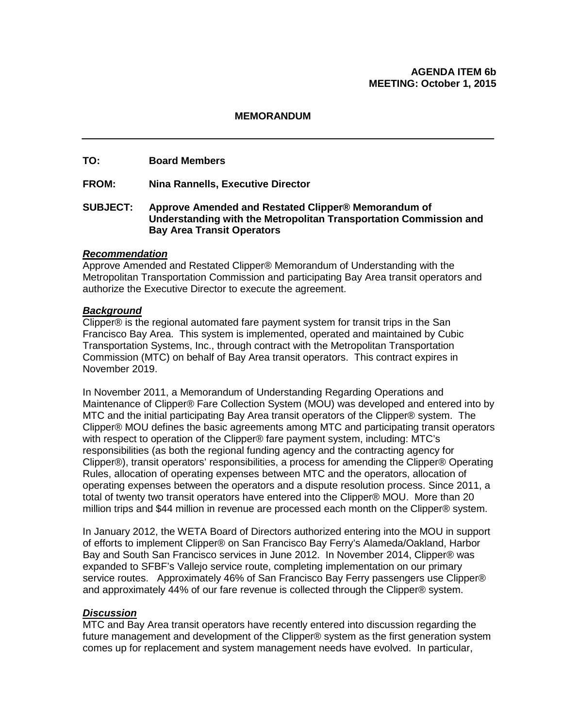**AGENDA ITEM 6b**
**MEETING: October 1, 2015**

**MEMORANDUM**

---

**TO:** Board Members

**FROM:** Nina Rannells, Executive Director

**SUBJECT:** Approve Amended and Restated Clipper® Memorandum of Understanding with the Metropolitan Transportation Commission and Bay Area Transit Operators

***Recommendation***

Approve Amended and Restated Clipper® Memorandum of Understanding with the Metropolitan Transportation Commission and participating Bay Area transit operators and authorize the Executive Director to execute the agreement.

***Background***

Clipper® is the regional automated fare payment system for transit trips in the San Francisco Bay Area. This system is implemented, operated and maintained by Cubic Transportation Systems, Inc., through contract with the Metropolitan Transportation Commission (MTC) on behalf of Bay Area transit operators. This contract expires in November 2019.

In November 2011, a Memorandum of Understanding Regarding Operations and Maintenance of Clipper® Fare Collection System (MOU) was developed and entered into by MTC and the initial participating Bay Area transit operators of the Clipper® system. The Clipper® MOU defines the basic agreements among MTC and participating transit operators with respect to operation of the Clipper® fare payment system, including: MTC's responsibilities (as both the regional funding agency and the contracting agency for Clipper®), transit operators' responsibilities, a process for amending the Clipper® Operating Rules, allocation of operating expenses between MTC and the operators, allocation of operating expenses between the operators and a dispute resolution process. Since 2011, a total of twenty two transit operators have entered into the Clipper® MOU. More than 20 million trips and $44 million in revenue are processed each month on the Clipper® system.

In January 2012, the WETA Board of Directors authorized entering into the MOU in support of efforts to implement Clipper® on San Francisco Bay Ferry's Alameda/Oakland, Harbor Bay and South San Francisco services in June 2012. In November 2014, Clipper® was expanded to SFBF's Vallejo service route, completing implementation on our primary service routes. Approximately 46% of San Francisco Bay Ferry passengers use Clipper® and approximately 44% of our fare revenue is collected through the Clipper® system.

***Discussion***

MTC and Bay Area transit operators have recently entered into discussion regarding the future management and development of the Clipper® system as the first generation system comes up for replacement and system management needs have evolved. In particular,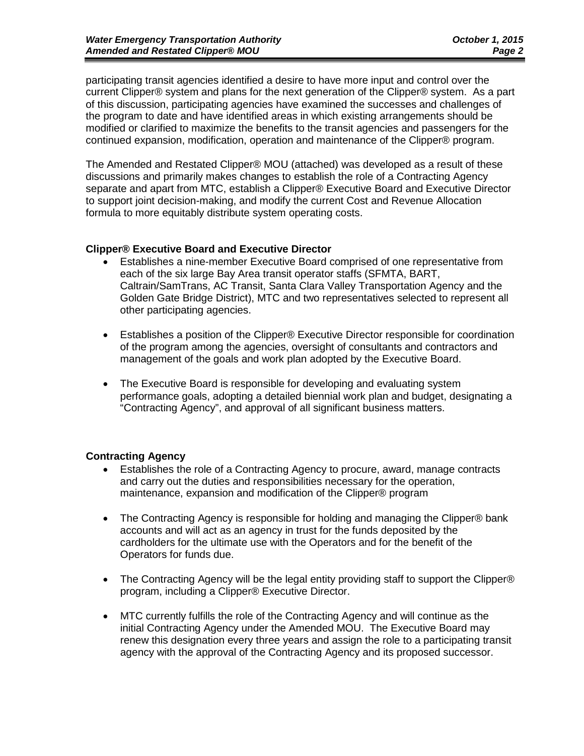participating transit agencies identified a desire to have more input and control over the current Clipper® system and plans for the next generation of the Clipper® system. As a part of this discussion, participating agencies have examined the successes and challenges of the program to date and have identified areas in which existing arrangements should be modified or clarified to maximize the benefits to the transit agencies and passengers for the continued expansion, modification, operation and maintenance of the Clipper® program.

The Amended and Restated Clipper® MOU (attached) was developed as a result of these discussions and primarily makes changes to establish the role of a Contracting Agency separate and apart from MTC, establish a Clipper® Executive Board and Executive Director to support joint decision-making, and modify the current Cost and Revenue Allocation formula to more equitably distribute system operating costs.

**Clipper® Executive Board and Executive Director**

- Establishes a nine-member Executive Board comprised of one representative from each of the six large Bay Area transit operator staffs (SFMTA, BART, Caltrain/SamTrans, AC Transit, Santa Clara Valley Transportation Agency and the Golden Gate Bridge District), MTC and two representatives selected to represent all other participating agencies.

- Establishes a position of the Clipper® Executive Director responsible for coordination of the program among the agencies, oversight of consultants and contractors and management of the goals and work plan adopted by the Executive Board.

- The Executive Board is responsible for developing and evaluating system performance goals, adopting a detailed biennial work plan and budget, designating a "Contracting Agency", and approval of all significant business matters.

**Contracting Agency**

- Establishes the role of a Contracting Agency to procure, award, manage contracts and carry out the duties and responsibilities necessary for the operation, maintenance, expansion and modification of the Clipper® program

- The Contracting Agency is responsible for holding and managing the Clipper® bank accounts and will act as an agency in trust for the funds deposited by the cardholders for the ultimate use with the Operators and for the benefit of the Operators for funds due.

- The Contracting Agency will be the legal entity providing staff to support the Clipper® program, including a Clipper® Executive Director.

- MTC currently fulfills the role of the Contracting Agency and will continue as the initial Contracting Agency under the Amended MOU. The Executive Board may renew this designation every three years and assign the role to a participating transit agency with the approval of the Contracting Agency and its proposed successor.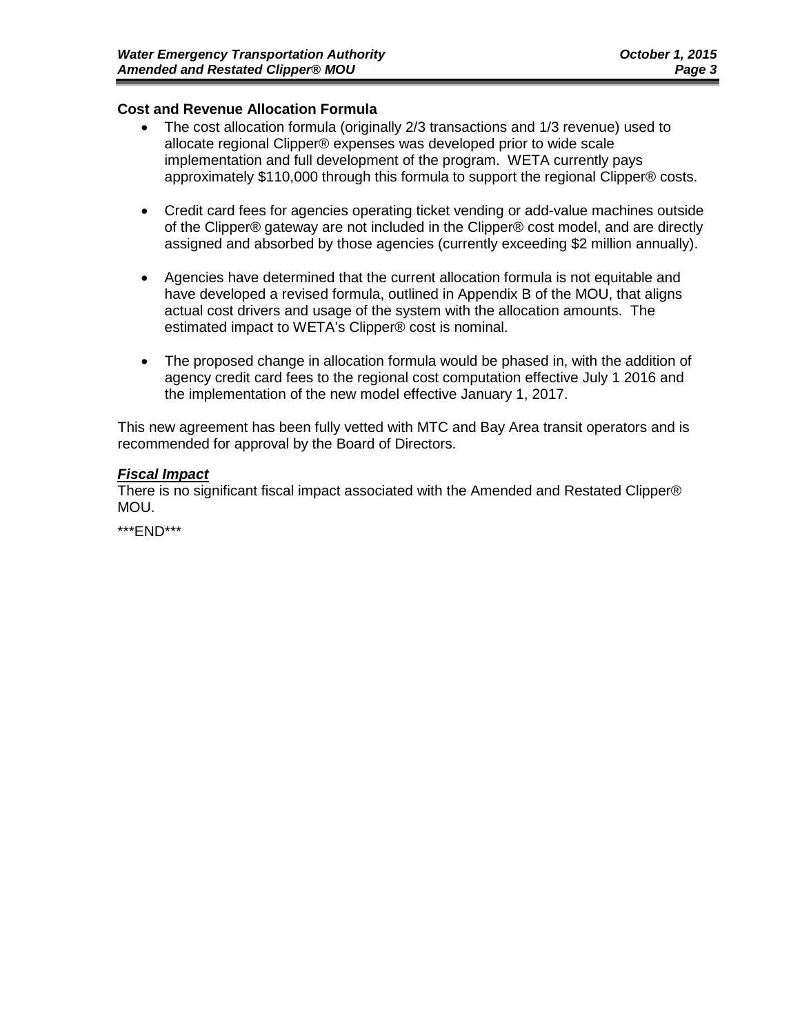**Cost and Revenue Allocation Formula**

- The cost allocation formula (originally 2/3 transactions and 1/3 revenue) used to allocate regional Clipper® expenses was developed prior to wide scale implementation and full development of the program. WETA currently pays approximately $110,000 through this formula to support the regional Clipper® costs.

- Credit card fees for agencies operating ticket vending or add-value machines outside of the Clipper® gateway are not included in the Clipper® cost model, and are directly assigned and absorbed by those agencies (currently exceeding $2 million annually).

- Agencies have determined that the current allocation formula is not equitable and have developed a revised formula, outlined in Appendix B of the MOU, that aligns actual cost drivers and usage of the system with the allocation amounts. The estimated impact to WETA's Clipper® cost is nominal.

- The proposed change in allocation formula would be phased in, with the addition of agency credit card fees to the regional cost computation effective July 1 2016 and the implementation of the new model effective January 1, 2017.

This new agreement has been fully vetted with MTC and Bay Area transit operators and is recommended for approval by the Board of Directors.

***<u>Fiscal Impact</u>***

There is no significant fiscal impact associated with the Amended and Restated Clipper® MOU.

***END***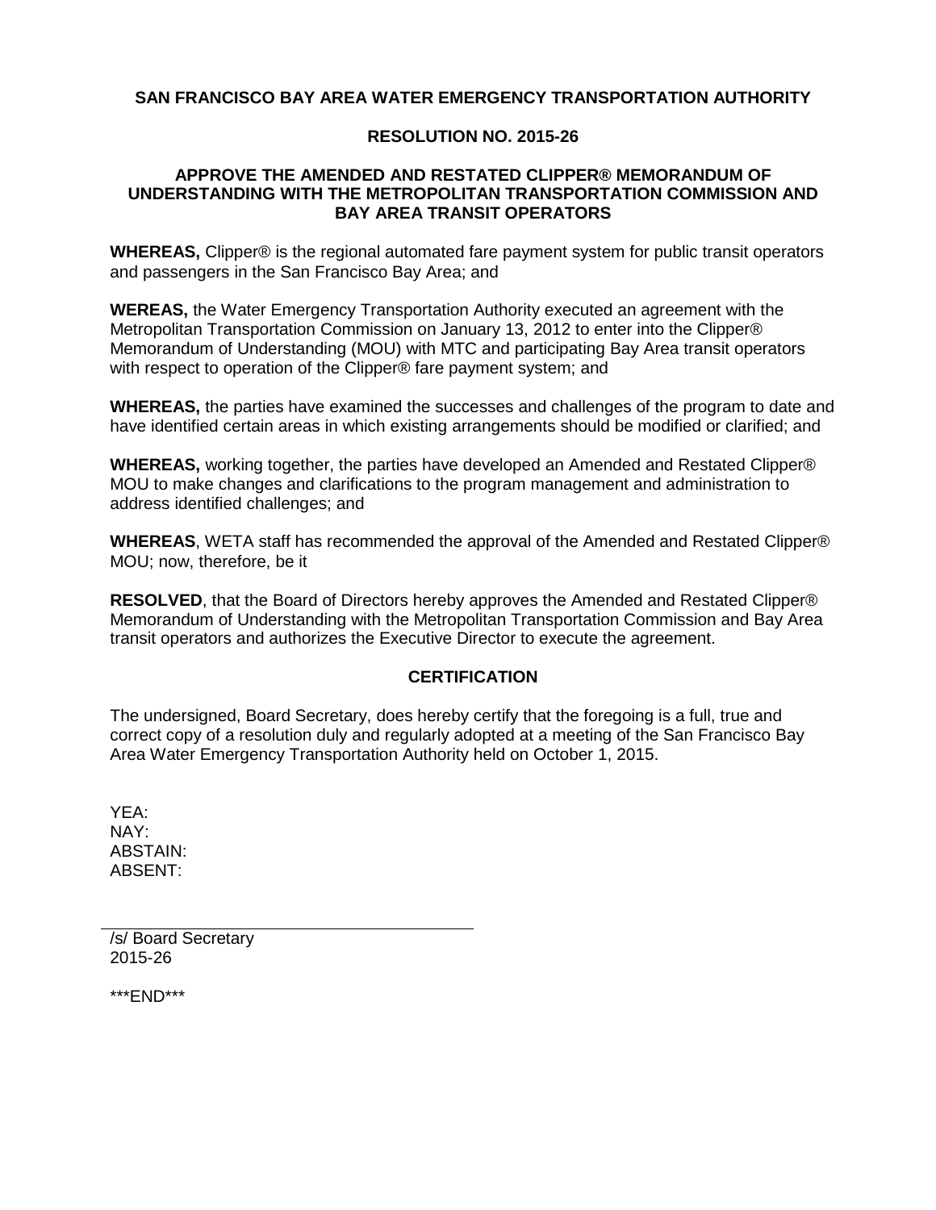**SAN FRANCISCO BAY AREA WATER EMERGENCY TRANSPORTATION AUTHORITY**

**RESOLUTION NO. 2015-26**

**APPROVE THE AMENDED AND RESTATED CLIPPER® MEMORANDUM OF UNDERSTANDING WITH THE METROPOLITAN TRANSPORTATION COMMISSION AND BAY AREA TRANSIT OPERATORS**

**WHEREAS,** Clipper® is the regional automated fare payment system for public transit operators and passengers in the San Francisco Bay Area; and

**WEREAS,** the Water Emergency Transportation Authority executed an agreement with the Metropolitan Transportation Commission on January 13, 2012 to enter into the Clipper® Memorandum of Understanding (MOU) with MTC and participating Bay Area transit operators with respect to operation of the Clipper® fare payment system; and

**WHEREAS,** the parties have examined the successes and challenges of the program to date and have identified certain areas in which existing arrangements should be modified or clarified; and

**WHEREAS,** working together, the parties have developed an Amended and Restated Clipper® MOU to make changes and clarifications to the program management and administration to address identified challenges; and

**WHEREAS**, WETA staff has recommended the approval of the Amended and Restated Clipper® MOU; now, therefore, be it

**RESOLVED**, that the Board of Directors hereby approves the Amended and Restated Clipper® Memorandum of Understanding with the Metropolitan Transportation Commission and Bay Area transit operators and authorizes the Executive Director to execute the agreement.

**CERTIFICATION**

The undersigned, Board Secretary, does hereby certify that the foregoing is a full, true and correct copy of a resolution duly and regularly adopted at a meeting of the San Francisco Bay Area Water Emergency Transportation Authority held on October 1, 2015.

YEA:
NAY:
ABSTAIN:
ABSENT:

/s/ Board Secretary
2015-26

***END***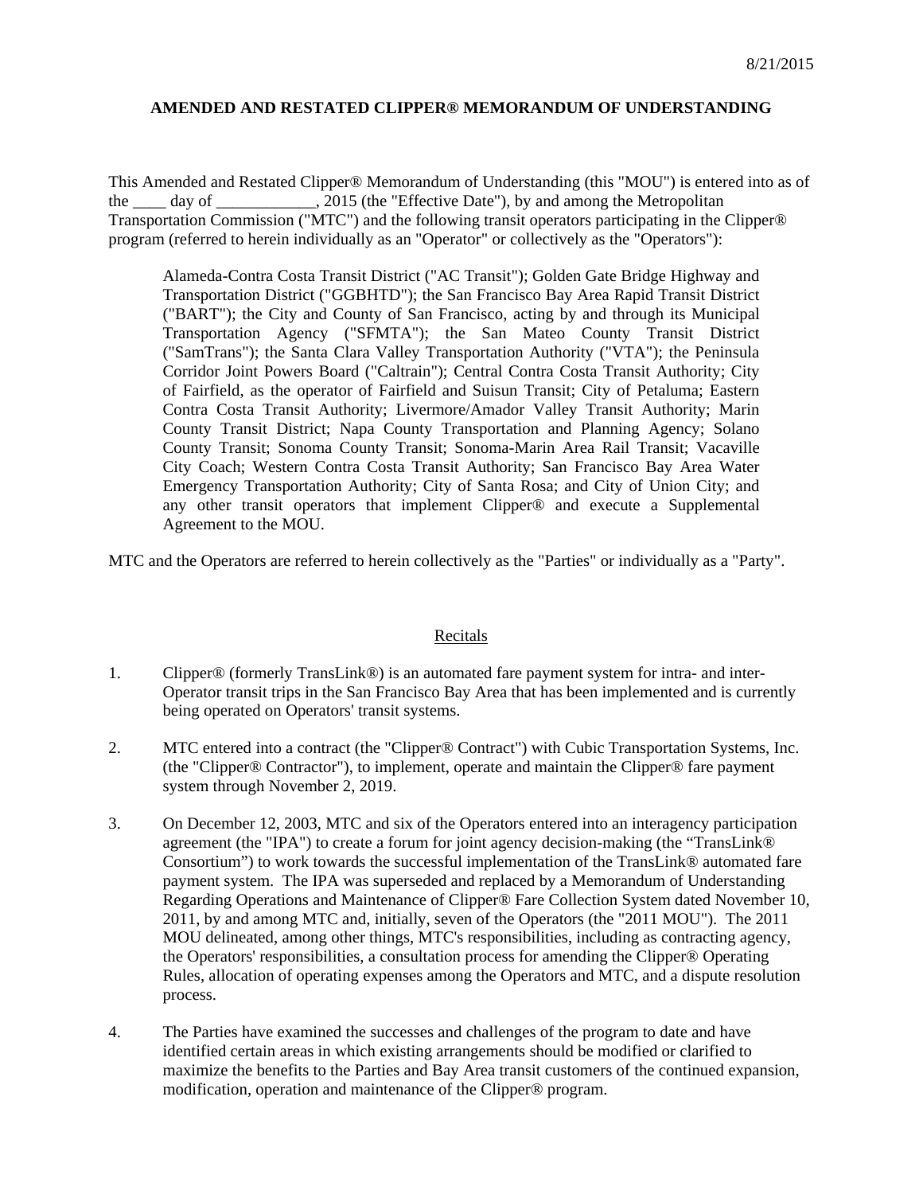8/21/2015

**AMENDED AND RESTATED CLIPPER® MEMORANDUM OF UNDERSTANDING**

This Amended and Restated Clipper® Memorandum of Understanding (this "MOU") is entered into as of the ____ day of ____________, 2015 (the "Effective Date"), by and among the Metropolitan Transportation Commission ("MTC") and the following transit operators participating in the Clipper® program (referred to herein individually as an "Operator" or collectively as the "Operators"):

> Alameda-Contra Costa Transit District ("AC Transit"); Golden Gate Bridge Highway and Transportation District ("GGBHTD"); the San Francisco Bay Area Rapid Transit District ("BART"); the City and County of San Francisco, acting by and through its Municipal Transportation Agency ("SFMTA"); the San Mateo County Transit District ("SamTrans"); the Santa Clara Valley Transportation Authority ("VTA"); the Peninsula Corridor Joint Powers Board ("Caltrain"); Central Contra Costa Transit Authority; City of Fairfield, as the operator of Fairfield and Suisun Transit; City of Petaluma; Eastern Contra Costa Transit Authority; Livermore/Amador Valley Transit Authority; Marin County Transit District; Napa County Transportation and Planning Agency; Solano County Transit; Sonoma County Transit; Sonoma-Marin Area Rail Transit; Vacaville City Coach; Western Contra Costa Transit Authority; San Francisco Bay Area Water Emergency Transportation Authority; City of Santa Rosa; and City of Union City; and any other transit operators that implement Clipper® and execute a Supplemental Agreement to the MOU.

MTC and the Operators are referred to herein collectively as the "Parties" or individually as a "Party".

## Recitals

1. Clipper® (formerly TransLink®) is an automated fare payment system for intra- and inter-Operator transit trips in the San Francisco Bay Area that has been implemented and is currently being operated on Operators' transit systems.

2. MTC entered into a contract (the "Clipper® Contract") with Cubic Transportation Systems, Inc. (the "Clipper® Contractor"), to implement, operate and maintain the Clipper® fare payment system through November 2, 2019.

3. On December 12, 2003, MTC and six of the Operators entered into an interagency participation agreement (the "IPA") to create a forum for joint agency decision-making (the "TransLink® Consortium") to work towards the successful implementation of the TransLink® automated fare payment system. The IPA was superseded and replaced by a Memorandum of Understanding Regarding Operations and Maintenance of Clipper® Fare Collection System dated November 10, 2011, by and among MTC and, initially, seven of the Operators (the "2011 MOU"). The 2011 MOU delineated, among other things, MTC's responsibilities, including as contracting agency, the Operators' responsibilities, a consultation process for amending the Clipper® Operating Rules, allocation of operating expenses among the Operators and MTC, and a dispute resolution process.

4. The Parties have examined the successes and challenges of the program to date and have identified certain areas in which existing arrangements should be modified or clarified to maximize the benefits to the Parties and Bay Area transit customers of the continued expansion, modification, operation and maintenance of the Clipper® program.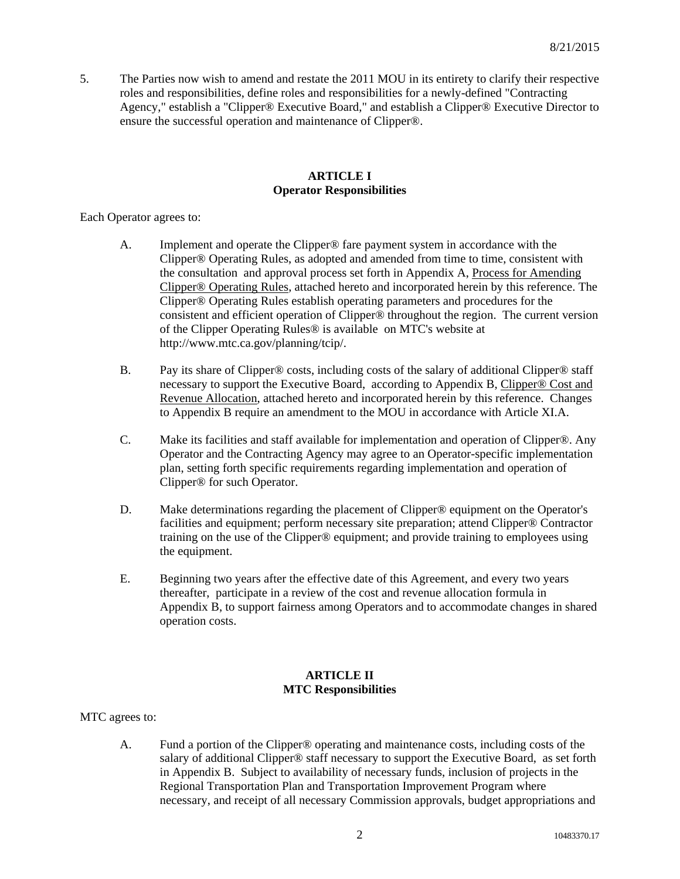5. The Parties now wish to amend and restate the 2011 MOU in its entirety to clarify their respective roles and responsibilities, define roles and responsibilities for a newly-defined "Contracting Agency," establish a "Clipper® Executive Board," and establish a Clipper® Executive Director to ensure the successful operation and maintenance of Clipper®.

**ARTICLE I**
**Operator Responsibilities**

Each Operator agrees to:

A. Implement and operate the Clipper® fare payment system in accordance with the Clipper® Operating Rules, as adopted and amended from time to time, consistent with the consultation and approval process set forth in Appendix A, Process for Amending Clipper® Operating Rules, attached hereto and incorporated herein by this reference. The Clipper® Operating Rules establish operating parameters and procedures for the consistent and efficient operation of Clipper® throughout the region. The current version of the Clipper Operating Rules® is available on MTC's website at http://www.mtc.ca.gov/planning/tcip/.

B. Pay its share of Clipper® costs, including costs of the salary of additional Clipper® staff necessary to support the Executive Board, according to Appendix B, Clipper® Cost and Revenue Allocation, attached hereto and incorporated herein by this reference. Changes to Appendix B require an amendment to the MOU in accordance with Article XI.A.

C. Make its facilities and staff available for implementation and operation of Clipper®. Any Operator and the Contracting Agency may agree to an Operator-specific implementation plan, setting forth specific requirements regarding implementation and operation of Clipper® for such Operator.

D. Make determinations regarding the placement of Clipper® equipment on the Operator's facilities and equipment; perform necessary site preparation; attend Clipper® Contractor training on the use of the Clipper® equipment; and provide training to employees using the equipment.

E. Beginning two years after the effective date of this Agreement, and every two years thereafter, participate in a review of the cost and revenue allocation formula in Appendix B, to support fairness among Operators and to accommodate changes in shared operation costs.

**ARTICLE II**
**MTC Responsibilities**

MTC agrees to:

A. Fund a portion of the Clipper® operating and maintenance costs, including costs of the salary of additional Clipper® staff necessary to support the Executive Board, as set forth in Appendix B. Subject to availability of necessary funds, inclusion of projects in the Regional Transportation Plan and Transportation Improvement Program where necessary, and receipt of all necessary Commission approvals, budget appropriations and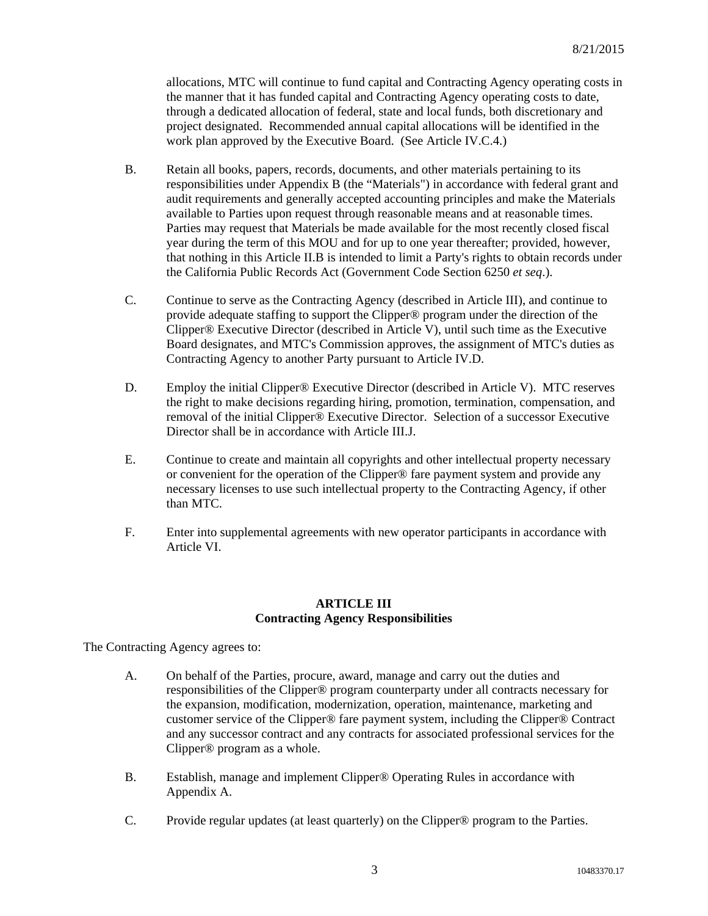allocations, MTC will continue to fund capital and Contracting Agency operating costs in the manner that it has funded capital and Contracting Agency operating costs to date, through a dedicated allocation of federal, state and local funds, both discretionary and project designated. Recommended annual capital allocations will be identified in the work plan approved by the Executive Board. (See Article IV.C.4.)

B. Retain all books, papers, records, documents, and other materials pertaining to its responsibilities under Appendix B (the "Materials") in accordance with federal grant and audit requirements and generally accepted accounting principles and make the Materials available to Parties upon request through reasonable means and at reasonable times. Parties may request that Materials be made available for the most recently closed fiscal year during the term of this MOU and for up to one year thereafter; provided, however, that nothing in this Article II.B is intended to limit a Party's rights to obtain records under the California Public Records Act (Government Code Section 6250 *et seq*.).

C. Continue to serve as the Contracting Agency (described in Article III), and continue to provide adequate staffing to support the Clipper® program under the direction of the Clipper® Executive Director (described in Article V), until such time as the Executive Board designates, and MTC's Commission approves, the assignment of MTC's duties as Contracting Agency to another Party pursuant to Article IV.D.

D. Employ the initial Clipper® Executive Director (described in Article V). MTC reserves the right to make decisions regarding hiring, promotion, termination, compensation, and removal of the initial Clipper® Executive Director. Selection of a successor Executive Director shall be in accordance with Article III.J.

E. Continue to create and maintain all copyrights and other intellectual property necessary or convenient for the operation of the Clipper® fare payment system and provide any necessary licenses to use such intellectual property to the Contracting Agency, if other than MTC.

F. Enter into supplemental agreements with new operator participants in accordance with Article VI.

## ARTICLE III
## Contracting Agency Responsibilities

The Contracting Agency agrees to:

A. On behalf of the Parties, procure, award, manage and carry out the duties and responsibilities of the Clipper® program counterparty under all contracts necessary for the expansion, modification, modernization, operation, maintenance, marketing and customer service of the Clipper® fare payment system, including the Clipper® Contract and any successor contract and any contracts for associated professional services for the Clipper® program as a whole.

B. Establish, manage and implement Clipper® Operating Rules in accordance with Appendix A.

C. Provide regular updates (at least quarterly) on the Clipper® program to the Parties.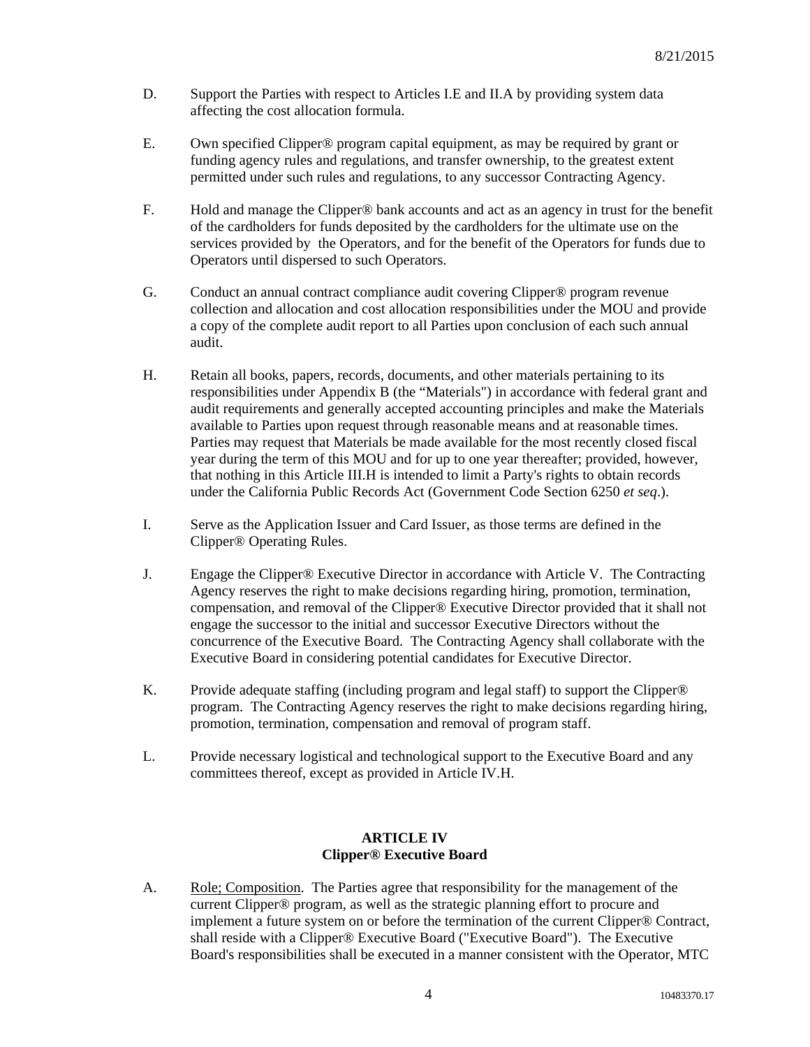D. Support the Parties with respect to Articles I.E and II.A by providing system data affecting the cost allocation formula.

E. Own specified Clipper® program capital equipment, as may be required by grant or funding agency rules and regulations, and transfer ownership, to the greatest extent permitted under such rules and regulations, to any successor Contracting Agency.

F. Hold and manage the Clipper® bank accounts and act as an agency in trust for the benefit of the cardholders for funds deposited by the cardholders for the ultimate use on the services provided by the Operators, and for the benefit of the Operators for funds due to Operators until dispersed to such Operators.

G. Conduct an annual contract compliance audit covering Clipper® program revenue collection and allocation and cost allocation responsibilities under the MOU and provide a copy of the complete audit report to all Parties upon conclusion of each such annual audit.

H. Retain all books, papers, records, documents, and other materials pertaining to its responsibilities under Appendix B (the "Materials") in accordance with federal grant and audit requirements and generally accepted accounting principles and make the Materials available to Parties upon request through reasonable means and at reasonable times. Parties may request that Materials be made available for the most recently closed fiscal year during the term of this MOU and for up to one year thereafter; provided, however, that nothing in this Article III.H is intended to limit a Party's rights to obtain records under the California Public Records Act (Government Code Section 6250 *et seq*.).

I. Serve as the Application Issuer and Card Issuer, as those terms are defined in the Clipper® Operating Rules.

J. Engage the Clipper® Executive Director in accordance with Article V. The Contracting Agency reserves the right to make decisions regarding hiring, promotion, termination, compensation, and removal of the Clipper® Executive Director provided that it shall not engage the successor to the initial and successor Executive Directors without the concurrence of the Executive Board. The Contracting Agency shall collaborate with the Executive Board in considering potential candidates for Executive Director.

K. Provide adequate staffing (including program and legal staff) to support the Clipper® program. The Contracting Agency reserves the right to make decisions regarding hiring, promotion, termination, compensation and removal of program staff.

L. Provide necessary logistical and technological support to the Executive Board and any committees thereof, except as provided in Article IV.H.

## ARTICLE IV
## Clipper® Executive Board

A. Role; Composition. The Parties agree that responsibility for the management of the current Clipper® program, as well as the strategic planning effort to procure and implement a future system on or before the termination of the current Clipper® Contract, shall reside with a Clipper® Executive Board ("Executive Board"). The Executive Board's responsibilities shall be executed in a manner consistent with the Operator, MTC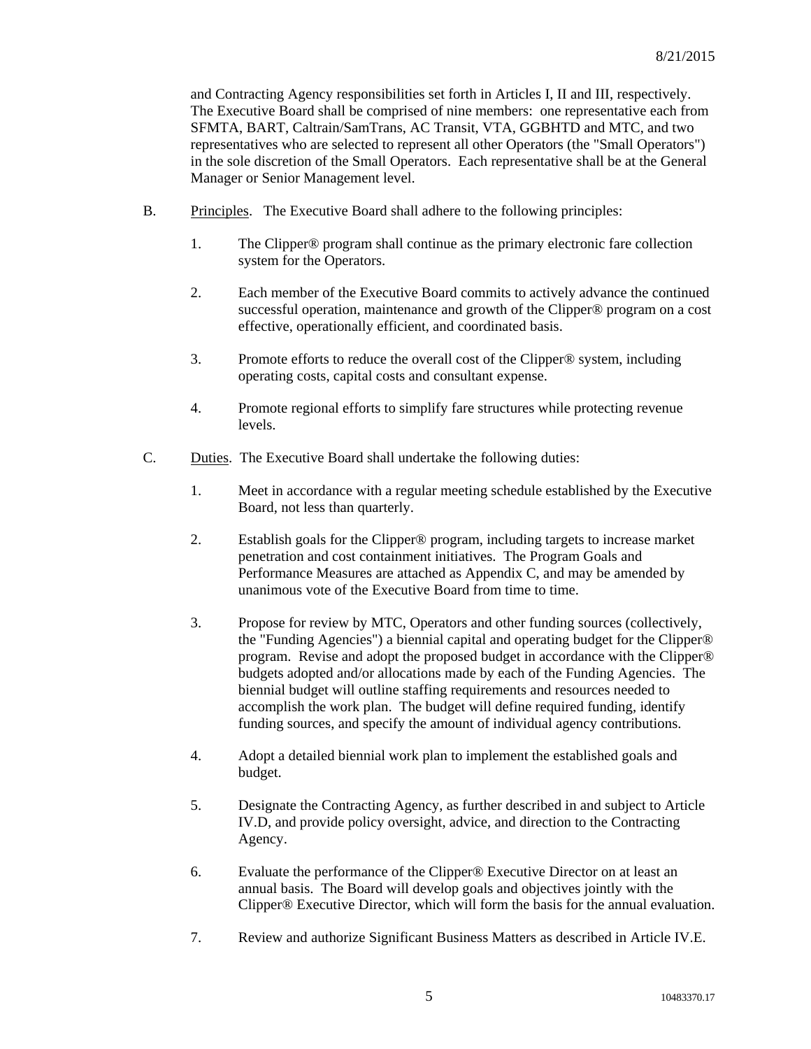and Contracting Agency responsibilities set forth in Articles I, II and III, respectively. The Executive Board shall be comprised of nine members: one representative each from SFMTA, BART, Caltrain/SamTrans, AC Transit, VTA, GGBHTD and MTC, and two representatives who are selected to represent all other Operators (the "Small Operators") in the sole discretion of the Small Operators. Each representative shall be at the General Manager or Senior Management level.

B. Principles. The Executive Board shall adhere to the following principles:

1. The Clipper® program shall continue as the primary electronic fare collection system for the Operators.

2. Each member of the Executive Board commits to actively advance the continued successful operation, maintenance and growth of the Clipper® program on a cost effective, operationally efficient, and coordinated basis.

3. Promote efforts to reduce the overall cost of the Clipper® system, including operating costs, capital costs and consultant expense.

4. Promote regional efforts to simplify fare structures while protecting revenue levels.

C. Duties. The Executive Board shall undertake the following duties:

1. Meet in accordance with a regular meeting schedule established by the Executive Board, not less than quarterly.

2. Establish goals for the Clipper® program, including targets to increase market penetration and cost containment initiatives. The Program Goals and Performance Measures are attached as Appendix C, and may be amended by unanimous vote of the Executive Board from time to time.

3. Propose for review by MTC, Operators and other funding sources (collectively, the "Funding Agencies") a biennial capital and operating budget for the Clipper® program. Revise and adopt the proposed budget in accordance with the Clipper® budgets adopted and/or allocations made by each of the Funding Agencies. The biennial budget will outline staffing requirements and resources needed to accomplish the work plan. The budget will define required funding, identify funding sources, and specify the amount of individual agency contributions.

4. Adopt a detailed biennial work plan to implement the established goals and budget.

5. Designate the Contracting Agency, as further described in and subject to Article IV.D, and provide policy oversight, advice, and direction to the Contracting Agency.

6. Evaluate the performance of the Clipper® Executive Director on at least an annual basis. The Board will develop goals and objectives jointly with the Clipper® Executive Director, which will form the basis for the annual evaluation.

7. Review and authorize Significant Business Matters as described in Article IV.E.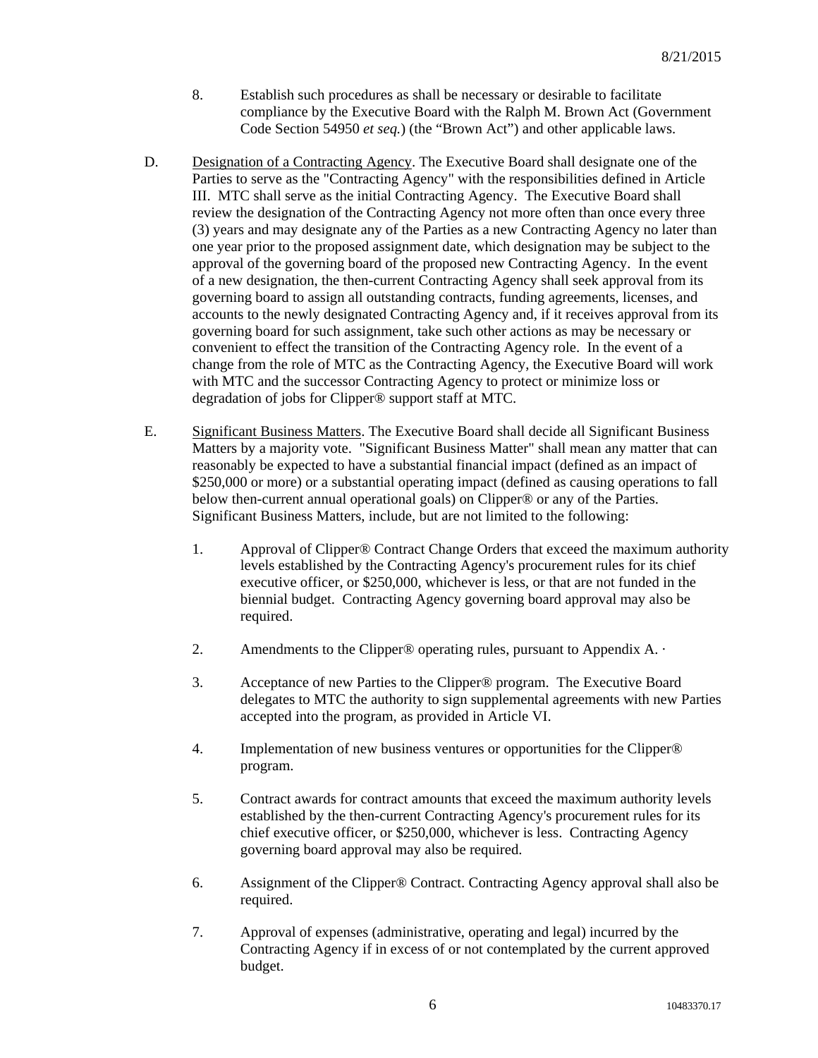8. Establish such procedures as shall be necessary or desirable to facilitate compliance by the Executive Board with the Ralph M. Brown Act (Government Code Section 54950 *et seq.*) (the "Brown Act") and other applicable laws.

D. <u>Designation of a Contracting Agency</u>. The Executive Board shall designate one of the Parties to serve as the "Contracting Agency" with the responsibilities defined in Article III. MTC shall serve as the initial Contracting Agency. The Executive Board shall review the designation of the Contracting Agency not more often than once every three (3) years and may designate any of the Parties as a new Contracting Agency no later than one year prior to the proposed assignment date, which designation may be subject to the approval of the governing board of the proposed new Contracting Agency. In the event of a new designation, the then-current Contracting Agency shall seek approval from its governing board to assign all outstanding contracts, funding agreements, licenses, and accounts to the newly designated Contracting Agency and, if it receives approval from its governing board for such assignment, take such other actions as may be necessary or convenient to effect the transition of the Contracting Agency role. In the event of a change from the role of MTC as the Contracting Agency, the Executive Board will work with MTC and the successor Contracting Agency to protect or minimize loss or degradation of jobs for Clipper® support staff at MTC.

E. <u>Significant Business Matters</u>. The Executive Board shall decide all Significant Business Matters by a majority vote. "Significant Business Matter" shall mean any matter that can reasonably be expected to have a substantial financial impact (defined as an impact of $250,000 or more) or a substantial operating impact (defined as causing operations to fall below then-current annual operational goals) on Clipper® or any of the Parties. Significant Business Matters, include, but are not limited to the following:

1. Approval of Clipper® Contract Change Orders that exceed the maximum authority levels established by the Contracting Agency's procurement rules for its chief executive officer, or $250,000, whichever is less, or that are not funded in the biennial budget. Contracting Agency governing board approval may also be required.

2. Amendments to the Clipper® operating rules, pursuant to Appendix A. ·

3. Acceptance of new Parties to the Clipper® program. The Executive Board delegates to MTC the authority to sign supplemental agreements with new Parties accepted into the program, as provided in Article VI.

4. Implementation of new business ventures or opportunities for the Clipper® program.

5. Contract awards for contract amounts that exceed the maximum authority levels established by the then-current Contracting Agency's procurement rules for its chief executive officer, or $250,000, whichever is less. Contracting Agency governing board approval may also be required.

6. Assignment of the Clipper® Contract. Contracting Agency approval shall also be required.

7. Approval of expenses (administrative, operating and legal) incurred by the Contracting Agency if in excess of or not contemplated by the current approved budget.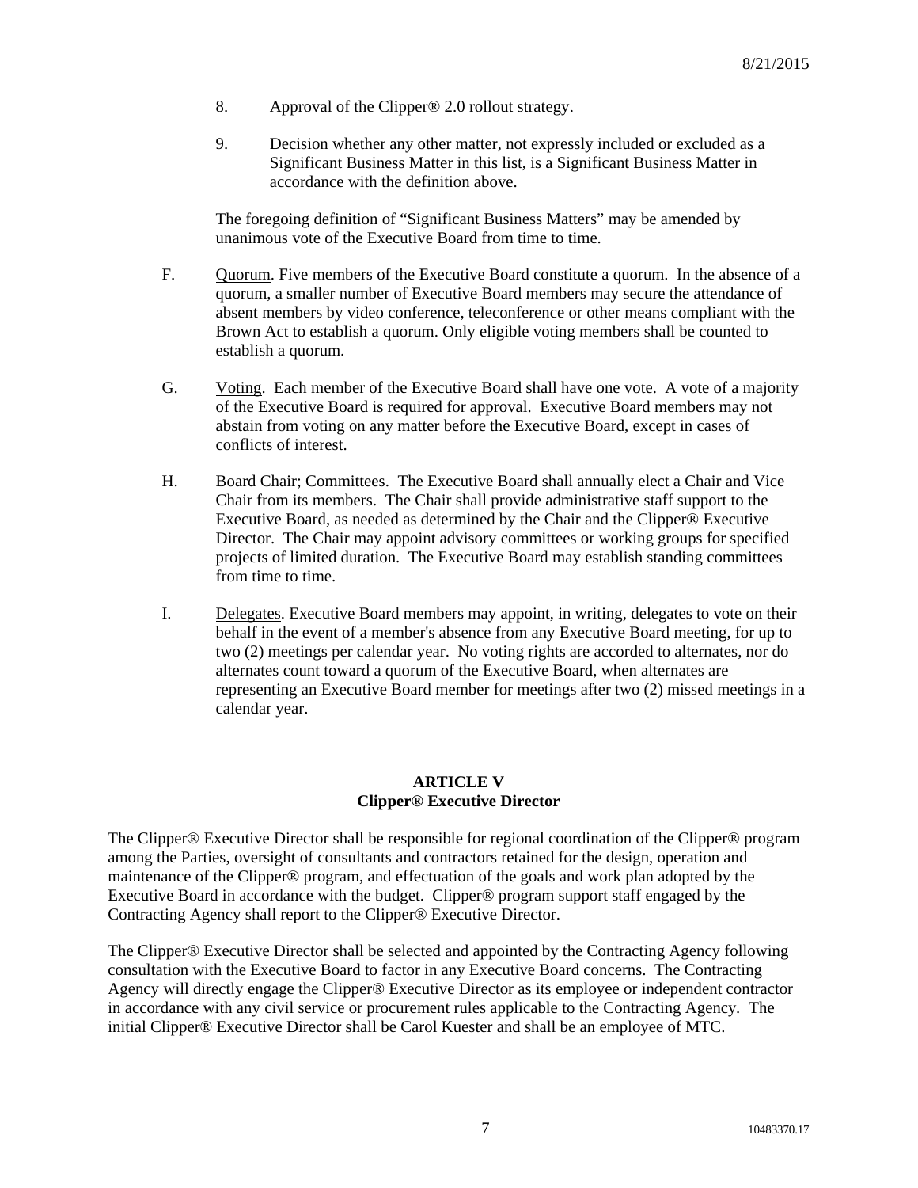8. Approval of the Clipper® 2.0 rollout strategy.

9. Decision whether any other matter, not expressly included or excluded as a Significant Business Matter in this list, is a Significant Business Matter in accordance with the definition above.

The foregoing definition of "Significant Business Matters" may be amended by unanimous vote of the Executive Board from time to time.

F. Quorum. Five members of the Executive Board constitute a quorum. In the absence of a quorum, a smaller number of Executive Board members may secure the attendance of absent members by video conference, teleconference or other means compliant with the Brown Act to establish a quorum. Only eligible voting members shall be counted to establish a quorum.

G. Voting. Each member of the Executive Board shall have one vote. A vote of a majority of the Executive Board is required for approval. Executive Board members may not abstain from voting on any matter before the Executive Board, except in cases of conflicts of interest.

H. Board Chair; Committees. The Executive Board shall annually elect a Chair and Vice Chair from its members. The Chair shall provide administrative staff support to the Executive Board, as needed as determined by the Chair and the Clipper® Executive Director. The Chair may appoint advisory committees or working groups for specified projects of limited duration. The Executive Board may establish standing committees from time to time.

I. Delegates. Executive Board members may appoint, in writing, delegates to vote on their behalf in the event of a member's absence from any Executive Board meeting, for up to two (2) meetings per calendar year. No voting rights are accorded to alternates, nor do alternates count toward a quorum of the Executive Board, when alternates are representing an Executive Board member for meetings after two (2) missed meetings in a calendar year.

## ARTICLE V
## Clipper® Executive Director

The Clipper® Executive Director shall be responsible for regional coordination of the Clipper® program among the Parties, oversight of consultants and contractors retained for the design, operation and maintenance of the Clipper® program, and effectuation of the goals and work plan adopted by the Executive Board in accordance with the budget. Clipper® program support staff engaged by the Contracting Agency shall report to the Clipper® Executive Director.

The Clipper® Executive Director shall be selected and appointed by the Contracting Agency following consultation with the Executive Board to factor in any Executive Board concerns. The Contracting Agency will directly engage the Clipper® Executive Director as its employee or independent contractor in accordance with any civil service or procurement rules applicable to the Contracting Agency. The initial Clipper® Executive Director shall be Carol Kuester and shall be an employee of MTC.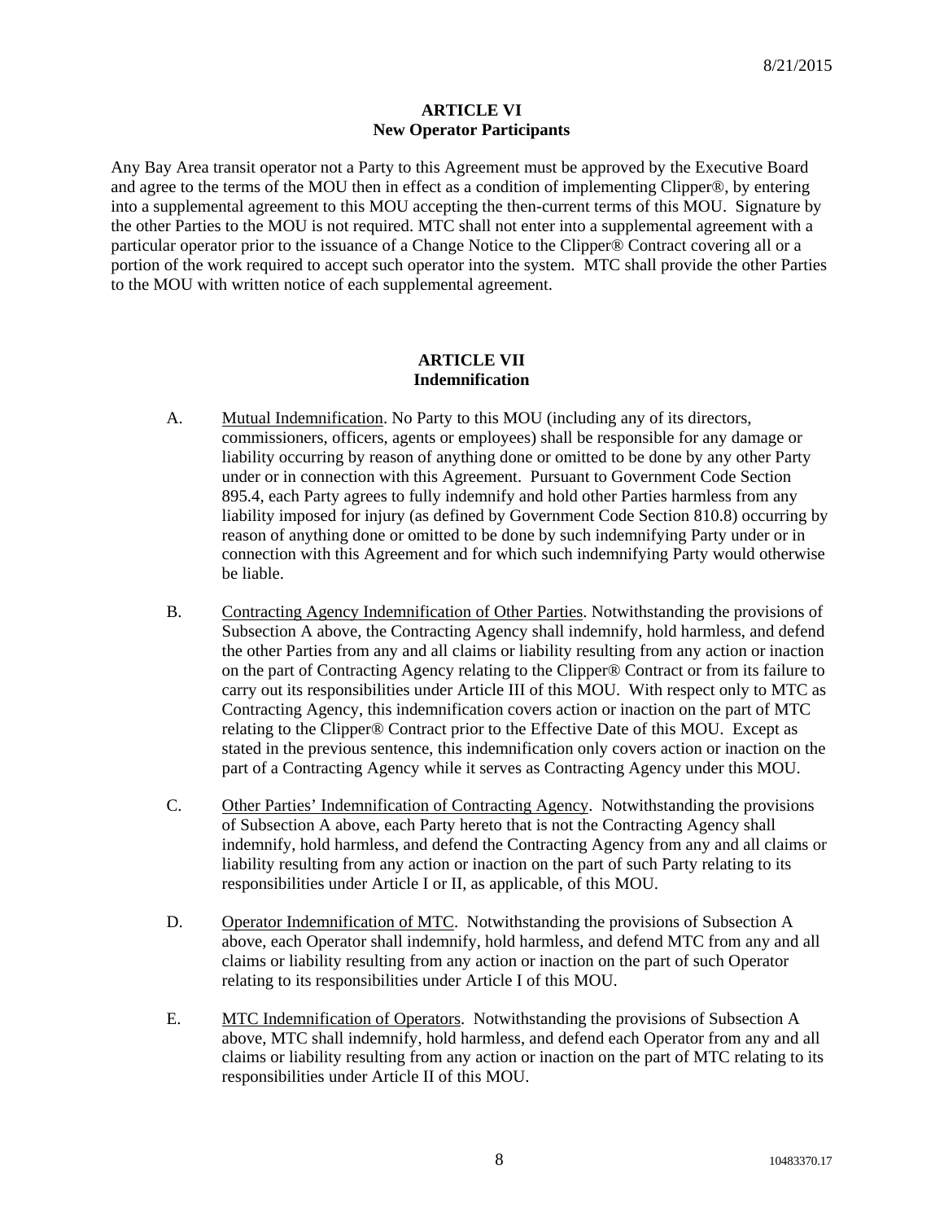## ARTICLE VI
## New Operator Participants

Any Bay Area transit operator not a Party to this Agreement must be approved by the Executive Board and agree to the terms of the MOU then in effect as a condition of implementing Clipper®, by entering into a supplemental agreement to this MOU accepting the then-current terms of this MOU. Signature by the other Parties to the MOU is not required. MTC shall not enter into a supplemental agreement with a particular operator prior to the issuance of a Change Notice to the Clipper® Contract covering all or a portion of the work required to accept such operator into the system. MTC shall provide the other Parties to the MOU with written notice of each supplemental agreement.

## ARTICLE VII
## Indemnification

A. Mutual Indemnification. No Party to this MOU (including any of its directors, commissioners, officers, agents or employees) shall be responsible for any damage or liability occurring by reason of anything done or omitted to be done by any other Party under or in connection with this Agreement. Pursuant to Government Code Section 895.4, each Party agrees to fully indemnify and hold other Parties harmless from any liability imposed for injury (as defined by Government Code Section 810.8) occurring by reason of anything done or omitted to be done by such indemnifying Party under or in connection with this Agreement and for which such indemnifying Party would otherwise be liable.

B. Contracting Agency Indemnification of Other Parties. Notwithstanding the provisions of Subsection A above, the Contracting Agency shall indemnify, hold harmless, and defend the other Parties from any and all claims or liability resulting from any action or inaction on the part of Contracting Agency relating to the Clipper® Contract or from its failure to carry out its responsibilities under Article III of this MOU. With respect only to MTC as Contracting Agency, this indemnification covers action or inaction on the part of MTC relating to the Clipper® Contract prior to the Effective Date of this MOU. Except as stated in the previous sentence, this indemnification only covers action or inaction on the part of a Contracting Agency while it serves as Contracting Agency under this MOU.

C. Other Parties' Indemnification of Contracting Agency. Notwithstanding the provisions of Subsection A above, each Party hereto that is not the Contracting Agency shall indemnify, hold harmless, and defend the Contracting Agency from any and all claims or liability resulting from any action or inaction on the part of such Party relating to its responsibilities under Article I or II, as applicable, of this MOU.

D. Operator Indemnification of MTC. Notwithstanding the provisions of Subsection A above, each Operator shall indemnify, hold harmless, and defend MTC from any and all claims or liability resulting from any action or inaction on the part of such Operator relating to its responsibilities under Article I of this MOU.

E. MTC Indemnification of Operators. Notwithstanding the provisions of Subsection A above, MTC shall indemnify, hold harmless, and defend each Operator from any and all claims or liability resulting from any action or inaction on the part of MTC relating to its responsibilities under Article II of this MOU.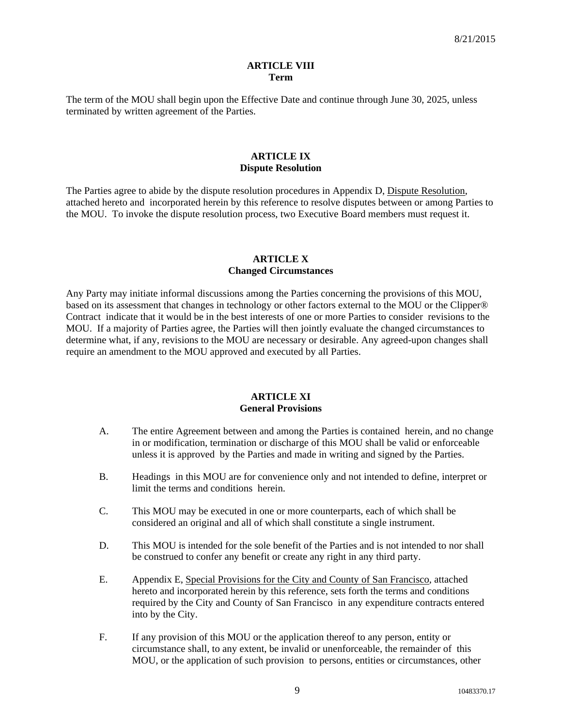## ARTICLE VIII
## Term

The term of the MOU shall begin upon the Effective Date and continue through June 30, 2025, unless terminated by written agreement of the Parties.

## ARTICLE IX
## Dispute Resolution

The Parties agree to abide by the dispute resolution procedures in Appendix D, Dispute Resolution, attached hereto and incorporated herein by this reference to resolve disputes between or among Parties to the MOU. To invoke the dispute resolution process, two Executive Board members must request it.

## ARTICLE X
## Changed Circumstances

Any Party may initiate informal discussions among the Parties concerning the provisions of this MOU, based on its assessment that changes in technology or other factors external to the MOU or the Clipper® Contract indicate that it would be in the best interests of one or more Parties to consider revisions to the MOU. If a majority of Parties agree, the Parties will then jointly evaluate the changed circumstances to determine what, if any, revisions to the MOU are necessary or desirable. Any agreed-upon changes shall require an amendment to the MOU approved and executed by all Parties.

## ARTICLE XI
## General Provisions

A. The entire Agreement between and among the Parties is contained herein, and no change in or modification, termination or discharge of this MOU shall be valid or enforceable unless it is approved by the Parties and made in writing and signed by the Parties.

B. Headings in this MOU are for convenience only and not intended to define, interpret or limit the terms and conditions herein.

C. This MOU may be executed in one or more counterparts, each of which shall be considered an original and all of which shall constitute a single instrument.

D. This MOU is intended for the sole benefit of the Parties and is not intended to nor shall be construed to confer any benefit or create any right in any third party.

E. Appendix E, Special Provisions for the City and County of San Francisco, attached hereto and incorporated herein by this reference, sets forth the terms and conditions required by the City and County of San Francisco in any expenditure contracts entered into by the City.

F. If any provision of this MOU or the application thereof to any person, entity or circumstance shall, to any extent, be invalid or unenforceable, the remainder of this MOU, or the application of such provision to persons, entities or circumstances, other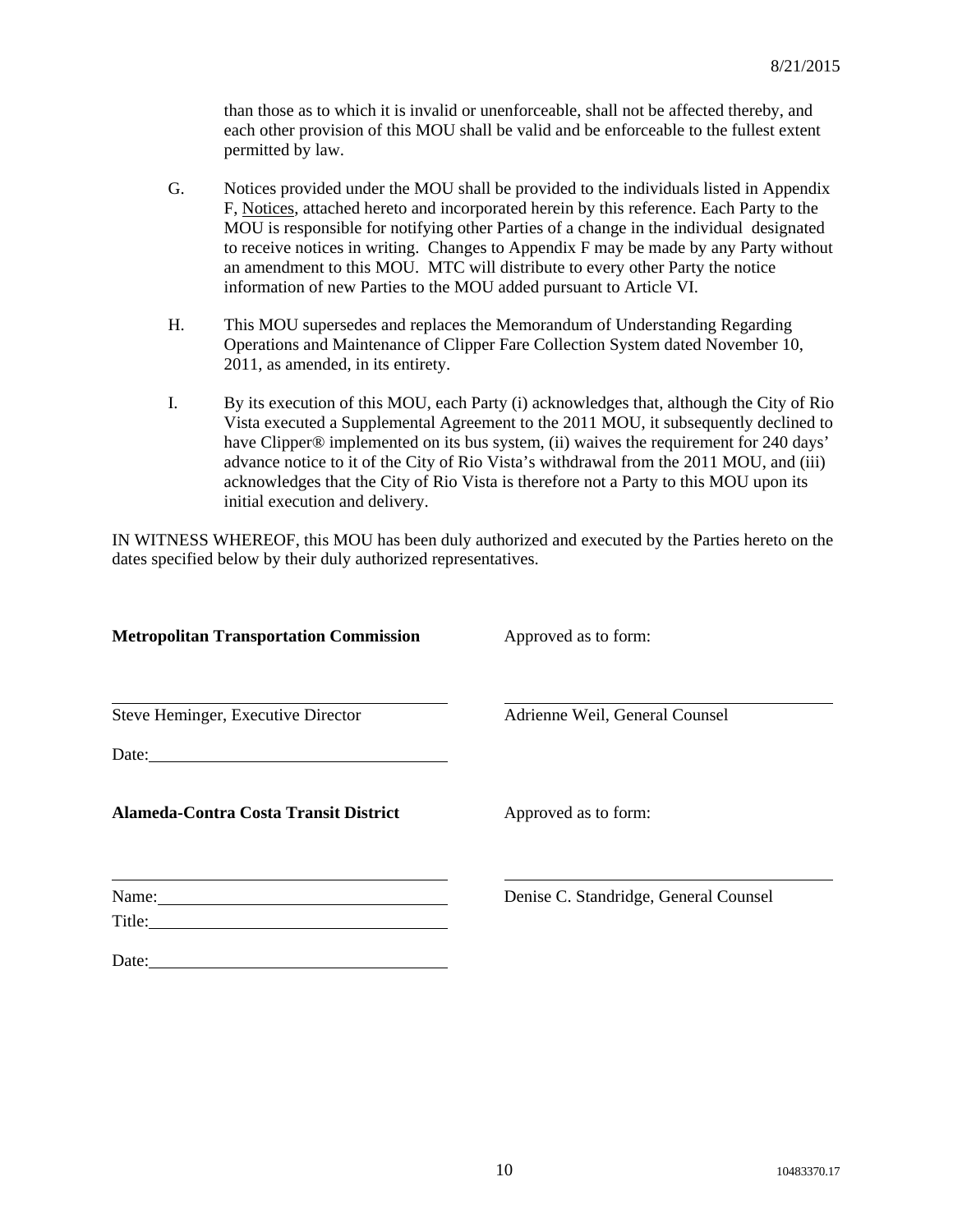than those as to which it is invalid or unenforceable, shall not be affected thereby, and each other provision of this MOU shall be valid and be enforceable to the fullest extent permitted by law.

G. Notices provided under the MOU shall be provided to the individuals listed in Appendix F, Notices, attached hereto and incorporated herein by this reference. Each Party to the MOU is responsible for notifying other Parties of a change in the individual designated to receive notices in writing. Changes to Appendix F may be made by any Party without an amendment to this MOU. MTC will distribute to every other Party the notice information of new Parties to the MOU added pursuant to Article VI.

H. This MOU supersedes and replaces the Memorandum of Understanding Regarding Operations and Maintenance of Clipper Fare Collection System dated November 10, 2011, as amended, in its entirety.

I. By its execution of this MOU, each Party (i) acknowledges that, although the City of Rio Vista executed a Supplemental Agreement to the 2011 MOU, it subsequently declined to have Clipper® implemented on its bus system, (ii) waives the requirement for 240 days' advance notice to it of the City of Rio Vista's withdrawal from the 2011 MOU, and (iii) acknowledges that the City of Rio Vista is therefore not a Party to this MOU upon its initial execution and delivery.

IN WITNESS WHEREOF, this MOU has been duly authorized and executed by the Parties hereto on the dates specified below by their duly authorized representatives.

**Metropolitan Transportation Commission**

\_\_\_\_\_\_\_\_\_\_\_\_\_\_\_\_\_\_\_\_\_\_\_\_\_\_\_\_\_\_\_\_\_\_\_\_\_\_

Steve Heminger, Executive Director

Date: \_\_\_\_\_\_\_\_\_\_\_\_\_\_\_\_\_\_\_\_\_\_\_\_\_\_\_\_\_\_\_\_

Approved as to form:

\_\_\_\_\_\_\_\_\_\_\_\_\_\_\_\_\_\_\_\_\_\_\_\_\_\_\_\_\_\_\_\_\_\_\_\_\_\_

Adrienne Weil, General Counsel

**Alameda-Contra Costa Transit District**

\_\_\_\_\_\_\_\_\_\_\_\_\_\_\_\_\_\_\_\_\_\_\_\_\_\_\_\_\_\_\_\_\_\_\_\_\_\_

Name: \_\_\_\_\_\_\_\_\_\_\_\_\_\_\_\_\_\_\_\_\_\_\_\_\_\_\_\_\_\_\_\_

Title: \_\_\_\_\_\_\_\_\_\_\_\_\_\_\_\_\_\_\_\_\_\_\_\_\_\_\_\_\_\_\_\_

Date: \_\_\_\_\_\_\_\_\_\_\_\_\_\_\_\_\_\_\_\_\_\_\_\_\_\_\_\_\_\_\_\_

Approved as to form:

\_\_\_\_\_\_\_\_\_\_\_\_\_\_\_\_\_\_\_\_\_\_\_\_\_\_\_\_\_\_\_\_\_\_\_\_\_\_

Denise C. Standridge, General Counsel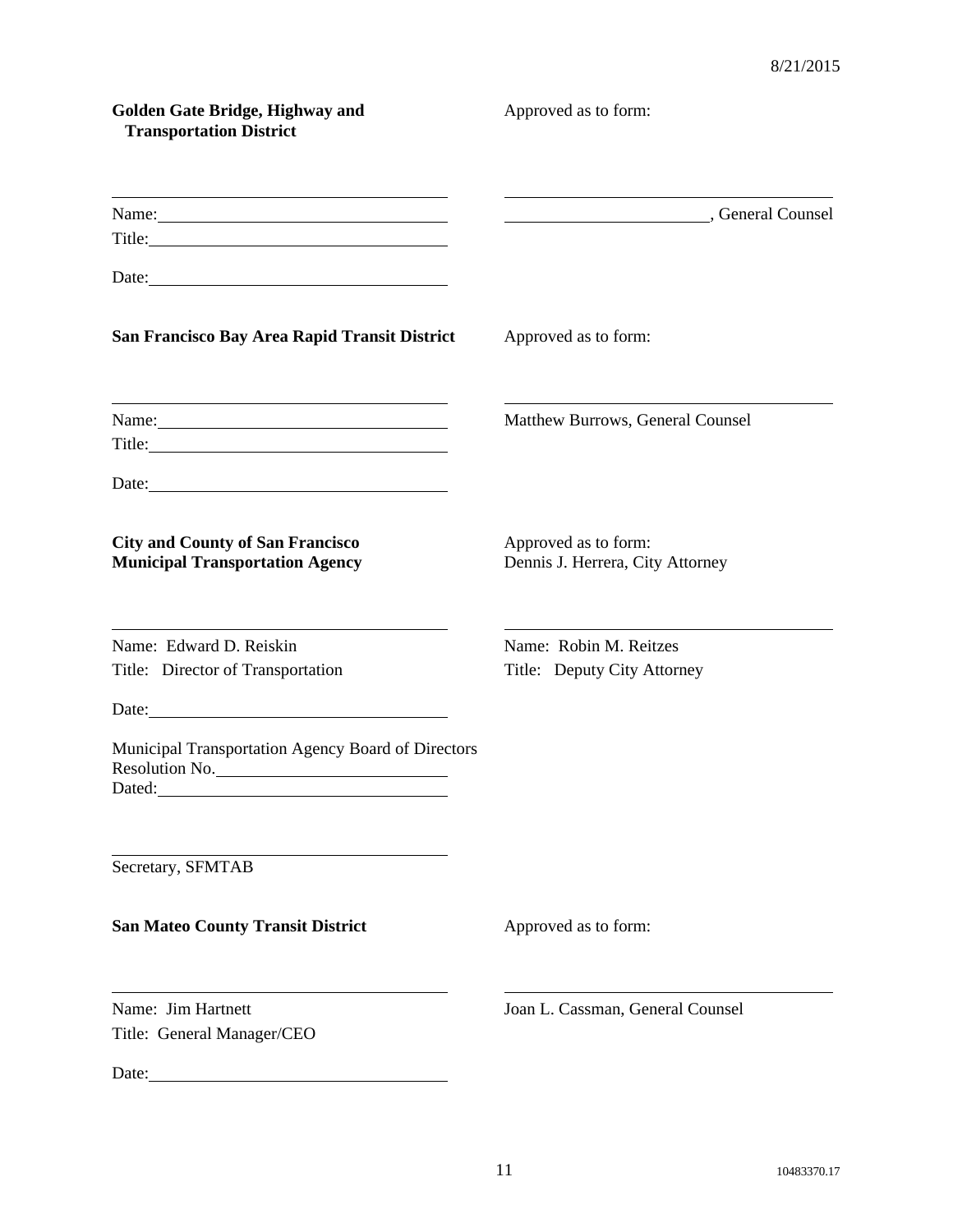| **Golden Gate Bridge, Highway and Transportation District** | Approved as to form: |
| --- | --- |
| ________________________________ | ________________________________ |
| Name: ____________________________ | ____________________, General Counsel |
| Title: ____________________________ | |
| Date: ____________________________ | |

| **San Francisco Bay Area Rapid Transit District** | Approved as to form: |
| --- | --- |
| ________________________________ | ________________________________ |
| Name: ____________________________ | Matthew Burrows, General Counsel |
| Title: ____________________________ | |
| Date: ____________________________ | |

| **City and County of San Francisco Municipal Transportation Agency** | Approved as to form: Dennis J. Herrera, City Attorney |
| --- | --- |
| ________________________________ | ________________________________ |
| Name: Edward D. Reiskin | Name: Robin M. Reitzes |
| Title: Director of Transportation | Title: Deputy City Attorney |
| Date: ____________________________ | |

Municipal Transportation Agency Board of Directors
Resolution No. ______________________
Dated: ____________________________

________________________________
Secretary, SFMTAB

| **San Mateo County Transit District** | Approved as to form: |
| --- | --- |
| ________________________________ | ________________________________ |
| Name: Jim Hartnett | Joan L. Cassman, General Counsel |
| Title: General Manager/CEO | |
| Date: ____________________________ | |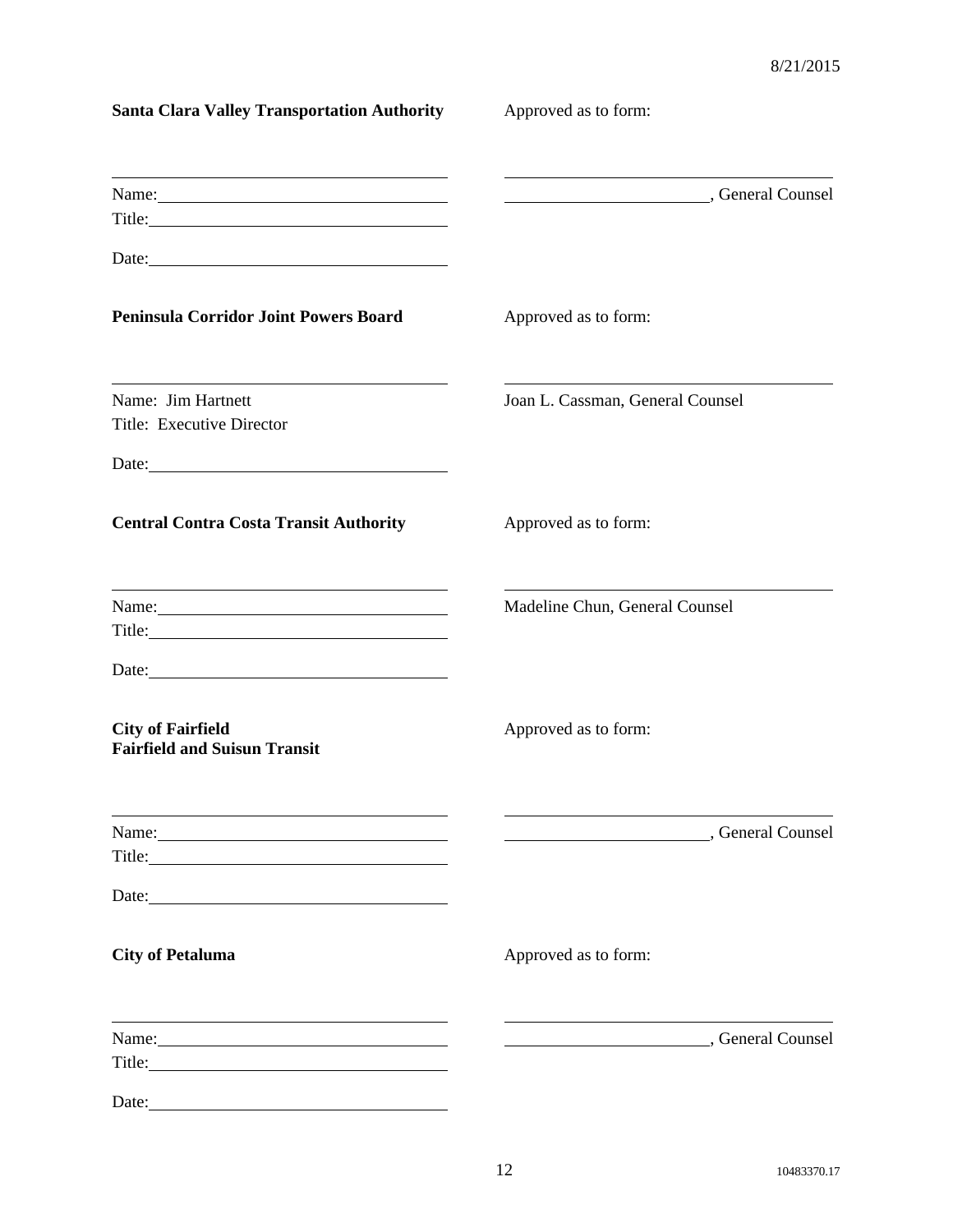8/21/2015

| **Santa Clara Valley Transportation Authority** | Approved as to form: |
| --- | --- |
| \_\_\_\_\_\_\_\_\_\_\_\_\_\_\_\_\_\_\_\_\_\_\_\_\_\_\_\_\_\_\_\_ | \_\_\_\_\_\_\_\_\_\_\_\_\_\_\_\_\_\_\_\_\_\_\_\_\_\_\_\_\_\_\_\_ |
| Name: | \_\_\_\_\_\_\_\_\_\_\_\_\_\_\_\_\_\_\_\_, General Counsel |
| Title: | |
| Date: | |

| **Peninsula Corridor Joint Powers Board** | Approved as to form: |
| --- | --- |
| \_\_\_\_\_\_\_\_\_\_\_\_\_\_\_\_\_\_\_\_\_\_\_\_\_\_\_\_\_\_\_\_ | \_\_\_\_\_\_\_\_\_\_\_\_\_\_\_\_\_\_\_\_\_\_\_\_\_\_\_\_\_\_\_\_ |
| Name: Jim Hartnett | Joan L. Cassman, General Counsel |
| Title: Executive Director | |
| Date: | |

| **Central Contra Costa Transit Authority** | Approved as to form: |
| --- | --- |
| \_\_\_\_\_\_\_\_\_\_\_\_\_\_\_\_\_\_\_\_\_\_\_\_\_\_\_\_\_\_\_\_ | \_\_\_\_\_\_\_\_\_\_\_\_\_\_\_\_\_\_\_\_\_\_\_\_\_\_\_\_\_\_\_\_ |
| Name: | Madeline Chun, General Counsel |
| Title: | |
| Date: | |

| **City of Fairfield**<br>**Fairfield and Suisun Transit** | Approved as to form: |
| --- | --- |
| \_\_\_\_\_\_\_\_\_\_\_\_\_\_\_\_\_\_\_\_\_\_\_\_\_\_\_\_\_\_\_\_ | \_\_\_\_\_\_\_\_\_\_\_\_\_\_\_\_\_\_\_\_\_\_\_\_\_\_\_\_\_\_\_\_ |
| Name: | \_\_\_\_\_\_\_\_\_\_\_\_\_\_\_\_\_\_\_\_, General Counsel |
| Title: | |
| Date: | |

| **City of Petaluma** | Approved as to form: |
| --- | --- |
| \_\_\_\_\_\_\_\_\_\_\_\_\_\_\_\_\_\_\_\_\_\_\_\_\_\_\_\_\_\_\_\_ | \_\_\_\_\_\_\_\_\_\_\_\_\_\_\_\_\_\_\_\_\_\_\_\_\_\_\_\_\_\_\_\_ |
| Name: | \_\_\_\_\_\_\_\_\_\_\_\_\_\_\_\_\_\_\_\_, General Counsel |
| Title: | |
| Date: | |

10483370.17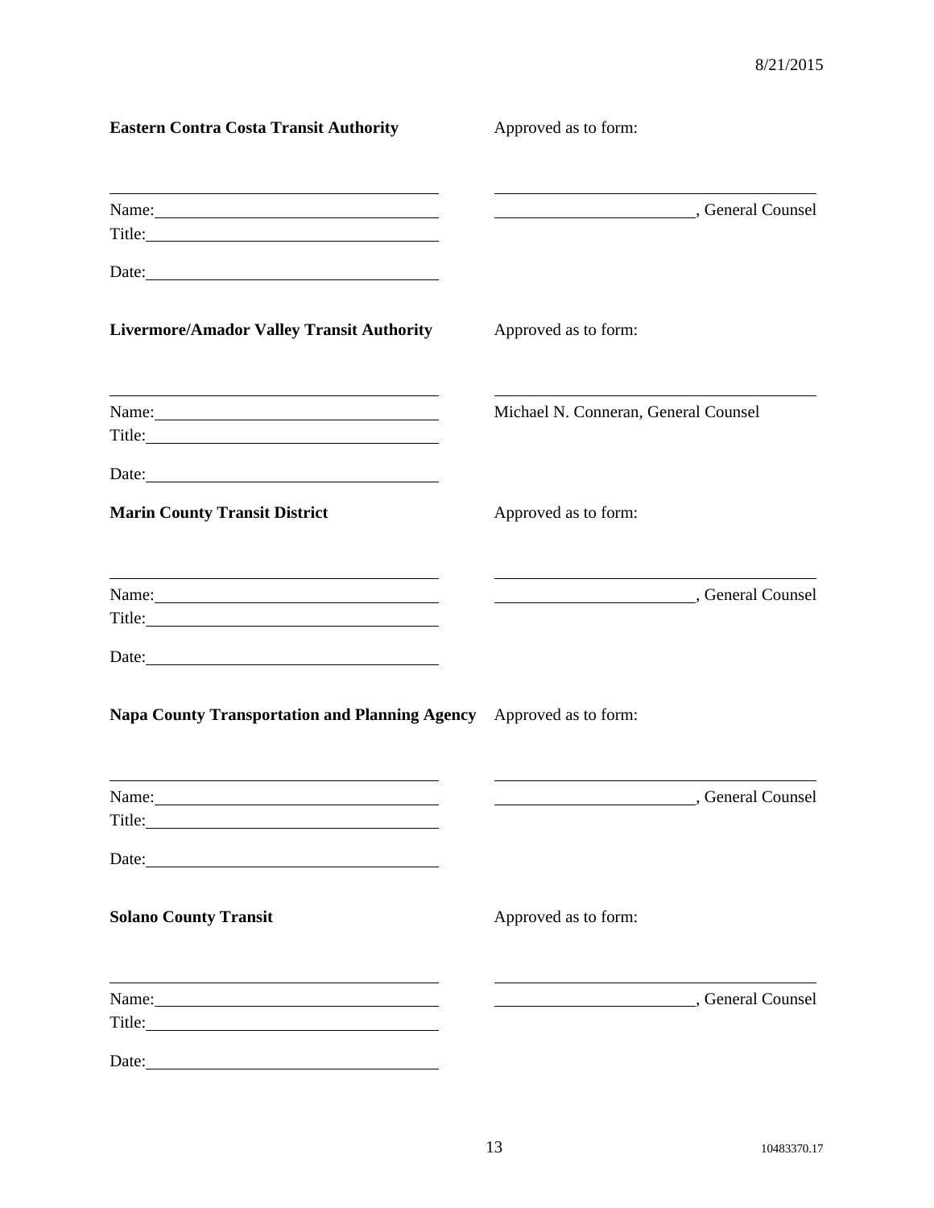**Eastern Contra Costa Transit Authority**

\_\_\_\_\_\_\_\_\_\_\_\_\_\_\_\_\_\_\_\_\_\_\_\_\_\_\_\_\_\_\_\_\_\_\_\_

Name:\_\_\_\_\_\_\_\_\_\_\_\_\_\_\_\_\_\_\_\_\_\_\_\_\_\_\_\_\_\_\_

Title:\_\_\_\_\_\_\_\_\_\_\_\_\_\_\_\_\_\_\_\_\_\_\_\_\_\_\_\_\_\_\_

Date:\_\_\_\_\_\_\_\_\_\_\_\_\_\_\_\_\_\_\_\_\_\_\_\_\_\_\_\_\_\_\_

Approved as to form:

\_\_\_\_\_\_\_\_\_\_\_\_\_\_\_\_\_\_\_\_\_\_\_\_\_\_\_\_\_\_\_\_\_\_\_\_

\_\_\_\_\_\_\_\_\_\_\_\_\_\_\_\_\_\_\_\_\_\_, General Counsel

**Livermore/Amador Valley Transit Authority**

\_\_\_\_\_\_\_\_\_\_\_\_\_\_\_\_\_\_\_\_\_\_\_\_\_\_\_\_\_\_\_\_\_\_\_\_

Name:\_\_\_\_\_\_\_\_\_\_\_\_\_\_\_\_\_\_\_\_\_\_\_\_\_\_\_\_\_\_\_

Title:\_\_\_\_\_\_\_\_\_\_\_\_\_\_\_\_\_\_\_\_\_\_\_\_\_\_\_\_\_\_\_

Date:\_\_\_\_\_\_\_\_\_\_\_\_\_\_\_\_\_\_\_\_\_\_\_\_\_\_\_\_\_\_\_

Approved as to form:

\_\_\_\_\_\_\_\_\_\_\_\_\_\_\_\_\_\_\_\_\_\_\_\_\_\_\_\_\_\_\_\_\_\_\_\_

Michael N. Conneran, General Counsel

**Marin County Transit District**

\_\_\_\_\_\_\_\_\_\_\_\_\_\_\_\_\_\_\_\_\_\_\_\_\_\_\_\_\_\_\_\_\_\_\_\_

Name:\_\_\_\_\_\_\_\_\_\_\_\_\_\_\_\_\_\_\_\_\_\_\_\_\_\_\_\_\_\_\_

Title:\_\_\_\_\_\_\_\_\_\_\_\_\_\_\_\_\_\_\_\_\_\_\_\_\_\_\_\_\_\_\_

Date:\_\_\_\_\_\_\_\_\_\_\_\_\_\_\_\_\_\_\_\_\_\_\_\_\_\_\_\_\_\_\_

Approved as to form:

\_\_\_\_\_\_\_\_\_\_\_\_\_\_\_\_\_\_\_\_\_\_\_\_\_\_\_\_\_\_\_\_\_\_\_\_

\_\_\_\_\_\_\_\_\_\_\_\_\_\_\_\_\_\_\_\_\_\_, General Counsel

**Napa County Transportation and Planning Agency**

\_\_\_\_\_\_\_\_\_\_\_\_\_\_\_\_\_\_\_\_\_\_\_\_\_\_\_\_\_\_\_\_\_\_\_\_

Name:\_\_\_\_\_\_\_\_\_\_\_\_\_\_\_\_\_\_\_\_\_\_\_\_\_\_\_\_\_\_\_

Title:\_\_\_\_\_\_\_\_\_\_\_\_\_\_\_\_\_\_\_\_\_\_\_\_\_\_\_\_\_\_\_

Date:\_\_\_\_\_\_\_\_\_\_\_\_\_\_\_\_\_\_\_\_\_\_\_\_\_\_\_\_\_\_\_

Approved as to form:

\_\_\_\_\_\_\_\_\_\_\_\_\_\_\_\_\_\_\_\_\_\_\_\_\_\_\_\_\_\_\_\_\_\_\_\_

\_\_\_\_\_\_\_\_\_\_\_\_\_\_\_\_\_\_\_\_\_\_, General Counsel

**Solano County Transit**

\_\_\_\_\_\_\_\_\_\_\_\_\_\_\_\_\_\_\_\_\_\_\_\_\_\_\_\_\_\_\_\_\_\_\_\_

Name:\_\_\_\_\_\_\_\_\_\_\_\_\_\_\_\_\_\_\_\_\_\_\_\_\_\_\_\_\_\_\_

Title:\_\_\_\_\_\_\_\_\_\_\_\_\_\_\_\_\_\_\_\_\_\_\_\_\_\_\_\_\_\_\_

Date:\_\_\_\_\_\_\_\_\_\_\_\_\_\_\_\_\_\_\_\_\_\_\_\_\_\_\_\_\_\_\_

Approved as to form:

\_\_\_\_\_\_\_\_\_\_\_\_\_\_\_\_\_\_\_\_\_\_\_\_\_\_\_\_\_\_\_\_\_\_\_\_

\_\_\_\_\_\_\_\_\_\_\_\_\_\_\_\_\_\_\_\_\_\_, General Counsel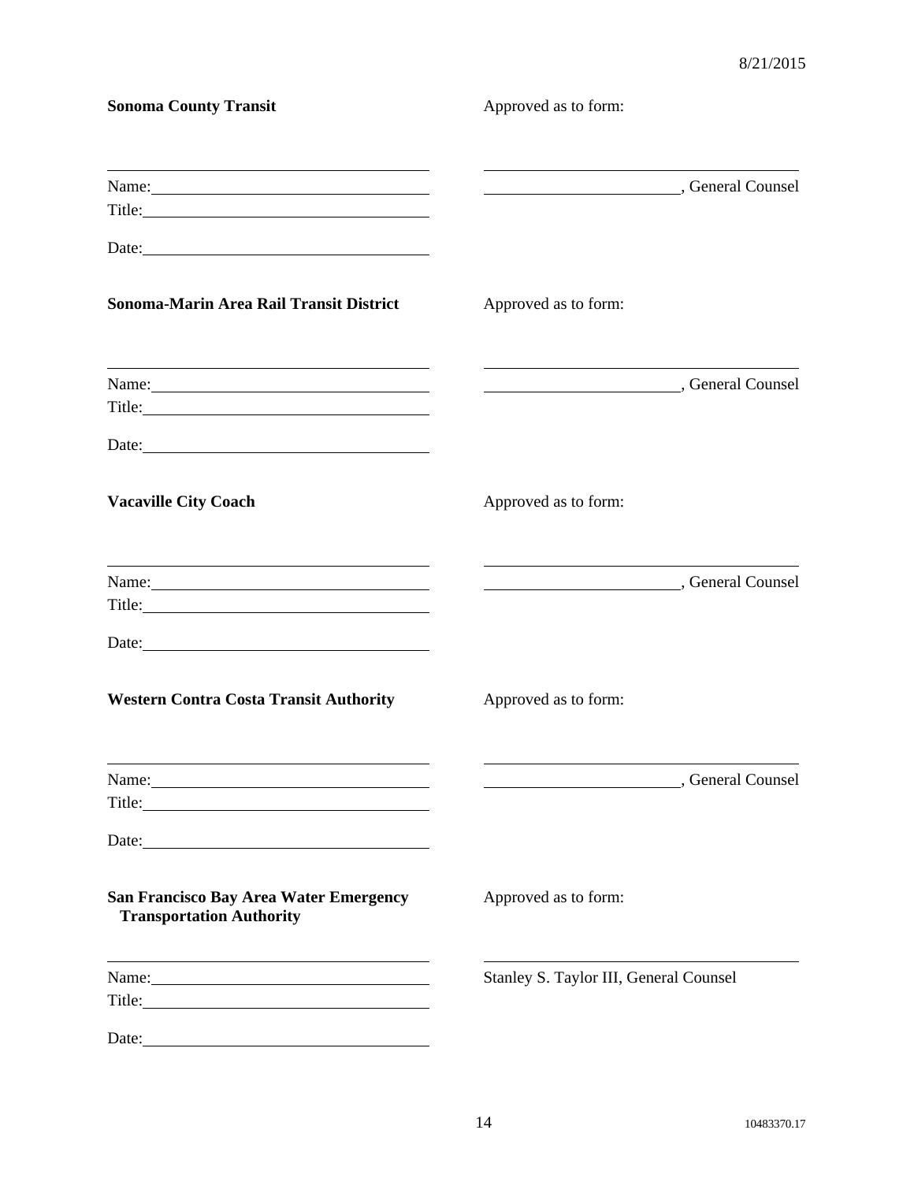8/21/2015

| **Sonoma County Transit** | Approved as to form: |
|---|---|
| ______________________________ | ______________________________ |
| Name: ______________________ | ____________________, General Counsel |
| Title: ______________________ | |
| Date: ______________________ | |
| **Sonoma-Marin Area Rail Transit District** | Approved as to form: |
| ______________________________ | ______________________________ |
| Name: ______________________ | ____________________, General Counsel |
| Title: ______________________ | |
| Date: ______________________ | |
| **Vacaville City Coach** | Approved as to form: |
| ______________________________ | ______________________________ |
| Name: ______________________ | ____________________, General Counsel |
| Title: ______________________ | |
| Date: ______________________ | |
| **Western Contra Costa Transit Authority** | Approved as to form: |
| ______________________________ | ______________________________ |
| Name: ______________________ | ____________________, General Counsel |
| Title: ______________________ | |
| Date: ______________________ | |
| **San Francisco Bay Area Water Emergency Transportation Authority** | Approved as to form: |
| ______________________________ | ______________________________ |
| Name: ______________________ | Stanley S. Taylor III, General Counsel |
| Title: ______________________ | |
| Date: ______________________ | |

10483370.17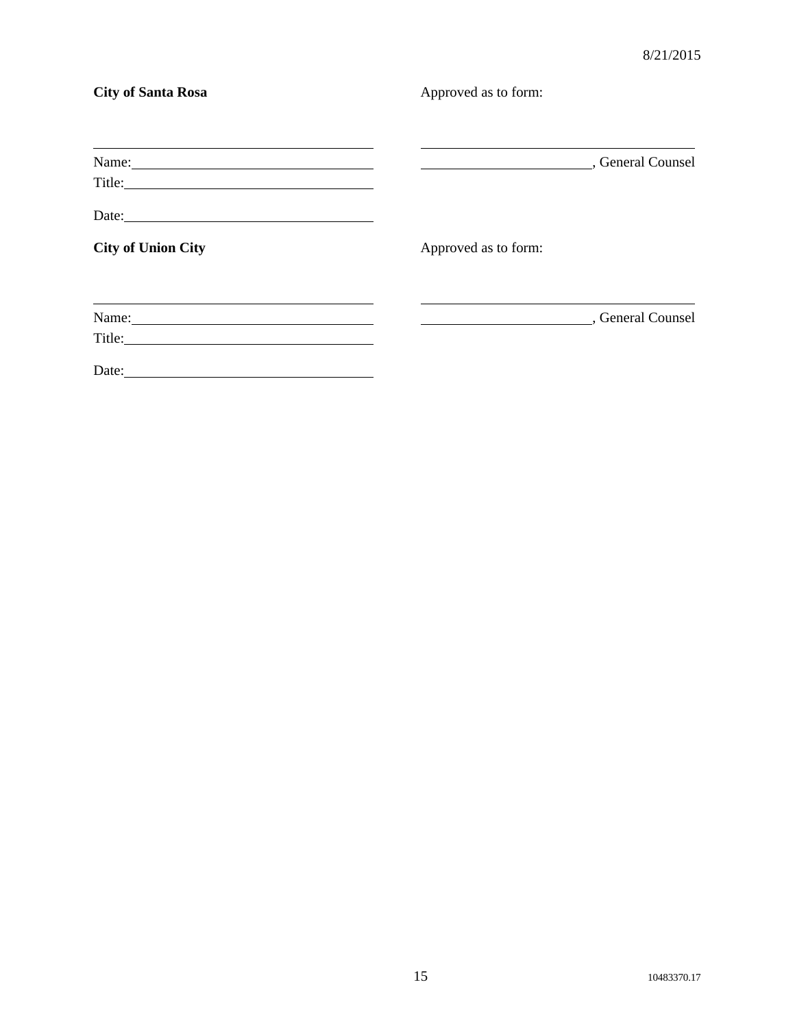**City of Santa Rosa**

\_\_\_\_\_\_\_\_\_\_\_\_\_\_\_\_\_\_\_\_\_\_\_\_\_\_\_\_\_\_\_\_\_\_\_\_

Name:\_\_\_\_\_\_\_\_\_\_\_\_\_\_\_\_\_\_\_\_\_\_\_\_\_\_\_\_\_\_

Title:\_\_\_\_\_\_\_\_\_\_\_\_\_\_\_\_\_\_\_\_\_\_\_\_\_\_\_\_\_\_

Date:\_\_\_\_\_\_\_\_\_\_\_\_\_\_\_\_\_\_\_\_\_\_\_\_\_\_\_\_\_\_

Approved as to form:

\_\_\_\_\_\_\_\_\_\_\_\_\_\_\_\_\_\_\_\_\_\_\_\_\_\_\_\_\_\_\_\_\_\_\_\_

\_\_\_\_\_\_\_\_\_\_\_\_\_\_\_\_\_\_\_\_\_\_, General Counsel

**City of Union City**

\_\_\_\_\_\_\_\_\_\_\_\_\_\_\_\_\_\_\_\_\_\_\_\_\_\_\_\_\_\_\_\_\_\_\_\_

Name:\_\_\_\_\_\_\_\_\_\_\_\_\_\_\_\_\_\_\_\_\_\_\_\_\_\_\_\_\_\_

Title:\_\_\_\_\_\_\_\_\_\_\_\_\_\_\_\_\_\_\_\_\_\_\_\_\_\_\_\_\_\_

Date:\_\_\_\_\_\_\_\_\_\_\_\_\_\_\_\_\_\_\_\_\_\_\_\_\_\_\_\_\_\_

Approved as to form:

\_\_\_\_\_\_\_\_\_\_\_\_\_\_\_\_\_\_\_\_\_\_\_\_\_\_\_\_\_\_\_\_\_\_\_\_

\_\_\_\_\_\_\_\_\_\_\_\_\_\_\_\_\_\_\_\_\_\_, General Counsel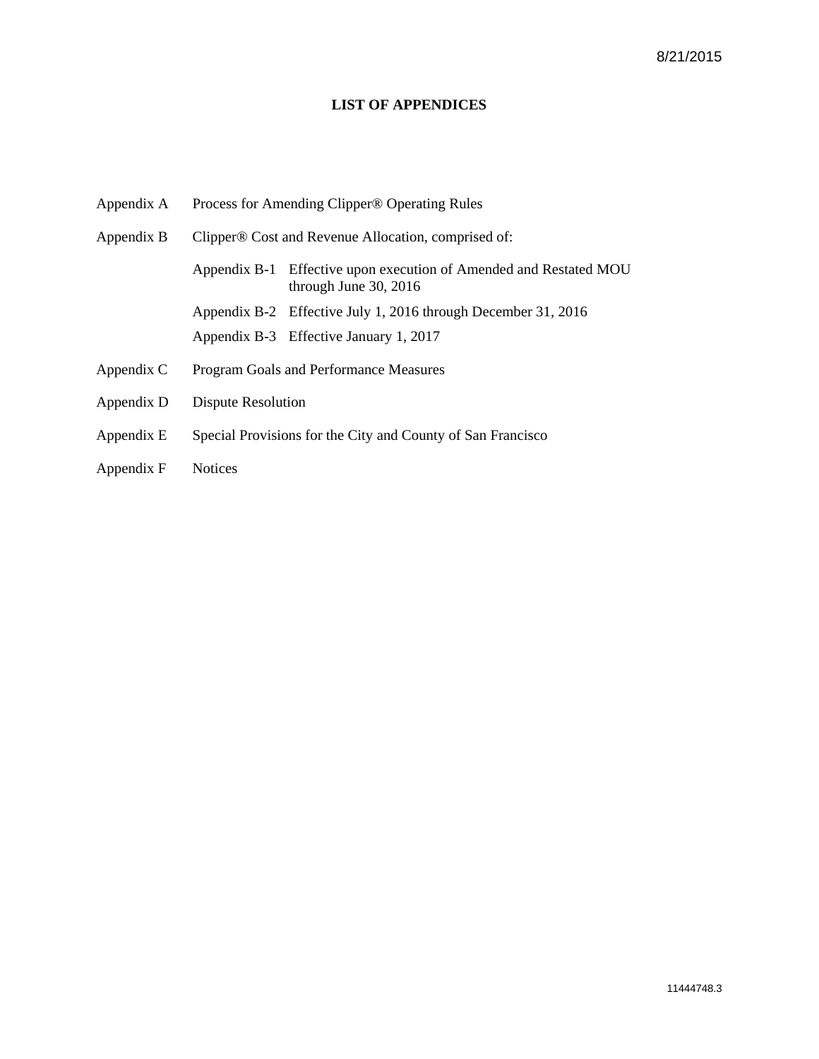8/21/2015

# LIST OF APPENDICES

Appendix A — Process for Amending Clipper® Operating Rules

Appendix B — Clipper® Cost and Revenue Allocation, comprised of:

- Appendix B-1 — Effective upon execution of Amended and Restated MOU through June 30, 2016
- Appendix B-2 — Effective July 1, 2016 through December 31, 2016
- Appendix B-3 — Effective January 1, 2017

Appendix C — Program Goals and Performance Measures

Appendix D — Dispute Resolution

Appendix E — Special Provisions for the City and County of San Francisco

Appendix F — Notices

11444748.3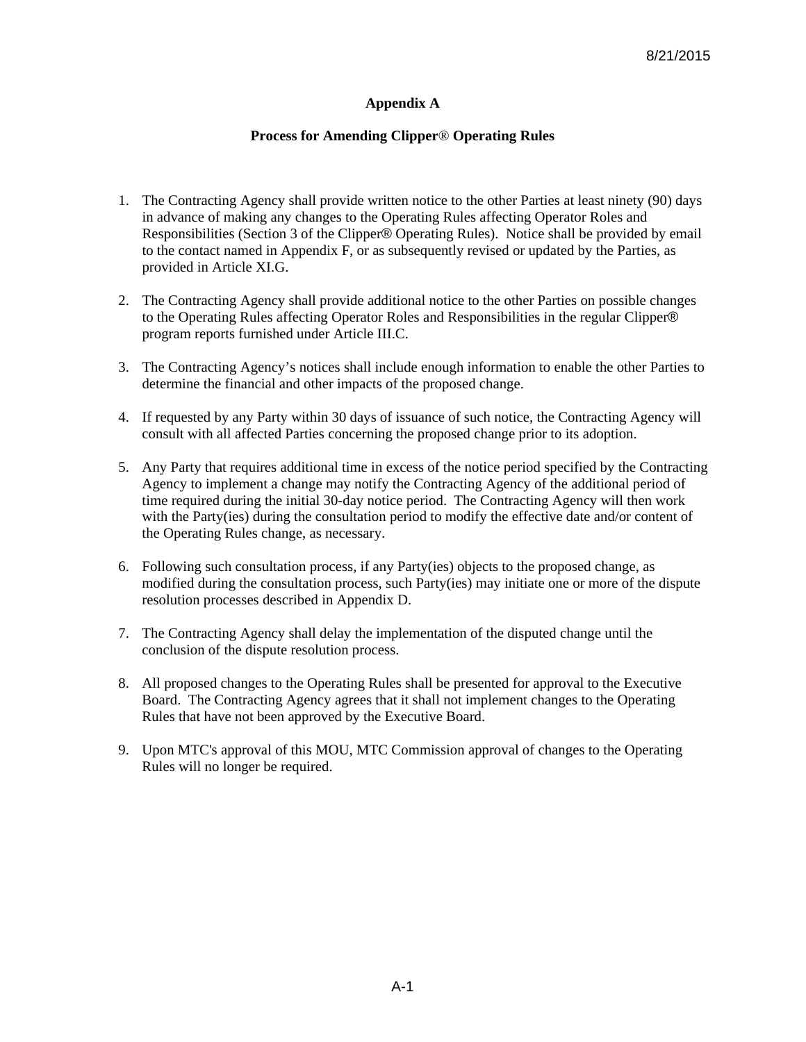8/21/2015

# Appendix A

## Process for Amending Clipper® Operating Rules

1. The Contracting Agency shall provide written notice to the other Parties at least ninety (90) days in advance of making any changes to the Operating Rules affecting Operator Roles and Responsibilities (Section 3 of the Clipper® Operating Rules). Notice shall be provided by email to the contact named in Appendix F, or as subsequently revised or updated by the Parties, as provided in Article XI.G.

2. The Contracting Agency shall provide additional notice to the other Parties on possible changes to the Operating Rules affecting Operator Roles and Responsibilities in the regular Clipper® program reports furnished under Article III.C.

3. The Contracting Agency's notices shall include enough information to enable the other Parties to determine the financial and other impacts of the proposed change.

4. If requested by any Party within 30 days of issuance of such notice, the Contracting Agency will consult with all affected Parties concerning the proposed change prior to its adoption.

5. Any Party that requires additional time in excess of the notice period specified by the Contracting Agency to implement a change may notify the Contracting Agency of the additional period of time required during the initial 30-day notice period. The Contracting Agency will then work with the Party(ies) during the consultation period to modify the effective date and/or content of the Operating Rules change, as necessary.

6. Following such consultation process, if any Party(ies) objects to the proposed change, as modified during the consultation process, such Party(ies) may initiate one or more of the dispute resolution processes described in Appendix D.

7. The Contracting Agency shall delay the implementation of the disputed change until the conclusion of the dispute resolution process.

8. All proposed changes to the Operating Rules shall be presented for approval to the Executive Board. The Contracting Agency agrees that it shall not implement changes to the Operating Rules that have not been approved by the Executive Board.

9. Upon MTC's approval of this MOU, MTC Commission approval of changes to the Operating Rules will no longer be required.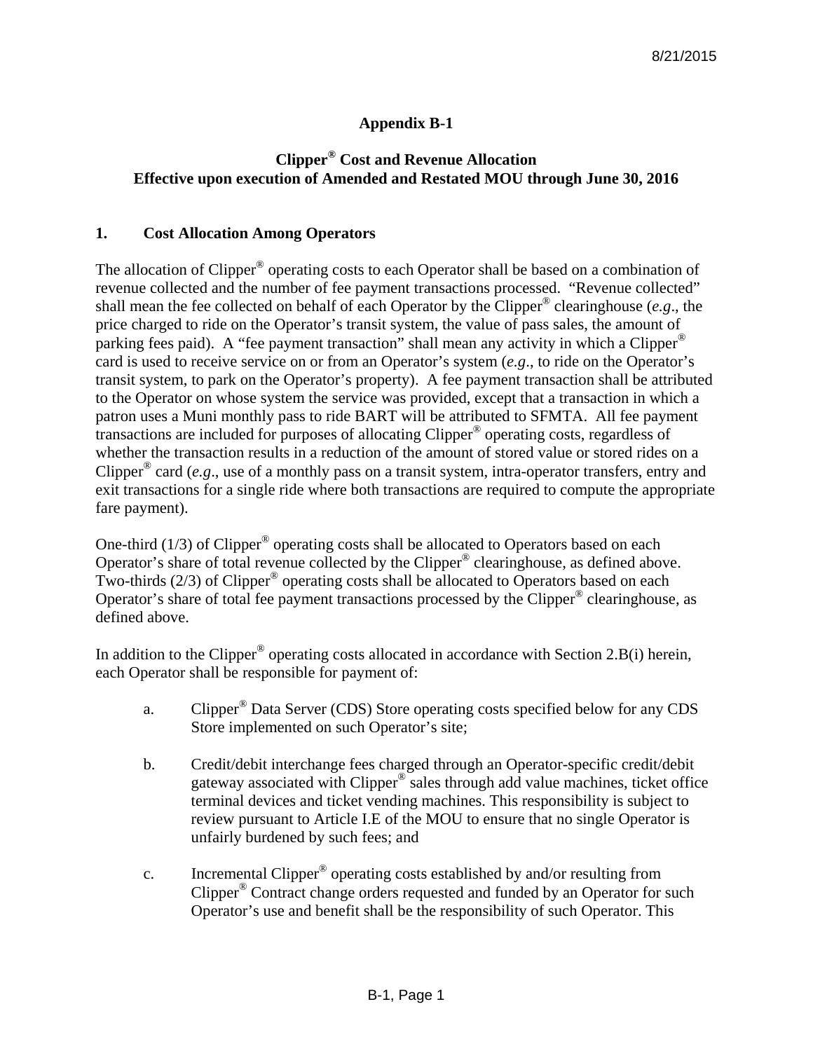8/21/2015

# Appendix B-1

## Clipper® Cost and Revenue Allocation
## Effective upon execution of Amended and Restated MOU through June 30, 2016

### 1. Cost Allocation Among Operators

The allocation of Clipper® operating costs to each Operator shall be based on a combination of revenue collected and the number of fee payment transactions processed. "Revenue collected" shall mean the fee collected on behalf of each Operator by the Clipper® clearinghouse (*e.g*., the price charged to ride on the Operator's transit system, the value of pass sales, the amount of parking fees paid). A "fee payment transaction" shall mean any activity in which a Clipper® card is used to receive service on or from an Operator's system (*e.g*., to ride on the Operator's transit system, to park on the Operator's property). A fee payment transaction shall be attributed to the Operator on whose system the service was provided, except that a transaction in which a patron uses a Muni monthly pass to ride BART will be attributed to SFMTA. All fee payment transactions are included for purposes of allocating Clipper® operating costs, regardless of whether the transaction results in a reduction of the amount of stored value or stored rides on a Clipper® card (*e.g*., use of a monthly pass on a transit system, intra-operator transfers, entry and exit transactions for a single ride where both transactions are required to compute the appropriate fare payment).

One-third (1/3) of Clipper® operating costs shall be allocated to Operators based on each Operator's share of total revenue collected by the Clipper® clearinghouse, as defined above. Two-thirds (2/3) of Clipper® operating costs shall be allocated to Operators based on each Operator's share of total fee payment transactions processed by the Clipper® clearinghouse, as defined above.

In addition to the Clipper® operating costs allocated in accordance with Section 2.B(i) herein, each Operator shall be responsible for payment of:

a. Clipper® Data Server (CDS) Store operating costs specified below for any CDS Store implemented on such Operator's site;

b. Credit/debit interchange fees charged through an Operator-specific credit/debit gateway associated with Clipper® sales through add value machines, ticket office terminal devices and ticket vending machines. This responsibility is subject to review pursuant to Article I.E of the MOU to ensure that no single Operator is unfairly burdened by such fees; and

c. Incremental Clipper® operating costs established by and/or resulting from Clipper® Contract change orders requested and funded by an Operator for such Operator's use and benefit shall be the responsibility of such Operator. This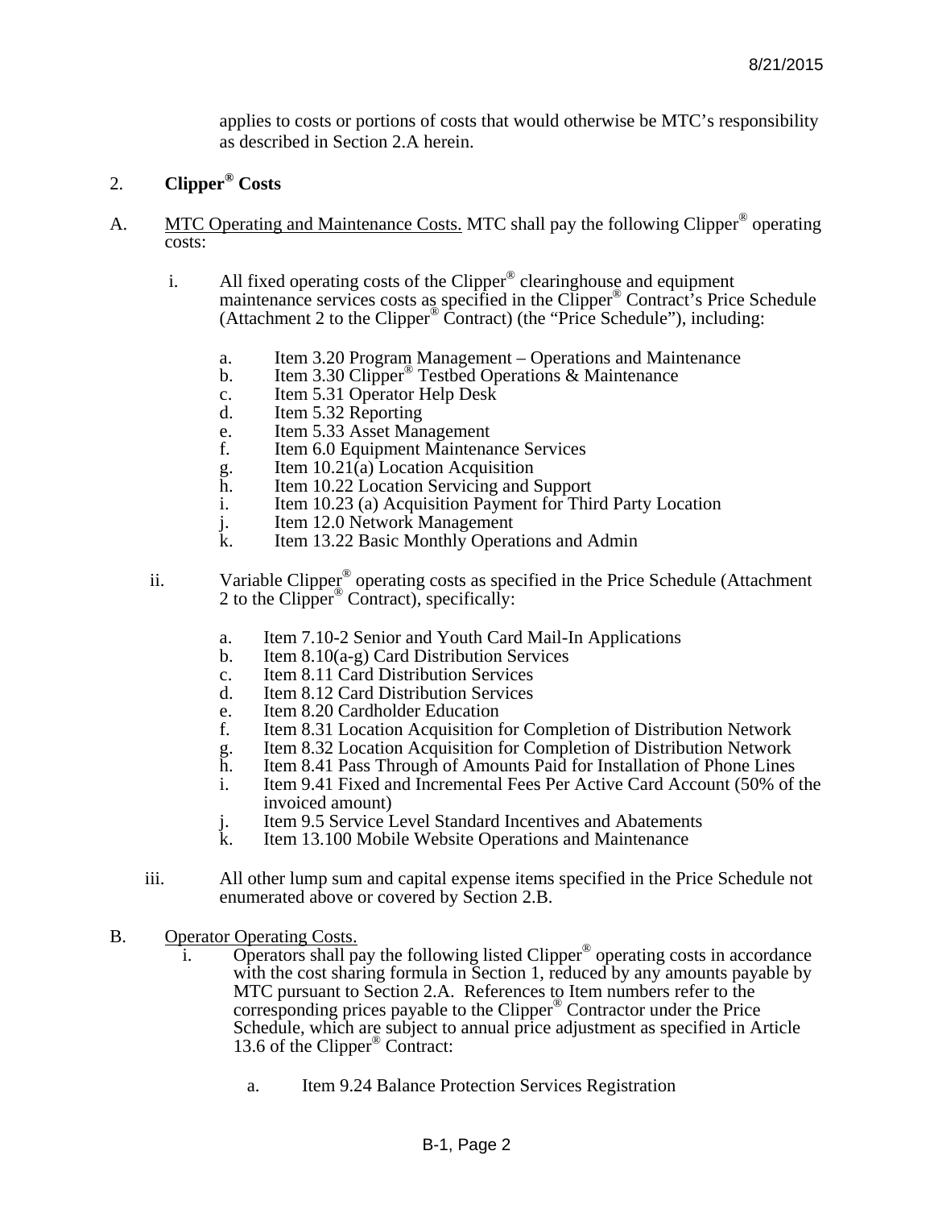applies to costs or portions of costs that would otherwise be MTC's responsibility as described in Section 2.A herein.

2. **Clipper® Costs**

A. MTC Operating and Maintenance Costs. MTC shall pay the following Clipper® operating costs:

i. All fixed operating costs of the Clipper® clearinghouse and equipment maintenance services costs as specified in the Clipper® Contract's Price Schedule (Attachment 2 to the Clipper® Contract) (the "Price Schedule"), including:

a. Item 3.20 Program Management – Operations and Maintenance
b. Item 3.30 Clipper® Testbed Operations & Maintenance
c. Item 5.31 Operator Help Desk
d. Item 5.32 Reporting
e. Item 5.33 Asset Management
f. Item 6.0 Equipment Maintenance Services
g. Item 10.21(a) Location Acquisition
h. Item 10.22 Location Servicing and Support
i. Item 10.23 (a) Acquisition Payment for Third Party Location
j. Item 12.0 Network Management
k. Item 13.22 Basic Monthly Operations and Admin

ii. Variable Clipper® operating costs as specified in the Price Schedule (Attachment 2 to the Clipper® Contract), specifically:

a. Item 7.10-2 Senior and Youth Card Mail-In Applications
b. Item 8.10(a-g) Card Distribution Services
c. Item 8.11 Card Distribution Services
d. Item 8.12 Card Distribution Services
e. Item 8.20 Cardholder Education
f. Item 8.31 Location Acquisition for Completion of Distribution Network
g. Item 8.32 Location Acquisition for Completion of Distribution Network
h. Item 8.41 Pass Through of Amounts Paid for Installation of Phone Lines
i. Item 9.41 Fixed and Incremental Fees Per Active Card Account (50% of the invoiced amount)
j. Item 9.5 Service Level Standard Incentives and Abatements
k. Item 13.100 Mobile Website Operations and Maintenance

iii. All other lump sum and capital expense items specified in the Price Schedule not enumerated above or covered by Section 2.B.

B. Operator Operating Costs.

i. Operators shall pay the following listed Clipper® operating costs in accordance with the cost sharing formula in Section 1, reduced by any amounts payable by MTC pursuant to Section 2.A. References to Item numbers refer to the corresponding prices payable to the Clipper® Contractor under the Price Schedule, which are subject to annual price adjustment as specified in Article 13.6 of the Clipper® Contract:

a. Item 9.24 Balance Protection Services Registration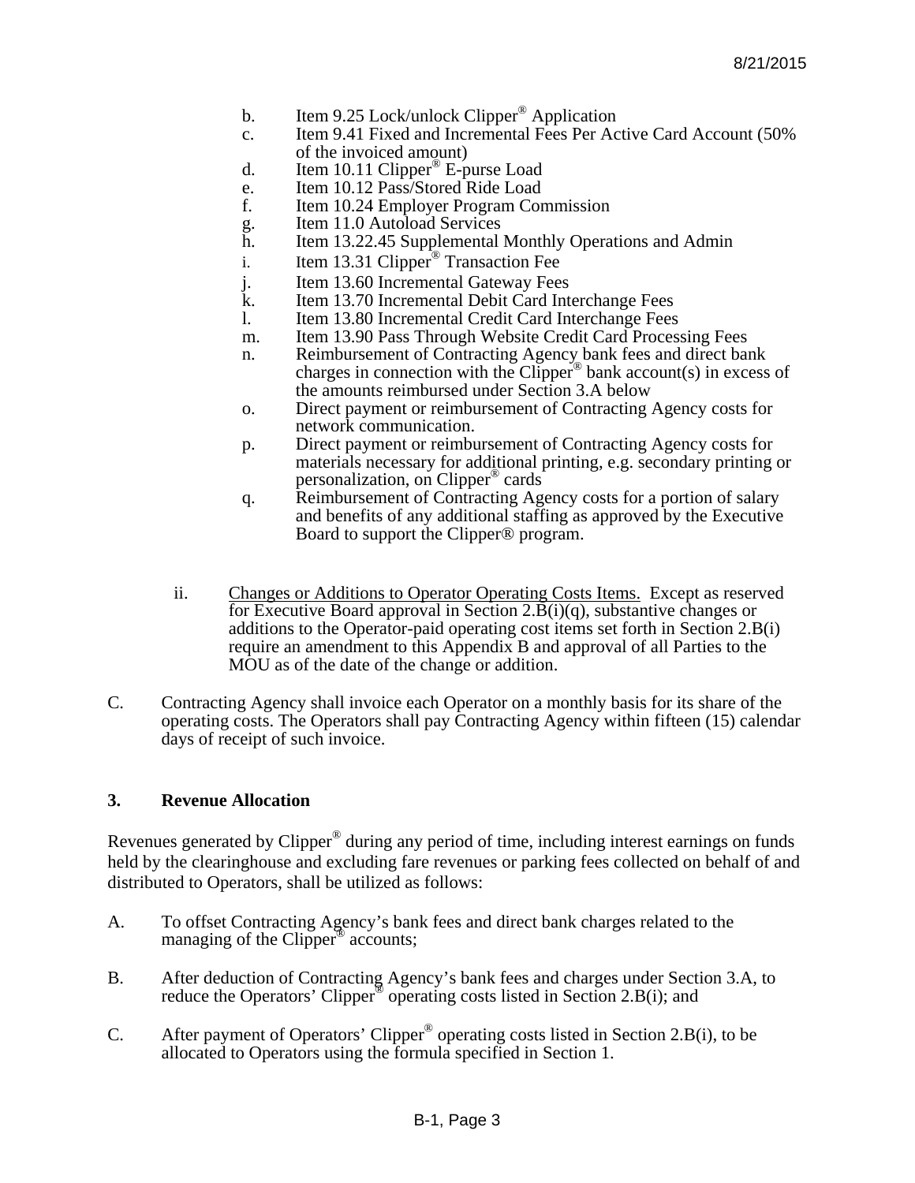b. Item 9.25 Lock/unlock Clipper® Application
c. Item 9.41 Fixed and Incremental Fees Per Active Card Account (50% of the invoiced amount)
d. Item 10.11 Clipper® E-purse Load
e. Item 10.12 Pass/Stored Ride Load
f. Item 10.24 Employer Program Commission
g. Item 11.0 Autoload Services
h. Item 13.22.45 Supplemental Monthly Operations and Admin
i. Item 13.31 Clipper® Transaction Fee
j. Item 13.60 Incremental Gateway Fees
k. Item 13.70 Incremental Debit Card Interchange Fees
l. Item 13.80 Incremental Credit Card Interchange Fees
m. Item 13.90 Pass Through Website Credit Card Processing Fees
n. Reimbursement of Contracting Agency bank fees and direct bank charges in connection with the Clipper® bank account(s) in excess of the amounts reimbursed under Section 3.A below
o. Direct payment or reimbursement of Contracting Agency costs for network communication.
p. Direct payment or reimbursement of Contracting Agency costs for materials necessary for additional printing, e.g. secondary printing or personalization, on Clipper® cards
q. Reimbursement of Contracting Agency costs for a portion of salary and benefits of any additional staffing as approved by the Executive Board to support the Clipper® program.

ii. Changes or Additions to Operator Operating Costs Items. Except as reserved for Executive Board approval in Section 2.B(i)(q), substantive changes or additions to the Operator-paid operating cost items set forth in Section 2.B(i) require an amendment to this Appendix B and approval of all Parties to the MOU as of the date of the change or addition.

C. Contracting Agency shall invoice each Operator on a monthly basis for its share of the operating costs. The Operators shall pay Contracting Agency within fifteen (15) calendar days of receipt of such invoice.

### 3. Revenue Allocation

Revenues generated by Clipper® during any period of time, including interest earnings on funds held by the clearinghouse and excluding fare revenues or parking fees collected on behalf of and distributed to Operators, shall be utilized as follows:

A. To offset Contracting Agency's bank fees and direct bank charges related to the managing of the Clipper® accounts;

B. After deduction of Contracting Agency's bank fees and charges under Section 3.A, to reduce the Operators' Clipper® operating costs listed in Section 2.B(i); and

C. After payment of Operators' Clipper® operating costs listed in Section 2.B(i), to be allocated to Operators using the formula specified in Section 1.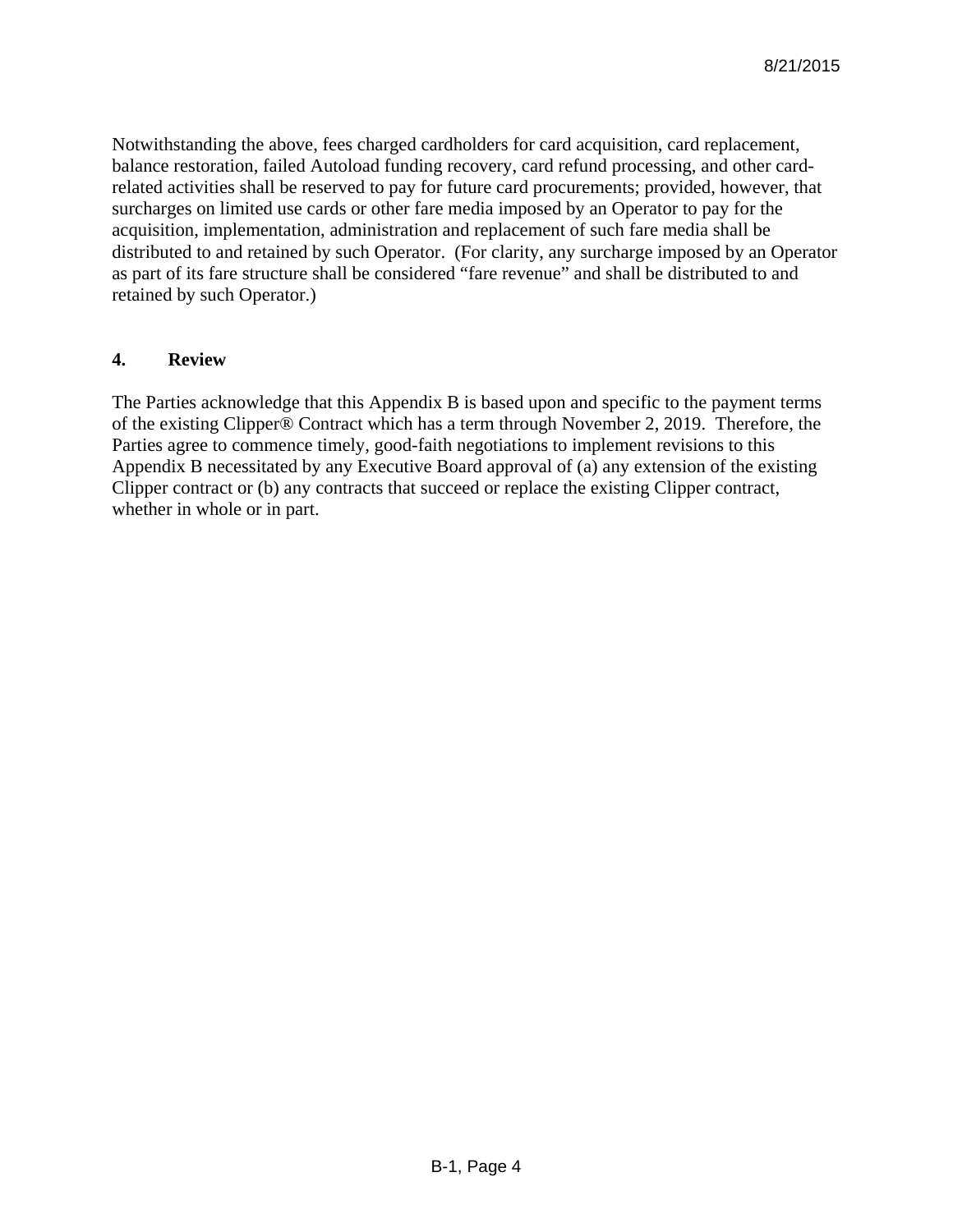Notwithstanding the above, fees charged cardholders for card acquisition, card replacement, balance restoration, failed Autoload funding recovery, card refund processing, and other card-related activities shall be reserved to pay for future card procurements; provided, however, that surcharges on limited use cards or other fare media imposed by an Operator to pay for the acquisition, implementation, administration and replacement of such fare media shall be distributed to and retained by such Operator. (For clarity, any surcharge imposed by an Operator as part of its fare structure shall be considered "fare revenue" and shall be distributed to and retained by such Operator.)

### 4. Review

The Parties acknowledge that this Appendix B is based upon and specific to the payment terms of the existing Clipper® Contract which has a term through November 2, 2019. Therefore, the Parties agree to commence timely, good-faith negotiations to implement revisions to this Appendix B necessitated by any Executive Board approval of (a) any extension of the existing Clipper contract or (b) any contracts that succeed or replace the existing Clipper contract, whether in whole or in part.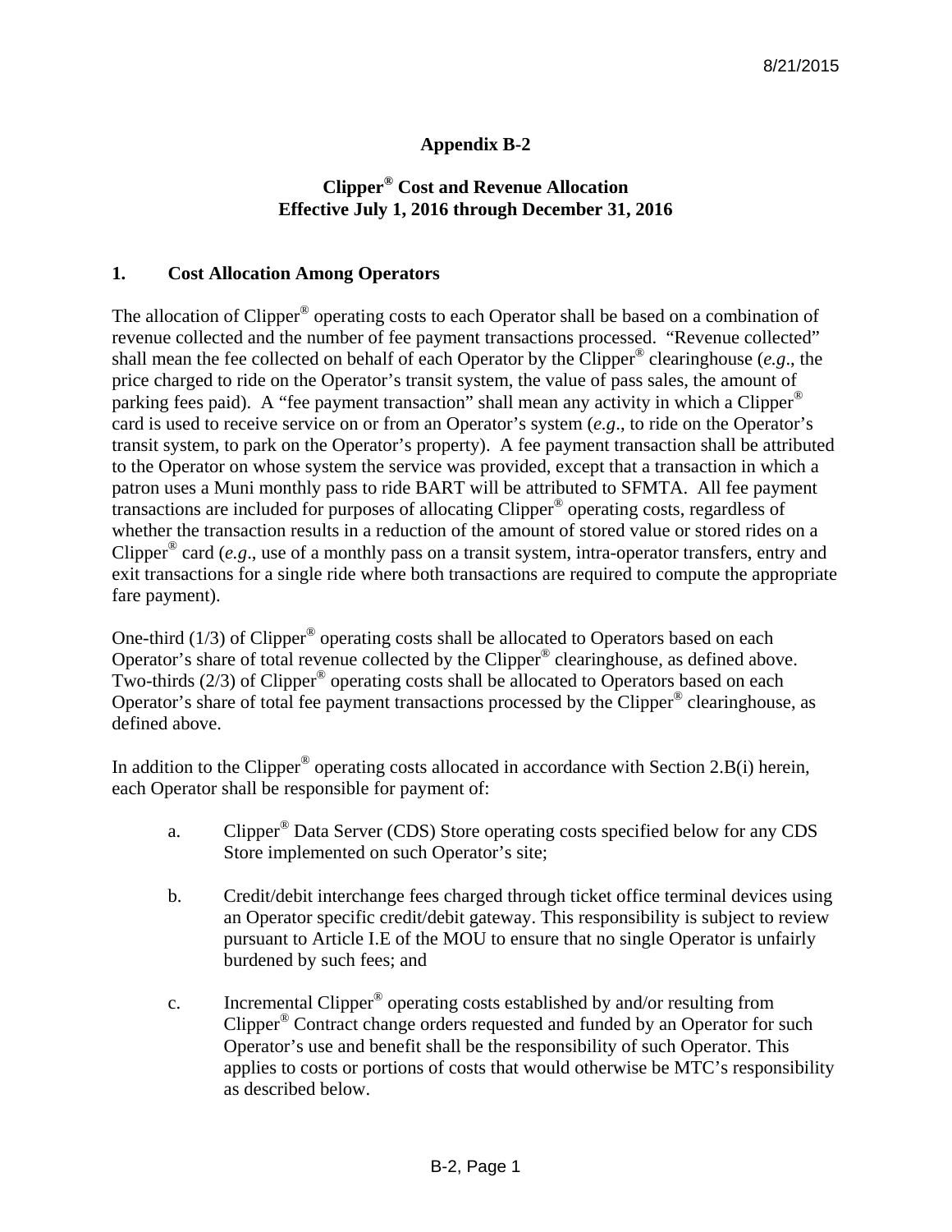8/21/2015

# Appendix B-2

## Clipper® Cost and Revenue Allocation
## Effective July 1, 2016 through December 31, 2016

### 1. Cost Allocation Among Operators

The allocation of Clipper® operating costs to each Operator shall be based on a combination of revenue collected and the number of fee payment transactions processed. "Revenue collected" shall mean the fee collected on behalf of each Operator by the Clipper® clearinghouse (*e.g.*, the price charged to ride on the Operator's transit system, the value of pass sales, the amount of parking fees paid). A "fee payment transaction" shall mean any activity in which a Clipper® card is used to receive service on or from an Operator's system (*e.g.*, to ride on the Operator's transit system, to park on the Operator's property). A fee payment transaction shall be attributed to the Operator on whose system the service was provided, except that a transaction in which a patron uses a Muni monthly pass to ride BART will be attributed to SFMTA. All fee payment transactions are included for purposes of allocating Clipper® operating costs, regardless of whether the transaction results in a reduction of the amount of stored value or stored rides on a Clipper® card (*e.g.*, use of a monthly pass on a transit system, intra-operator transfers, entry and exit transactions for a single ride where both transactions are required to compute the appropriate fare payment).

One-third (1/3) of Clipper® operating costs shall be allocated to Operators based on each Operator's share of total revenue collected by the Clipper® clearinghouse, as defined above. Two-thirds (2/3) of Clipper® operating costs shall be allocated to Operators based on each Operator's share of total fee payment transactions processed by the Clipper® clearinghouse, as defined above.

In addition to the Clipper® operating costs allocated in accordance with Section 2.B(i) herein, each Operator shall be responsible for payment of:

a. Clipper® Data Server (CDS) Store operating costs specified below for any CDS Store implemented on such Operator's site;

b. Credit/debit interchange fees charged through ticket office terminal devices using an Operator specific credit/debit gateway. This responsibility is subject to review pursuant to Article I.E of the MOU to ensure that no single Operator is unfairly burdened by such fees; and

c. Incremental Clipper® operating costs established by and/or resulting from Clipper® Contract change orders requested and funded by an Operator for such Operator's use and benefit shall be the responsibility of such Operator. This applies to costs or portions of costs that would otherwise be MTC's responsibility as described below.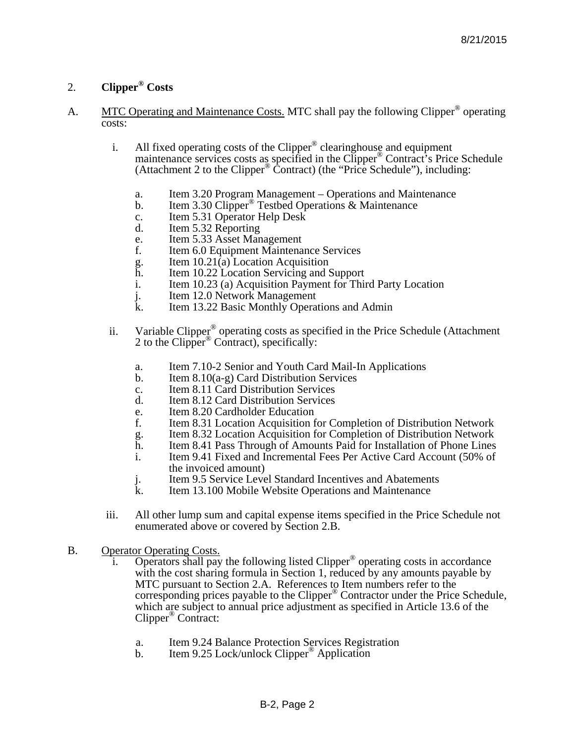## 2. **Clipper® Costs**

A. MTC Operating and Maintenance Costs. MTC shall pay the following Clipper® operating costs:

i. All fixed operating costs of the Clipper® clearinghouse and equipment maintenance services costs as specified in the Clipper® Contract's Price Schedule (Attachment 2 to the Clipper® Contract) (the "Price Schedule"), including:

   a. Item 3.20 Program Management – Operations and Maintenance
   b. Item 3.30 Clipper® Testbed Operations & Maintenance
   c. Item 5.31 Operator Help Desk
   d. Item 5.32 Reporting
   e. Item 5.33 Asset Management
   f. Item 6.0 Equipment Maintenance Services
   g. Item 10.21(a) Location Acquisition
   h. Item 10.22 Location Servicing and Support
   i. Item 10.23 (a) Acquisition Payment for Third Party Location
   j. Item 12.0 Network Management
   k. Item 13.22 Basic Monthly Operations and Admin

ii. Variable Clipper® operating costs as specified in the Price Schedule (Attachment 2 to the Clipper® Contract), specifically:

   a. Item 7.10-2 Senior and Youth Card Mail-In Applications
   b. Item 8.10(a-g) Card Distribution Services
   c. Item 8.11 Card Distribution Services
   d. Item 8.12 Card Distribution Services
   e. Item 8.20 Cardholder Education
   f. Item 8.31 Location Acquisition for Completion of Distribution Network
   g. Item 8.32 Location Acquisition for Completion of Distribution Network
   h. Item 8.41 Pass Through of Amounts Paid for Installation of Phone Lines
   i. Item 9.41 Fixed and Incremental Fees Per Active Card Account (50% of the invoiced amount)
   j. Item 9.5 Service Level Standard Incentives and Abatements
   k. Item 13.100 Mobile Website Operations and Maintenance

iii. All other lump sum and capital expense items specified in the Price Schedule not enumerated above or covered by Section 2.B.

B. Operator Operating Costs.

i. Operators shall pay the following listed Clipper® operating costs in accordance with the cost sharing formula in Section 1, reduced by any amounts payable by MTC pursuant to Section 2.A. References to Item numbers refer to the corresponding prices payable to the Clipper® Contractor under the Price Schedule, which are subject to annual price adjustment as specified in Article 13.6 of the Clipper® Contract:

   a. Item 9.24 Balance Protection Services Registration
   b. Item 9.25 Lock/unlock Clipper® Application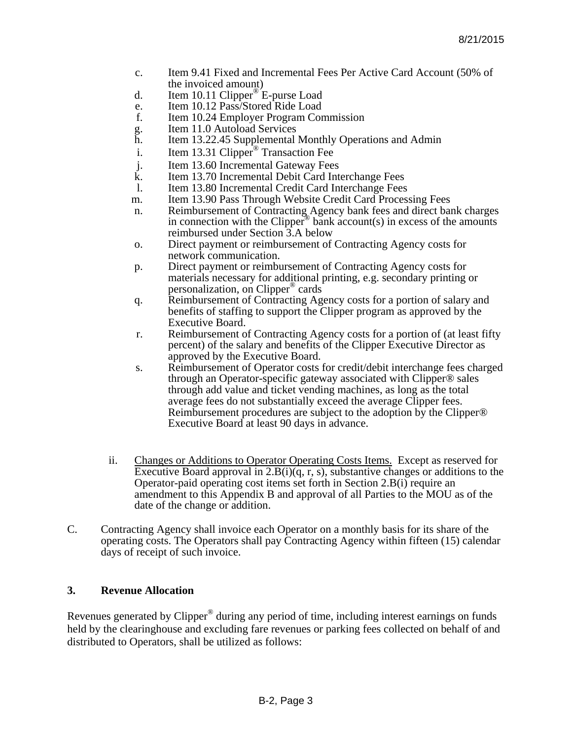c. Item 9.41 Fixed and Incremental Fees Per Active Card Account (50% of the invoiced amount)
d. Item 10.11 Clipper® E-purse Load
e. Item 10.12 Pass/Stored Ride Load
f. Item 10.24 Employer Program Commission
g. Item 11.0 Autoload Services
h. Item 13.22.45 Supplemental Monthly Operations and Admin
i. Item 13.31 Clipper® Transaction Fee
j. Item 13.60 Incremental Gateway Fees
k. Item 13.70 Incremental Debit Card Interchange Fees
l. Item 13.80 Incremental Credit Card Interchange Fees
m. Item 13.90 Pass Through Website Credit Card Processing Fees
n. Reimbursement of Contracting Agency bank fees and direct bank charges in connection with the Clipper® bank account(s) in excess of the amounts reimbursed under Section 3.A below
o. Direct payment or reimbursement of Contracting Agency costs for network communication.
p. Direct payment or reimbursement of Contracting Agency costs for materials necessary for additional printing, e.g. secondary printing or personalization, on Clipper® cards
q. Reimbursement of Contracting Agency costs for a portion of salary and benefits of staffing to support the Clipper program as approved by the Executive Board.
r. Reimbursement of Contracting Agency costs for a portion of (at least fifty percent) of the salary and benefits of the Clipper Executive Director as approved by the Executive Board.
s. Reimbursement of Operator costs for credit/debit interchange fees charged through an Operator-specific gateway associated with Clipper® sales through add value and ticket vending machines, as long as the total average fees do not substantially exceed the average Clipper fees. Reimbursement procedures are subject to the adoption by the Clipper® Executive Board at least 90 days in advance.

ii. Changes or Additions to Operator Operating Costs Items. Except as reserved for Executive Board approval in 2.B(i)(q, r, s), substantive changes or additions to the Operator-paid operating cost items set forth in Section 2.B(i) require an amendment to this Appendix B and approval of all Parties to the MOU as of the date of the change or addition.

C. Contracting Agency shall invoice each Operator on a monthly basis for its share of the operating costs. The Operators shall pay Contracting Agency within fifteen (15) calendar days of receipt of such invoice.

**3. Revenue Allocation**

Revenues generated by Clipper® during any period of time, including interest earnings on funds held by the clearinghouse and excluding fare revenues or parking fees collected on behalf of and distributed to Operators, shall be utilized as follows: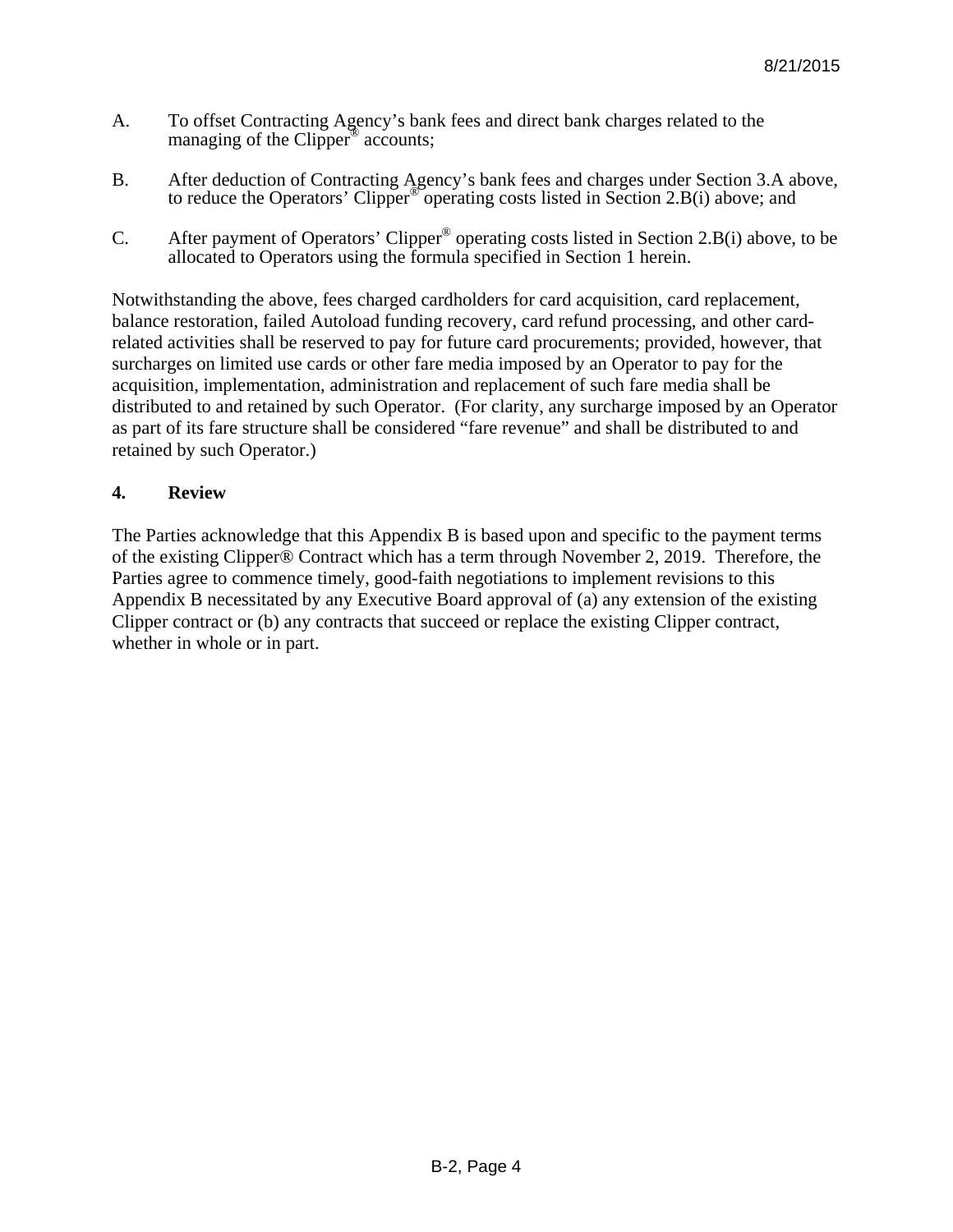A. To offset Contracting Agency's bank fees and direct bank charges related to the managing of the Clipper® accounts;

B. After deduction of Contracting Agency's bank fees and charges under Section 3.A above, to reduce the Operators' Clipper® operating costs listed in Section 2.B(i) above; and

C. After payment of Operators' Clipper® operating costs listed in Section 2.B(i) above, to be allocated to Operators using the formula specified in Section 1 herein.

Notwithstanding the above, fees charged cardholders for card acquisition, card replacement, balance restoration, failed Autoload funding recovery, card refund processing, and other card-related activities shall be reserved to pay for future card procurements; provided, however, that surcharges on limited use cards or other fare media imposed by an Operator to pay for the acquisition, implementation, administration and replacement of such fare media shall be distributed to and retained by such Operator. (For clarity, any surcharge imposed by an Operator as part of its fare structure shall be considered "fare revenue" and shall be distributed to and retained by such Operator.)

## 4. Review

The Parties acknowledge that this Appendix B is based upon and specific to the payment terms of the existing Clipper® Contract which has a term through November 2, 2019. Therefore, the Parties agree to commence timely, good-faith negotiations to implement revisions to this Appendix B necessitated by any Executive Board approval of (a) any extension of the existing Clipper contract or (b) any contracts that succeed or replace the existing Clipper contract, whether in whole or in part.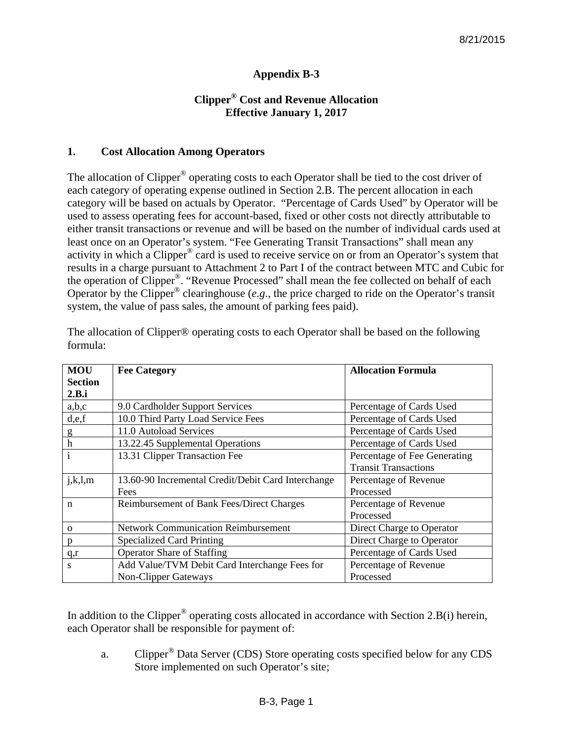## Appendix B-3

## Clipper® Cost and Revenue Allocation
## Effective January 1, 2017

### 1. Cost Allocation Among Operators

The allocation of Clipper® operating costs to each Operator shall be tied to the cost driver of each category of operating expense outlined in Section 2.B. The percent allocation in each category will be based on actuals by Operator. "Percentage of Cards Used" by Operator will be used to assess operating fees for account-based, fixed or other costs not directly attributable to either transit transactions or revenue and will be based on the number of individual cards used at least once on an Operator's system. "Fee Generating Transit Transactions" shall mean any activity in which a Clipper® card is used to receive service on or from an Operator's system that results in a charge pursuant to Attachment 2 to Part I of the contract between MTC and Cubic for the operation of Clipper®. "Revenue Processed" shall mean the fee collected on behalf of each Operator by the Clipper® clearinghouse (*e.g*., the price charged to ride on the Operator's transit system, the value of pass sales, the amount of parking fees paid).

The allocation of Clipper® operating costs to each Operator shall be based on the following formula:

| MOU Section 2.B.i | Fee Category | Allocation Formula |
|---|---|---|
| a,b,c | 9.0 Cardholder Support Services | Percentage of Cards Used |
| d,e,f | 10.0 Third Party Load Service Fees | Percentage of Cards Used |
| g | 11.0 Autoload Services | Percentage of Cards Used |
| h | 13.22.45 Supplemental Operations | Percentage of Cards Used |
| i | 13.31 Clipper Transaction Fee | Percentage of Fee Generating Transit Transactions |
| j,k,l,m | 13.60-90 Incremental Credit/Debit Card Interchange Fees | Percentage of Revenue Processed |
| n | Reimbursement of Bank Fees/Direct Charges | Percentage of Revenue Processed |
| o | Network Communication Reimbursement | Direct Charge to Operator |
| p | Specialized Card Printing | Direct Charge to Operator |
| q,r | Operator Share of Staffing | Percentage of Cards Used |
| s | Add Value/TVM Debit Card Interchange Fees for Non-Clipper Gateways | Percentage of Revenue Processed |

In addition to the Clipper® operating costs allocated in accordance with Section 2.B(i) herein, each Operator shall be responsible for payment of:

a. Clipper® Data Server (CDS) Store operating costs specified below for any CDS Store implemented on such Operator's site;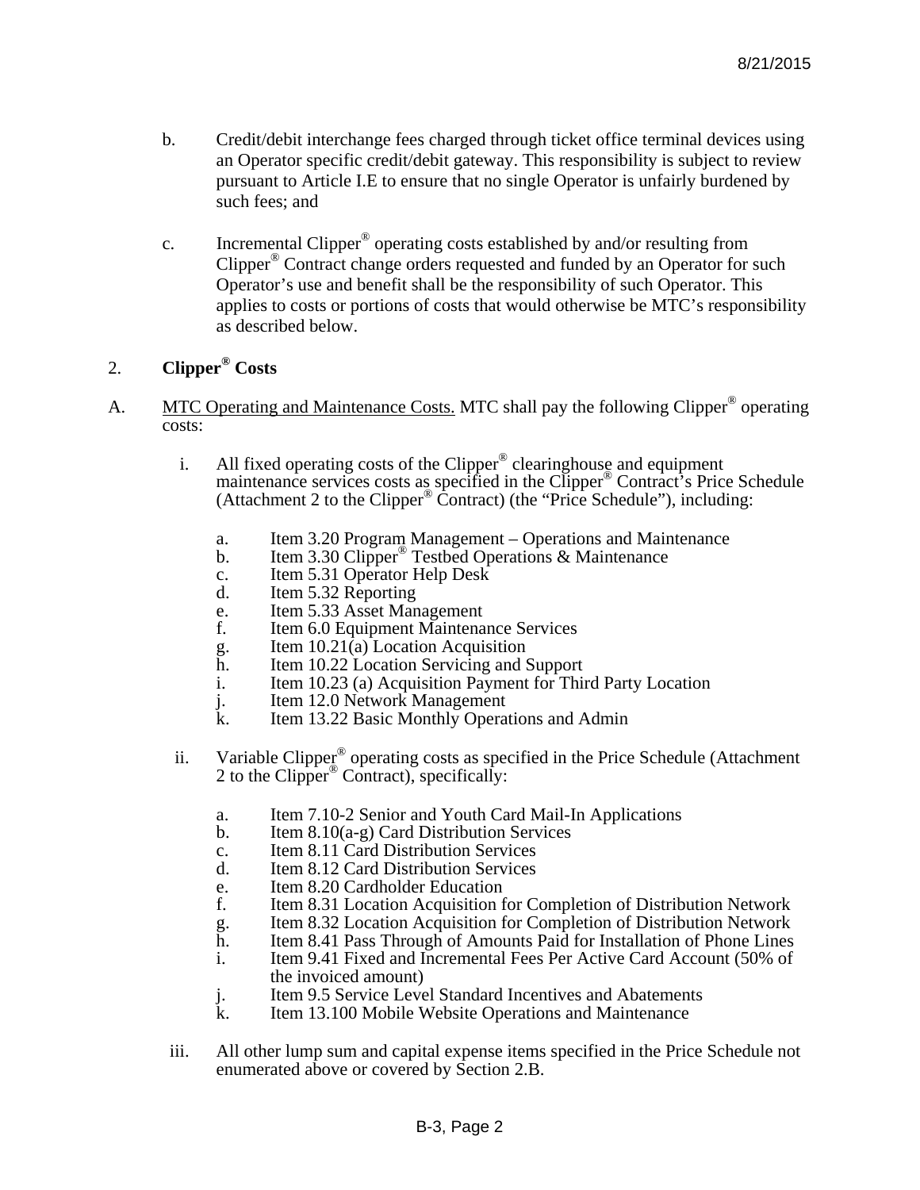b. Credit/debit interchange fees charged through ticket office terminal devices using an Operator specific credit/debit gateway. This responsibility is subject to review pursuant to Article I.E to ensure that no single Operator is unfairly burdened by such fees; and

c. Incremental Clipper® operating costs established by and/or resulting from Clipper® Contract change orders requested and funded by an Operator for such Operator's use and benefit shall be the responsibility of such Operator. This applies to costs or portions of costs that would otherwise be MTC's responsibility as described below.

2. **Clipper® Costs**

A. MTC Operating and Maintenance Costs. MTC shall pay the following Clipper® operating costs:

i. All fixed operating costs of the Clipper® clearinghouse and equipment maintenance services costs as specified in the Clipper® Contract's Price Schedule (Attachment 2 to the Clipper® Contract) (the "Price Schedule"), including:

a. Item 3.20 Program Management – Operations and Maintenance
b. Item 3.30 Clipper® Testbed Operations & Maintenance
c. Item 5.31 Operator Help Desk
d. Item 5.32 Reporting
e. Item 5.33 Asset Management
f. Item 6.0 Equipment Maintenance Services
g. Item 10.21(a) Location Acquisition
h. Item 10.22 Location Servicing and Support
i. Item 10.23 (a) Acquisition Payment for Third Party Location
j. Item 12.0 Network Management
k. Item 13.22 Basic Monthly Operations and Admin

ii. Variable Clipper® operating costs as specified in the Price Schedule (Attachment 2 to the Clipper® Contract), specifically:

a. Item 7.10-2 Senior and Youth Card Mail-In Applications
b. Item 8.10(a-g) Card Distribution Services
c. Item 8.11 Card Distribution Services
d. Item 8.12 Card Distribution Services
e. Item 8.20 Cardholder Education
f. Item 8.31 Location Acquisition for Completion of Distribution Network
g. Item 8.32 Location Acquisition for Completion of Distribution Network
h. Item 8.41 Pass Through of Amounts Paid for Installation of Phone Lines
i. Item 9.41 Fixed and Incremental Fees Per Active Card Account (50% of the invoiced amount)
j. Item 9.5 Service Level Standard Incentives and Abatements
k. Item 13.100 Mobile Website Operations and Maintenance

iii. All other lump sum and capital expense items specified in the Price Schedule not enumerated above or covered by Section 2.B.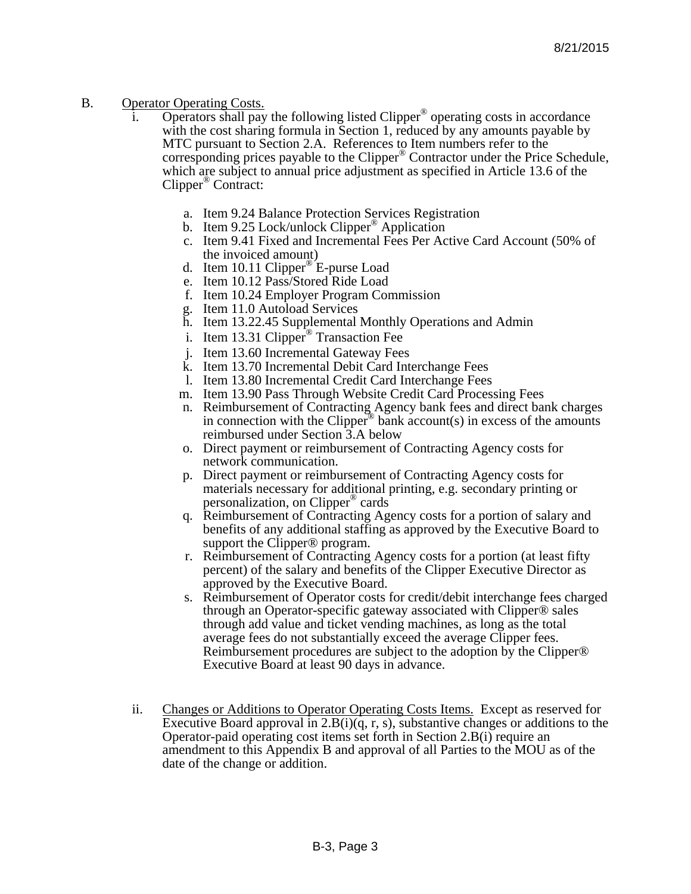B. Operator Operating Costs.

i. Operators shall pay the following listed Clipper® operating costs in accordance with the cost sharing formula in Section 1, reduced by any amounts payable by MTC pursuant to Section 2.A. References to Item numbers refer to the corresponding prices payable to the Clipper® Contractor under the Price Schedule, which are subject to annual price adjustment as specified in Article 13.6 of the Clipper® Contract:

   a. Item 9.24 Balance Protection Services Registration
   b. Item 9.25 Lock/unlock Clipper® Application
   c. Item 9.41 Fixed and Incremental Fees Per Active Card Account (50% of the invoiced amount)
   d. Item 10.11 Clipper® E-purse Load
   e. Item 10.12 Pass/Stored Ride Load
   f. Item 10.24 Employer Program Commission
   g. Item 11.0 Autoload Services
   h. Item 13.22.45 Supplemental Monthly Operations and Admin
   i. Item 13.31 Clipper® Transaction Fee
   j. Item 13.60 Incremental Gateway Fees
   k. Item 13.70 Incremental Debit Card Interchange Fees
   l. Item 13.80 Incremental Credit Card Interchange Fees
   m. Item 13.90 Pass Through Website Credit Card Processing Fees
   n. Reimbursement of Contracting Agency bank fees and direct bank charges in connection with the Clipper® bank account(s) in excess of the amounts reimbursed under Section 3.A below
   o. Direct payment or reimbursement of Contracting Agency costs for network communication.
   p. Direct payment or reimbursement of Contracting Agency costs for materials necessary for additional printing, e.g. secondary printing or personalization, on Clipper® cards
   q. Reimbursement of Contracting Agency costs for a portion of salary and benefits of any additional staffing as approved by the Executive Board to support the Clipper® program.
   r. Reimbursement of Contracting Agency costs for a portion (at least fifty percent) of the salary and benefits of the Clipper Executive Director as approved by the Executive Board.
   s. Reimbursement of Operator costs for credit/debit interchange fees charged through an Operator-specific gateway associated with Clipper® sales through add value and ticket vending machines, as long as the total average fees do not substantially exceed the average Clipper fees. Reimbursement procedures are subject to the adoption by the Clipper® Executive Board at least 90 days in advance.

ii. Changes or Additions to Operator Operating Costs Items. Except as reserved for Executive Board approval in 2.B(i)(q, r, s), substantive changes or additions to the Operator-paid operating cost items set forth in Section 2.B(i) require an amendment to this Appendix B and approval of all Parties to the MOU as of the date of the change or addition.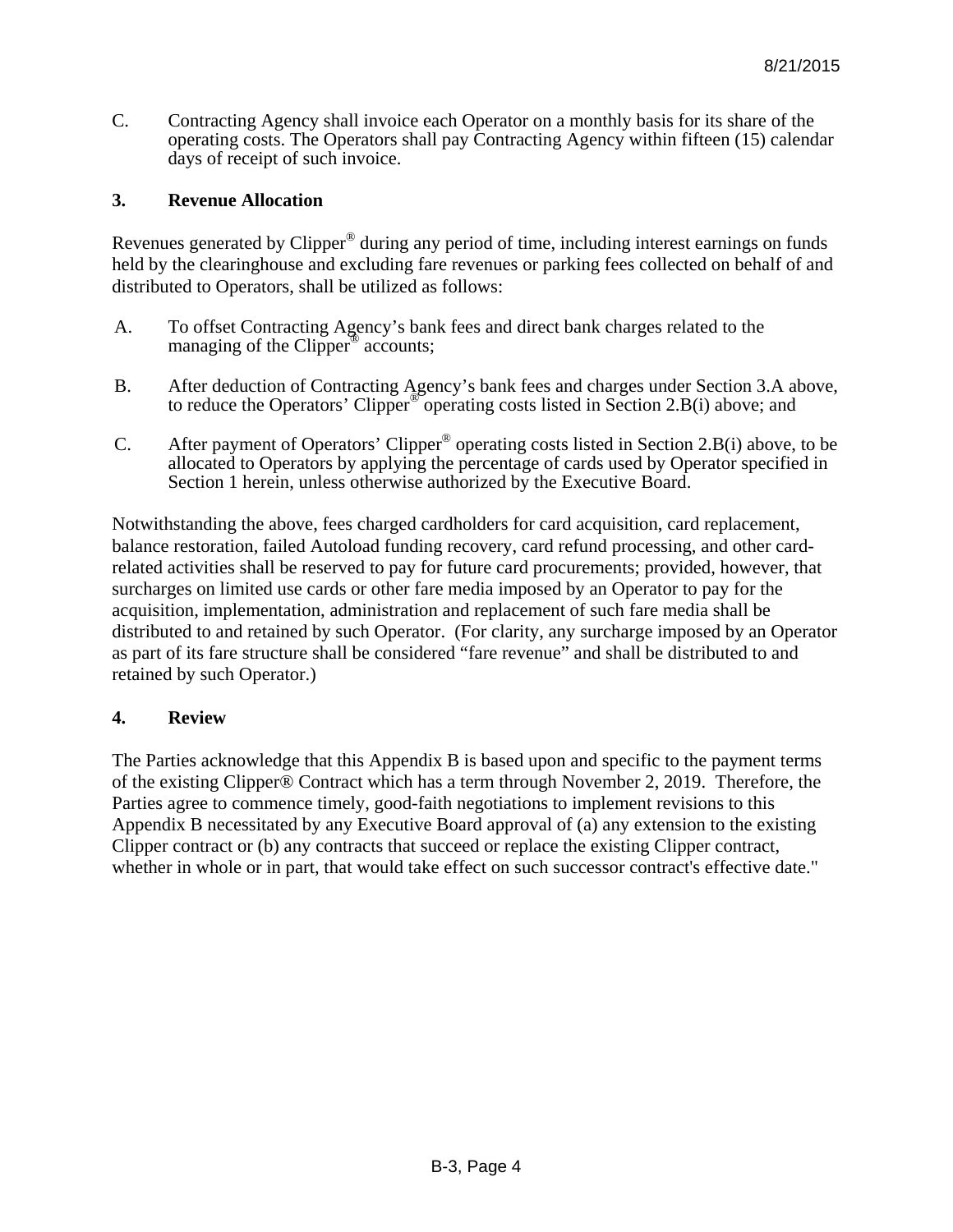C. Contracting Agency shall invoice each Operator on a monthly basis for its share of the operating costs. The Operators shall pay Contracting Agency within fifteen (15) calendar days of receipt of such invoice.

### 3. Revenue Allocation

Revenues generated by Clipper® during any period of time, including interest earnings on funds held by the clearinghouse and excluding fare revenues or parking fees collected on behalf of and distributed to Operators, shall be utilized as follows:

A. To offset Contracting Agency's bank fees and direct bank charges related to the managing of the Clipper® accounts;

B. After deduction of Contracting Agency's bank fees and charges under Section 3.A above, to reduce the Operators' Clipper® operating costs listed in Section 2.B(i) above; and

C. After payment of Operators' Clipper® operating costs listed in Section 2.B(i) above, to be allocated to Operators by applying the percentage of cards used by Operator specified in Section 1 herein, unless otherwise authorized by the Executive Board.

Notwithstanding the above, fees charged cardholders for card acquisition, card replacement, balance restoration, failed Autoload funding recovery, card refund processing, and other card-related activities shall be reserved to pay for future card procurements; provided, however, that surcharges on limited use cards or other fare media imposed by an Operator to pay for the acquisition, implementation, administration and replacement of such fare media shall be distributed to and retained by such Operator. (For clarity, any surcharge imposed by an Operator as part of its fare structure shall be considered "fare revenue" and shall be distributed to and retained by such Operator.)

### 4. Review

The Parties acknowledge that this Appendix B is based upon and specific to the payment terms of the existing Clipper® Contract which has a term through November 2, 2019. Therefore, the Parties agree to commence timely, good-faith negotiations to implement revisions to this Appendix B necessitated by any Executive Board approval of (a) any extension to the existing Clipper contract or (b) any contracts that succeed or replace the existing Clipper contract, whether in whole or in part, that would take effect on such successor contract's effective date."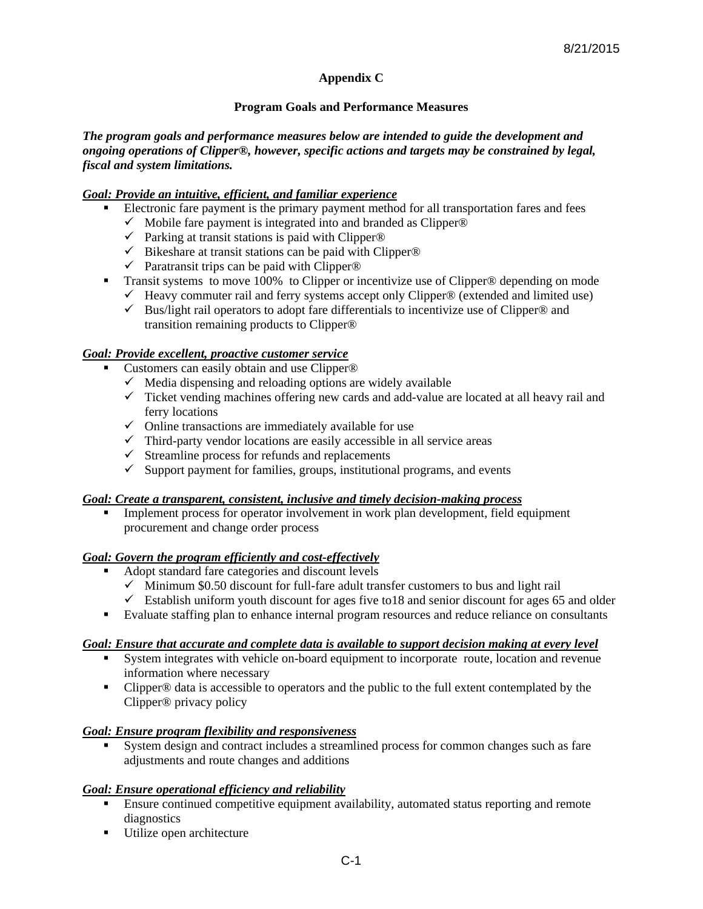8/21/2015

# Appendix C

## Program Goals and Performance Measures

***The program goals and performance measures below are intended to guide the development and ongoing operations of Clipper®, however, specific actions and targets may be constrained by legal, fiscal and system limitations.***

***Goal: Provide an intuitive, efficient, and familiar experience***

- Electronic fare payment is the primary payment method for all transportation fares and fees
  - ✓ Mobile fare payment is integrated into and branded as Clipper®
  - ✓ Parking at transit stations is paid with Clipper®
  - ✓ Bikeshare at transit stations can be paid with Clipper®
  - ✓ Paratransit trips can be paid with Clipper®
- Transit systems to move 100% to Clipper or incentivize use of Clipper® depending on mode
  - ✓ Heavy commuter rail and ferry systems accept only Clipper® (extended and limited use)
  - ✓ Bus/light rail operators to adopt fare differentials to incentivize use of Clipper® and transition remaining products to Clipper®

***Goal: Provide excellent, proactive customer service***

- Customers can easily obtain and use Clipper®
  - ✓ Media dispensing and reloading options are widely available
  - ✓ Ticket vending machines offering new cards and add-value are located at all heavy rail and ferry locations
  - ✓ Online transactions are immediately available for use
  - ✓ Third-party vendor locations are easily accessible in all service areas
  - ✓ Streamline process for refunds and replacements
  - ✓ Support payment for families, groups, institutional programs, and events

***Goal: Create a transparent, consistent, inclusive and timely decision-making process***

- Implement process for operator involvement in work plan development, field equipment procurement and change order process

***Goal: Govern the program efficiently and cost-effectively***

- Adopt standard fare categories and discount levels
  - ✓ Minimum $0.50 discount for full-fare adult transfer customers to bus and light rail
  - ✓ Establish uniform youth discount for ages five to18 and senior discount for ages 65 and older
- Evaluate staffing plan to enhance internal program resources and reduce reliance on consultants

***Goal: Ensure that accurate and complete data is available to support decision making at every level***

- System integrates with vehicle on-board equipment to incorporate route, location and revenue information where necessary
- Clipper® data is accessible to operators and the public to the full extent contemplated by the Clipper® privacy policy

***Goal: Ensure program flexibility and responsiveness***

- System design and contract includes a streamlined process for common changes such as fare adjustments and route changes and additions

***Goal: Ensure operational efficiency and reliability***

- Ensure continued competitive equipment availability, automated status reporting and remote diagnostics
- Utilize open architecture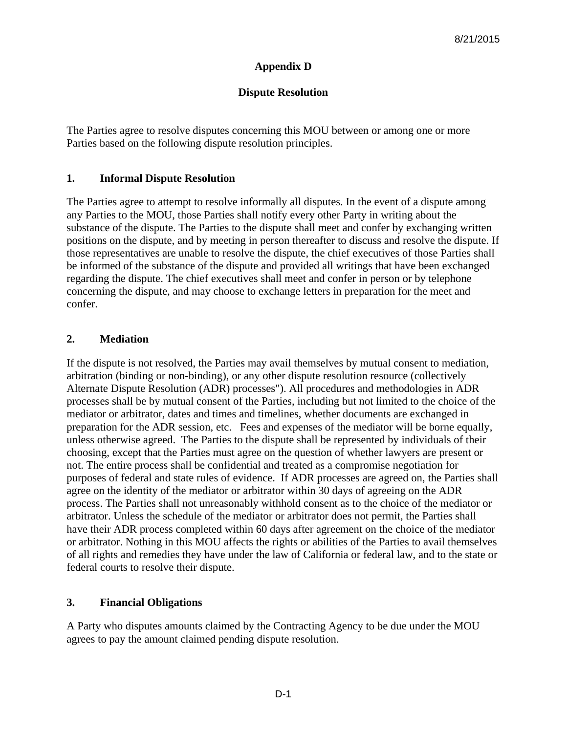8/21/2015

# Appendix D

## Dispute Resolution

The Parties agree to resolve disputes concerning this MOU between or among one or more Parties based on the following dispute resolution principles.

### 1. Informal Dispute Resolution

The Parties agree to attempt to resolve informally all disputes. In the event of a dispute among any Parties to the MOU, those Parties shall notify every other Party in writing about the substance of the dispute. The Parties to the dispute shall meet and confer by exchanging written positions on the dispute, and by meeting in person thereafter to discuss and resolve the dispute. If those representatives are unable to resolve the dispute, the chief executives of those Parties shall be informed of the substance of the dispute and provided all writings that have been exchanged regarding the dispute. The chief executives shall meet and confer in person or by telephone concerning the dispute, and may choose to exchange letters in preparation for the meet and confer.

### 2. Mediation

If the dispute is not resolved, the Parties may avail themselves by mutual consent to mediation, arbitration (binding or non-binding), or any other dispute resolution resource (collectively Alternate Dispute Resolution (ADR) processes"). All procedures and methodologies in ADR processes shall be by mutual consent of the Parties, including but not limited to the choice of the mediator or arbitrator, dates and times and timelines, whether documents are exchanged in preparation for the ADR session, etc. Fees and expenses of the mediator will be borne equally, unless otherwise agreed. The Parties to the dispute shall be represented by individuals of their choosing, except that the Parties must agree on the question of whether lawyers are present or not. The entire process shall be confidential and treated as a compromise negotiation for purposes of federal and state rules of evidence. If ADR processes are agreed on, the Parties shall agree on the identity of the mediator or arbitrator within 30 days of agreeing on the ADR process. The Parties shall not unreasonably withhold consent as to the choice of the mediator or arbitrator. Unless the schedule of the mediator or arbitrator does not permit, the Parties shall have their ADR process completed within 60 days after agreement on the choice of the mediator or arbitrator. Nothing in this MOU affects the rights or abilities of the Parties to avail themselves of all rights and remedies they have under the law of California or federal law, and to the state or federal courts to resolve their dispute.

### 3. Financial Obligations

A Party who disputes amounts claimed by the Contracting Agency to be due under the MOU agrees to pay the amount claimed pending dispute resolution.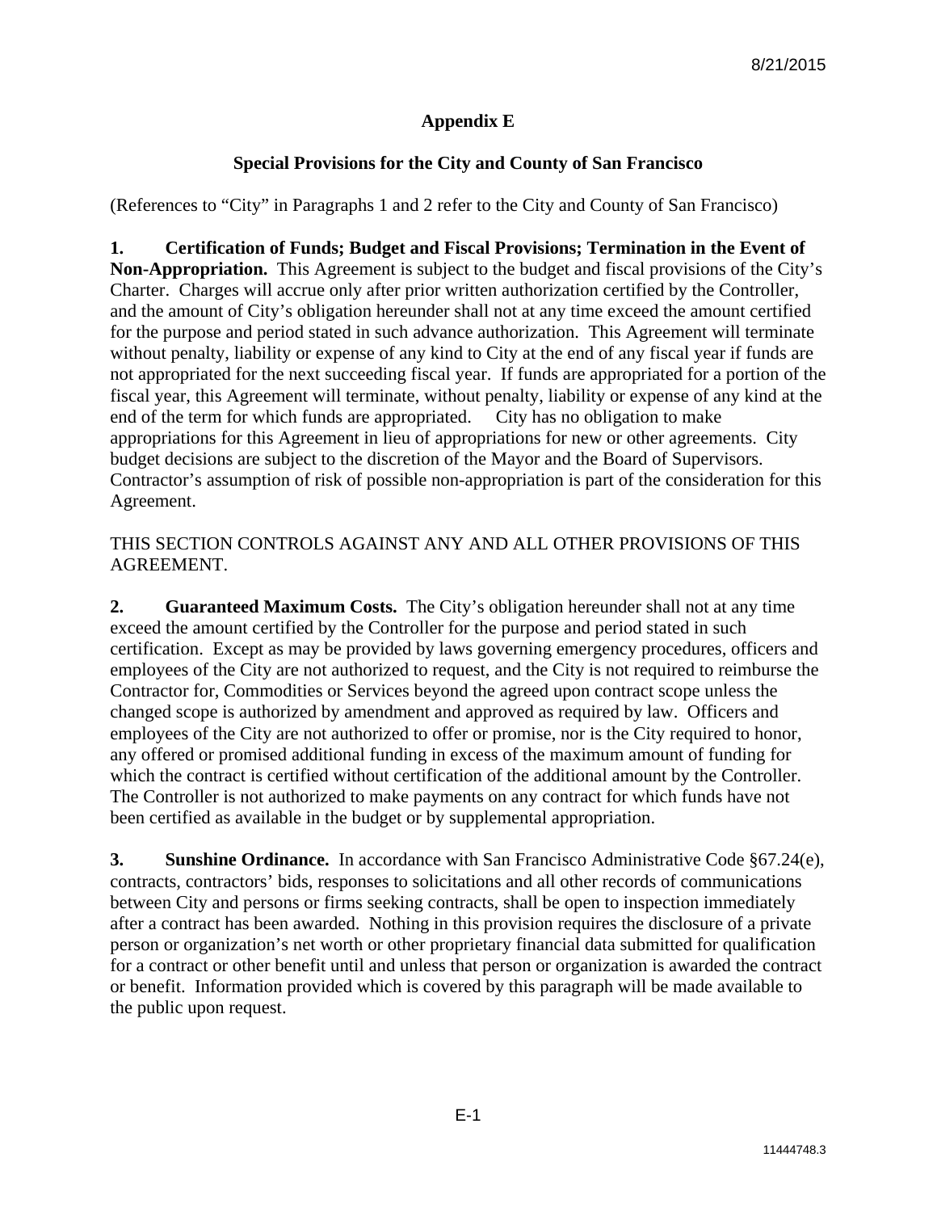# Appendix E

## Special Provisions for the City and County of San Francisco

(References to "City" in Paragraphs 1 and 2 refer to the City and County of San Francisco)

**1. Certification of Funds; Budget and Fiscal Provisions; Termination in the Event of Non-Appropriation.** This Agreement is subject to the budget and fiscal provisions of the City's Charter. Charges will accrue only after prior written authorization certified by the Controller, and the amount of City's obligation hereunder shall not at any time exceed the amount certified for the purpose and period stated in such advance authorization. This Agreement will terminate without penalty, liability or expense of any kind to City at the end of any fiscal year if funds are not appropriated for the next succeeding fiscal year. If funds are appropriated for a portion of the fiscal year, this Agreement will terminate, without penalty, liability or expense of any kind at the end of the term for which funds are appropriated. City has no obligation to make appropriations for this Agreement in lieu of appropriations for new or other agreements. City budget decisions are subject to the discretion of the Mayor and the Board of Supervisors. Contractor's assumption of risk of possible non-appropriation is part of the consideration for this Agreement.

THIS SECTION CONTROLS AGAINST ANY AND ALL OTHER PROVISIONS OF THIS AGREEMENT.

**2. Guaranteed Maximum Costs.** The City's obligation hereunder shall not at any time exceed the amount certified by the Controller for the purpose and period stated in such certification. Except as may be provided by laws governing emergency procedures, officers and employees of the City are not authorized to request, and the City is not required to reimburse the Contractor for, Commodities or Services beyond the agreed upon contract scope unless the changed scope is authorized by amendment and approved as required by law. Officers and employees of the City are not authorized to offer or promise, nor is the City required to honor, any offered or promised additional funding in excess of the maximum amount of funding for which the contract is certified without certification of the additional amount by the Controller. The Controller is not authorized to make payments on any contract for which funds have not been certified as available in the budget or by supplemental appropriation.

**3. Sunshine Ordinance.** In accordance with San Francisco Administrative Code §67.24(e), contracts, contractors' bids, responses to solicitations and all other records of communications between City and persons or firms seeking contracts, shall be open to inspection immediately after a contract has been awarded. Nothing in this provision requires the disclosure of a private person or organization's net worth or other proprietary financial data submitted for qualification for a contract or other benefit until and unless that person or organization is awarded the contract or benefit. Information provided which is covered by this paragraph will be made available to the public upon request.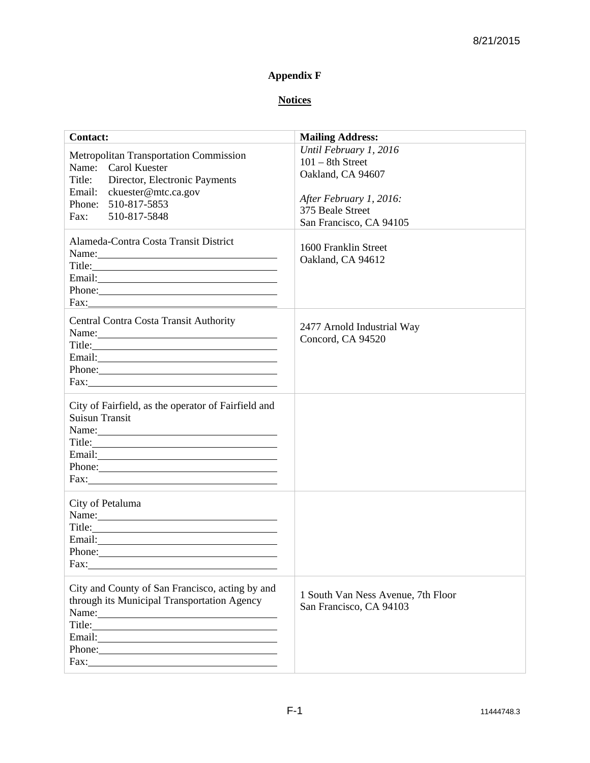8/21/2015

# Appendix F

## Notices

| Contact: | Mailing Address: |
|---|---|
| Metropolitan Transportation Commission<br>Name: Carol Kuester<br>Title: Director, Electronic Payments<br>Email: ckuester@mtc.ca.gov<br>Phone: 510-817-5853<br>Fax: 510-817-5848 | *Until February 1, 2016*<br>101 – 8th Street<br>Oakland, CA 94607<br><br>*After February 1, 2016:*<br>375 Beale Street<br>San Francisco, CA 94105 |
| Alameda-Contra Costa Transit District<br>Name:\_\_\_\_\_\_\_\_\_\_<br>Title:\_\_\_\_\_\_\_\_\_\_<br>Email:\_\_\_\_\_\_\_\_\_\_<br>Phone:\_\_\_\_\_\_\_\_\_\_<br>Fax:\_\_\_\_\_\_\_\_\_\_ | 1600 Franklin Street<br>Oakland, CA 94612 |
| Central Contra Costa Transit Authority<br>Name:\_\_\_\_\_\_\_\_\_\_<br>Title:\_\_\_\_\_\_\_\_\_\_<br>Email:\_\_\_\_\_\_\_\_\_\_<br>Phone:\_\_\_\_\_\_\_\_\_\_<br>Fax:\_\_\_\_\_\_\_\_\_\_ | 2477 Arnold Industrial Way<br>Concord, CA 94520 |
| City of Fairfield, as the operator of Fairfield and Suisun Transit<br>Name:\_\_\_\_\_\_\_\_\_\_<br>Title:\_\_\_\_\_\_\_\_\_\_<br>Email:\_\_\_\_\_\_\_\_\_\_<br>Phone:\_\_\_\_\_\_\_\_\_\_<br>Fax:\_\_\_\_\_\_\_\_\_\_ | |
| City of Petaluma<br>Name:\_\_\_\_\_\_\_\_\_\_<br>Title:\_\_\_\_\_\_\_\_\_\_<br>Email:\_\_\_\_\_\_\_\_\_\_<br>Phone:\_\_\_\_\_\_\_\_\_\_<br>Fax:\_\_\_\_\_\_\_\_\_\_ | |
| City and County of San Francisco, acting by and through its Municipal Transportation Agency<br>Name:\_\_\_\_\_\_\_\_\_\_<br>Title:\_\_\_\_\_\_\_\_\_\_<br>Email:\_\_\_\_\_\_\_\_\_\_<br>Phone:\_\_\_\_\_\_\_\_\_\_<br>Fax:\_\_\_\_\_\_\_\_\_\_ | 1 South Van Ness Avenue, 7th Floor<br>San Francisco, CA 94103 |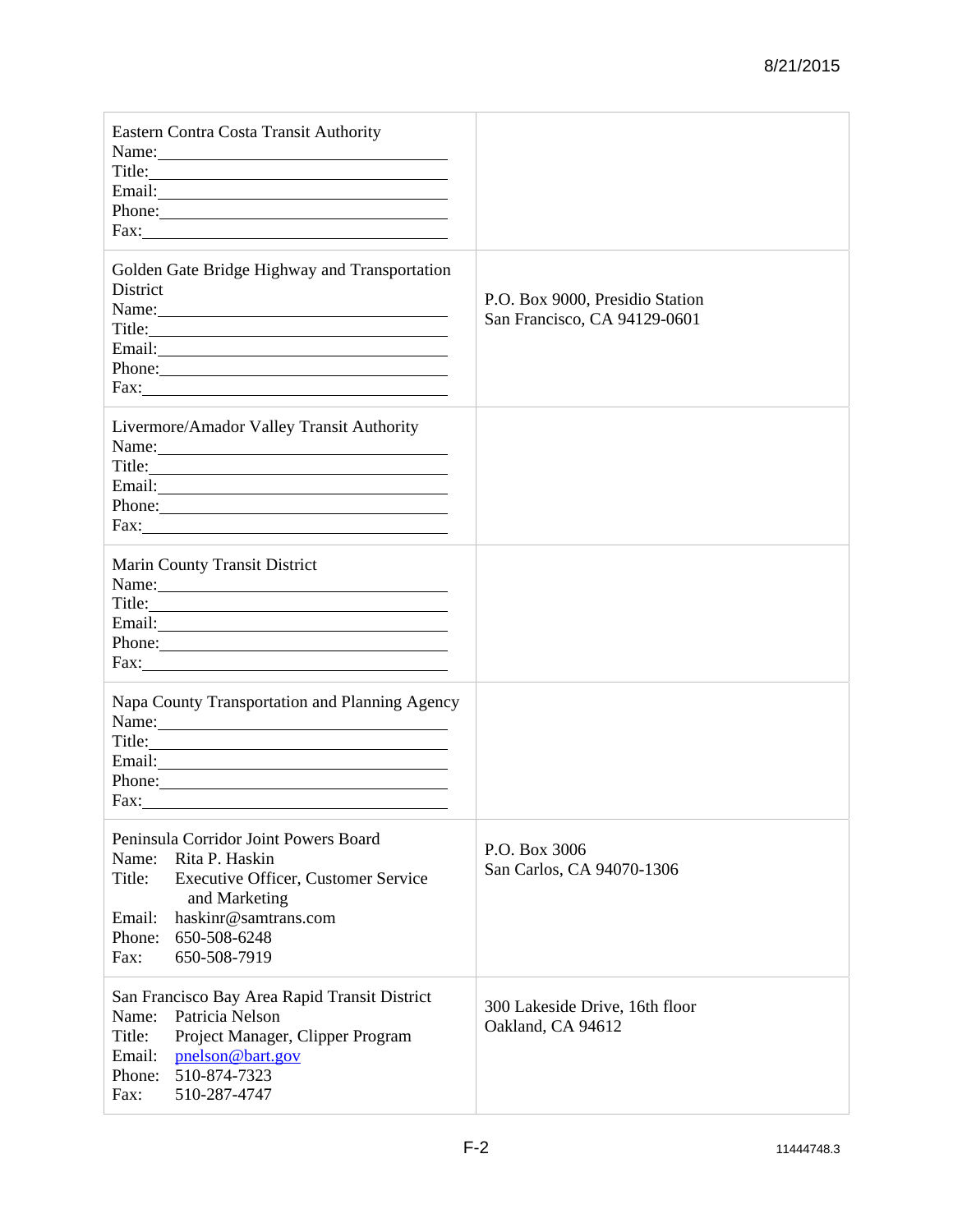| | |
|---|---|
| Eastern Contra Costa Transit Authority<br>Name:\_\_\_\_\_\_\_\_\_\_<br>Title:\_\_\_\_\_\_\_\_\_\_<br>Email:\_\_\_\_\_\_\_\_\_\_<br>Phone:\_\_\_\_\_\_\_\_\_\_<br>Fax:\_\_\_\_\_\_\_\_\_\_ | |
| Golden Gate Bridge Highway and Transportation District<br>Name:\_\_\_\_\_\_\_\_\_\_<br>Title:\_\_\_\_\_\_\_\_\_\_<br>Email:\_\_\_\_\_\_\_\_\_\_<br>Phone:\_\_\_\_\_\_\_\_\_\_<br>Fax:\_\_\_\_\_\_\_\_\_\_ | P.O. Box 9000, Presidio Station<br>San Francisco, CA 94129-0601 |
| Livermore/Amador Valley Transit Authority<br>Name:\_\_\_\_\_\_\_\_\_\_<br>Title:\_\_\_\_\_\_\_\_\_\_<br>Email:\_\_\_\_\_\_\_\_\_\_<br>Phone:\_\_\_\_\_\_\_\_\_\_<br>Fax:\_\_\_\_\_\_\_\_\_\_ | |
| Marin County Transit District<br>Name:\_\_\_\_\_\_\_\_\_\_<br>Title:\_\_\_\_\_\_\_\_\_\_<br>Email:\_\_\_\_\_\_\_\_\_\_<br>Phone:\_\_\_\_\_\_\_\_\_\_<br>Fax:\_\_\_\_\_\_\_\_\_\_ | |
| Napa County Transportation and Planning Agency<br>Name:\_\_\_\_\_\_\_\_\_\_<br>Title:\_\_\_\_\_\_\_\_\_\_<br>Email:\_\_\_\_\_\_\_\_\_\_<br>Phone:\_\_\_\_\_\_\_\_\_\_<br>Fax:\_\_\_\_\_\_\_\_\_\_ | |
| Peninsula Corridor Joint Powers Board<br>Name: Rita P. Haskin<br>Title: Executive Officer, Customer Service and Marketing<br>Email: haskinr@samtrans.com<br>Phone: 650-508-6248<br>Fax: 650-508-7919 | P.O. Box 3006<br>San Carlos, CA 94070-1306 |
| San Francisco Bay Area Rapid Transit District<br>Name: Patricia Nelson<br>Title: Project Manager, Clipper Program<br>Email: pnelson@bart.gov<br>Phone: 510-874-7323<br>Fax: 510-287-4747 | 300 Lakeside Drive, 16th floor<br>Oakland, CA 94612 |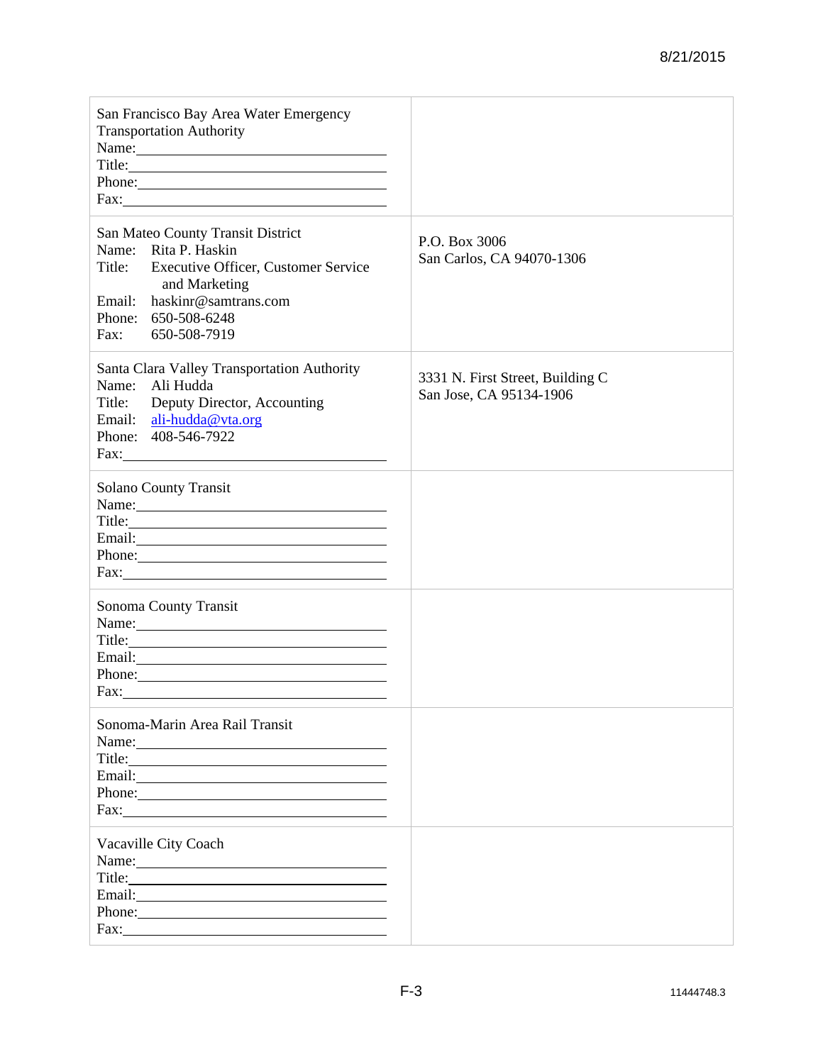| | |
|---|---|
| San Francisco Bay Area Water Emergency Transportation Authority<br>Name:\_\_\_\_\_\_\_\_\_\_\_\_\_\_\_\_\_\_\_\_<br>Title:\_\_\_\_\_\_\_\_\_\_\_\_\_\_\_\_\_\_\_\_<br>Phone:\_\_\_\_\_\_\_\_\_\_\_\_\_\_\_\_\_\_\_\_<br>Fax:\_\_\_\_\_\_\_\_\_\_\_\_\_\_\_\_\_\_\_\_ | |
| San Mateo County Transit District<br>Name: Rita P. Haskin<br>Title: Executive Officer, Customer Service and Marketing<br>Email: haskinr@samtrans.com<br>Phone: 650-508-6248<br>Fax: 650-508-7919 | P.O. Box 3006<br>San Carlos, CA 94070-1306 |
| Santa Clara Valley Transportation Authority<br>Name: Ali Hudda<br>Title: Deputy Director, Accounting<br>Email: ali-hudda@vta.org<br>Phone: 408-546-7922<br>Fax:\_\_\_\_\_\_\_\_\_\_\_\_\_\_\_\_\_\_\_\_ | 3331 N. First Street, Building C<br>San Jose, CA 95134-1906 |
| Solano County Transit<br>Name:\_\_\_\_\_\_\_\_\_\_\_\_\_\_\_\_\_\_\_\_<br>Title:\_\_\_\_\_\_\_\_\_\_\_\_\_\_\_\_\_\_\_\_<br>Email:\_\_\_\_\_\_\_\_\_\_\_\_\_\_\_\_\_\_\_\_<br>Phone:\_\_\_\_\_\_\_\_\_\_\_\_\_\_\_\_\_\_\_\_<br>Fax:\_\_\_\_\_\_\_\_\_\_\_\_\_\_\_\_\_\_\_\_ | |
| Sonoma County Transit<br>Name:\_\_\_\_\_\_\_\_\_\_\_\_\_\_\_\_\_\_\_\_<br>Title:\_\_\_\_\_\_\_\_\_\_\_\_\_\_\_\_\_\_\_\_<br>Email:\_\_\_\_\_\_\_\_\_\_\_\_\_\_\_\_\_\_\_\_<br>Phone:\_\_\_\_\_\_\_\_\_\_\_\_\_\_\_\_\_\_\_\_<br>Fax:\_\_\_\_\_\_\_\_\_\_\_\_\_\_\_\_\_\_\_\_ | |
| Sonoma-Marin Area Rail Transit<br>Name:\_\_\_\_\_\_\_\_\_\_\_\_\_\_\_\_\_\_\_\_<br>Title:\_\_\_\_\_\_\_\_\_\_\_\_\_\_\_\_\_\_\_\_<br>Email:\_\_\_\_\_\_\_\_\_\_\_\_\_\_\_\_\_\_\_\_<br>Phone:\_\_\_\_\_\_\_\_\_\_\_\_\_\_\_\_\_\_\_\_<br>Fax:\_\_\_\_\_\_\_\_\_\_\_\_\_\_\_\_\_\_\_\_ | |
| Vacaville City Coach<br>Name:\_\_\_\_\_\_\_\_\_\_\_\_\_\_\_\_\_\_\_\_<br>Title:\_\_\_\_\_\_\_\_\_\_\_\_\_\_\_\_\_\_\_\_<br>Email:\_\_\_\_\_\_\_\_\_\_\_\_\_\_\_\_\_\_\_\_<br>Phone:\_\_\_\_\_\_\_\_\_\_\_\_\_\_\_\_\_\_\_\_<br>Fax:\_\_\_\_\_\_\_\_\_\_\_\_\_\_\_\_\_\_\_\_ | |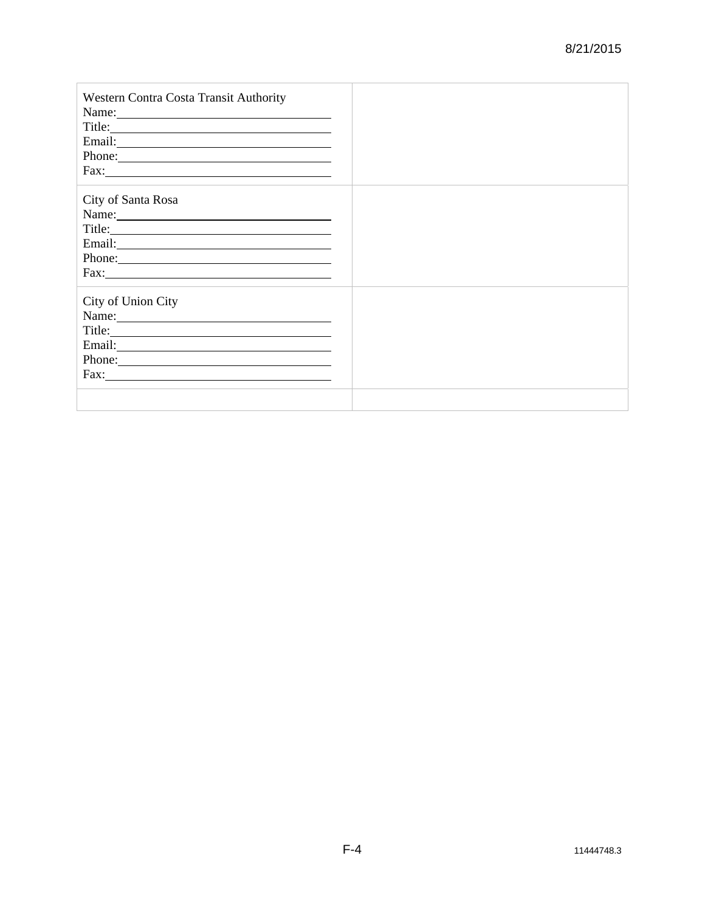| | |
|---|---|
| Western Contra Costa Transit Authority<br>Name:\_\_\_\_\_\_\_\_\_\_\_\_\_\_\_\_\_\_\_\_\_\_\_\_\_\_\_\_<br>Title:\_\_\_\_\_\_\_\_\_\_\_\_\_\_\_\_\_\_\_\_\_\_\_\_\_\_\_\_<br>Email:\_\_\_\_\_\_\_\_\_\_\_\_\_\_\_\_\_\_\_\_\_\_\_\_\_\_\_\_<br>Phone:\_\_\_\_\_\_\_\_\_\_\_\_\_\_\_\_\_\_\_\_\_\_\_\_\_\_\_\_<br>Fax:\_\_\_\_\_\_\_\_\_\_\_\_\_\_\_\_\_\_\_\_\_\_\_\_\_\_\_\_ | |
| City of Santa Rosa<br>Name:\_\_\_\_\_\_\_\_\_\_\_\_\_\_\_\_\_\_\_\_\_\_\_\_\_\_\_\_<br>Title:\_\_\_\_\_\_\_\_\_\_\_\_\_\_\_\_\_\_\_\_\_\_\_\_\_\_\_\_<br>Email:\_\_\_\_\_\_\_\_\_\_\_\_\_\_\_\_\_\_\_\_\_\_\_\_\_\_\_\_<br>Phone:\_\_\_\_\_\_\_\_\_\_\_\_\_\_\_\_\_\_\_\_\_\_\_\_\_\_\_\_<br>Fax:\_\_\_\_\_\_\_\_\_\_\_\_\_\_\_\_\_\_\_\_\_\_\_\_\_\_\_\_ | |
| City of Union City<br>Name:\_\_\_\_\_\_\_\_\_\_\_\_\_\_\_\_\_\_\_\_\_\_\_\_\_\_\_\_<br>Title:\_\_\_\_\_\_\_\_\_\_\_\_\_\_\_\_\_\_\_\_\_\_\_\_\_\_\_\_<br>Email:\_\_\_\_\_\_\_\_\_\_\_\_\_\_\_\_\_\_\_\_\_\_\_\_\_\_\_\_<br>Phone:\_\_\_\_\_\_\_\_\_\_\_\_\_\_\_\_\_\_\_\_\_\_\_\_\_\_\_\_<br>Fax:\_\_\_\_\_\_\_\_\_\_\_\_\_\_\_\_\_\_\_\_\_\_\_\_\_\_\_\_ | |
| | |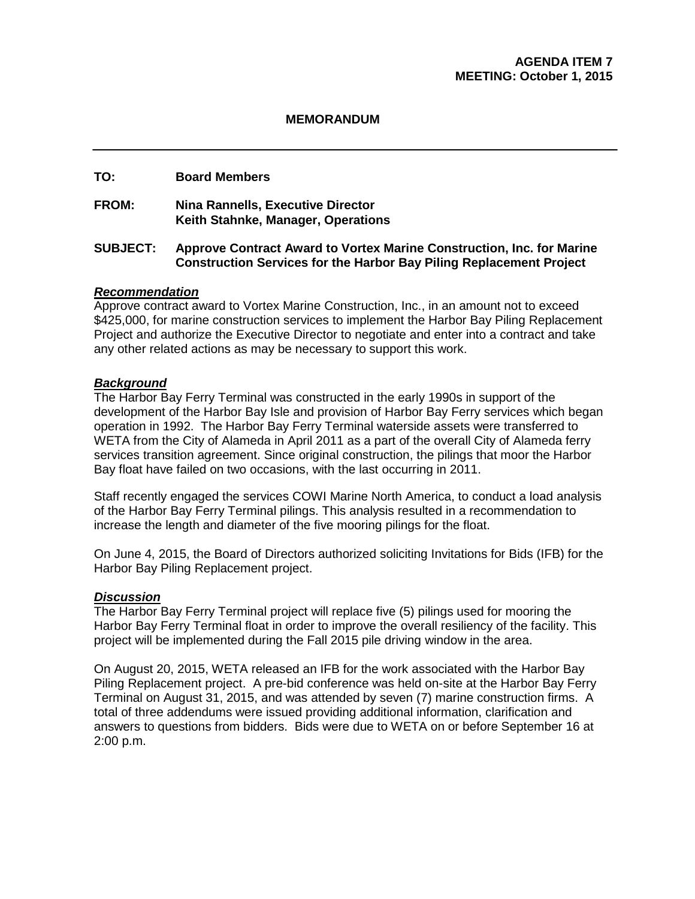**AGENDA ITEM 7**
**MEETING: October 1, 2015**

# MEMORANDUM

---

**TO:** Board Members

**FROM:** Nina Rannells, Executive Director
Keith Stahnke, Manager, Operations

**SUBJECT:** Approve Contract Award to Vortex Marine Construction, Inc. for Marine Construction Services for the Harbor Bay Piling Replacement Project

***Recommendation***

Approve contract award to Vortex Marine Construction, Inc., in an amount not to exceed $425,000, for marine construction services to implement the Harbor Bay Piling Replacement Project and authorize the Executive Director to negotiate and enter into a contract and take any other related actions as may be necessary to support this work.

***Background***

The Harbor Bay Ferry Terminal was constructed in the early 1990s in support of the development of the Harbor Bay Isle and provision of Harbor Bay Ferry services which began operation in 1992. The Harbor Bay Ferry Terminal waterside assets were transferred to WETA from the City of Alameda in April 2011 as a part of the overall City of Alameda ferry services transition agreement. Since original construction, the pilings that moor the Harbor Bay float have failed on two occasions, with the last occurring in 2011.

Staff recently engaged the services COWI Marine North America, to conduct a load analysis of the Harbor Bay Ferry Terminal pilings. This analysis resulted in a recommendation to increase the length and diameter of the five mooring pilings for the float.

On June 4, 2015, the Board of Directors authorized soliciting Invitations for Bids (IFB) for the Harbor Bay Piling Replacement project.

***Discussion***

The Harbor Bay Ferry Terminal project will replace five (5) pilings used for mooring the Harbor Bay Ferry Terminal float in order to improve the overall resiliency of the facility. This project will be implemented during the Fall 2015 pile driving window in the area.

On August 20, 2015, WETA released an IFB for the work associated with the Harbor Bay Piling Replacement project. A pre-bid conference was held on-site at the Harbor Bay Ferry Terminal on August 31, 2015, and was attended by seven (7) marine construction firms. A total of three addendums were issued providing additional information, clarification and answers to questions from bidders. Bids were due to WETA on or before September 16 at 2:00 p.m.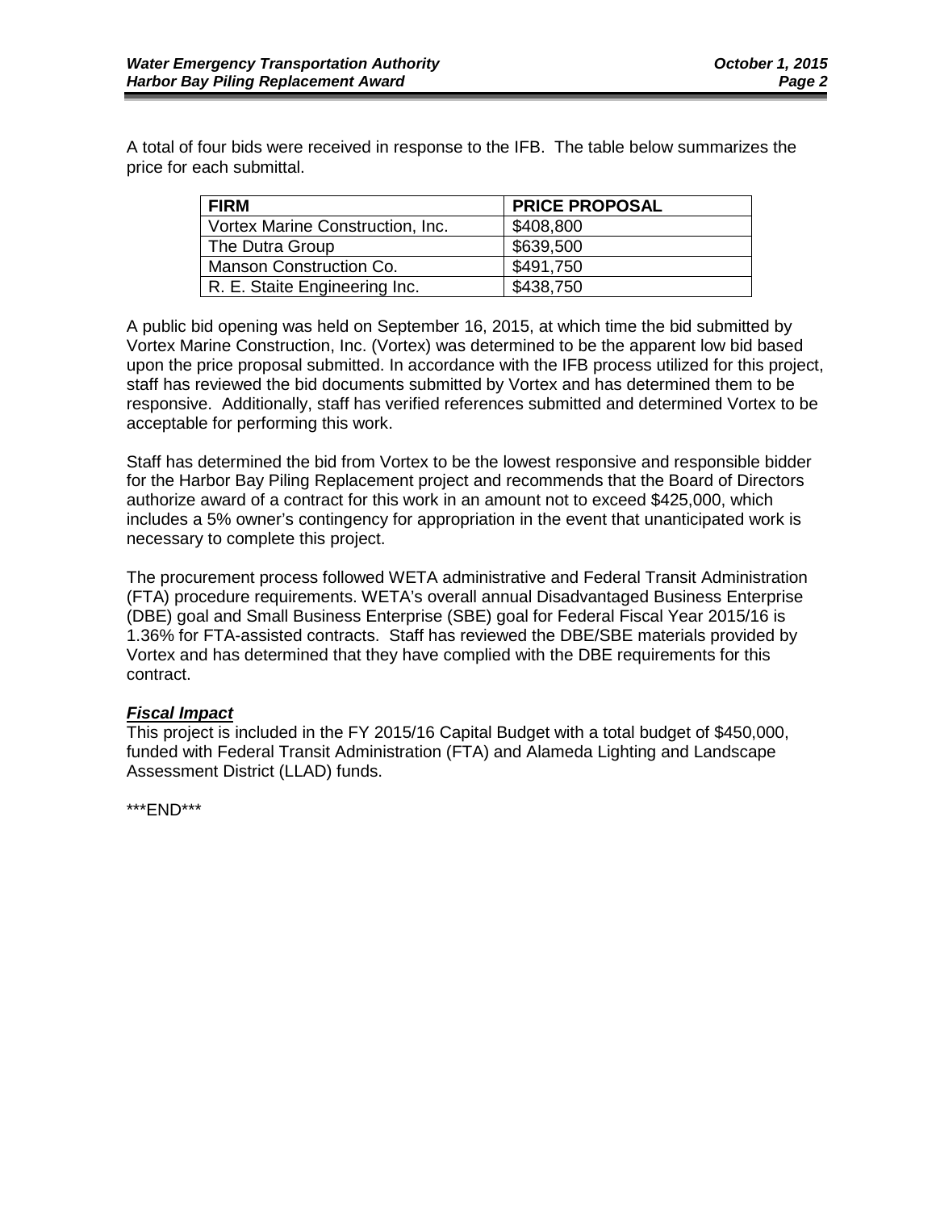A total of four bids were received in response to the IFB. The table below summarizes the price for each submittal.

| FIRM | PRICE PROPOSAL |
|---|---|
| Vortex Marine Construction, Inc. | $408,800 |
| The Dutra Group | $639,500 |
| Manson Construction Co. | $491,750 |
| R. E. Staite Engineering Inc. | $438,750 |

A public bid opening was held on September 16, 2015, at which time the bid submitted by Vortex Marine Construction, Inc. (Vortex) was determined to be the apparent low bid based upon the price proposal submitted. In accordance with the IFB process utilized for this project, staff has reviewed the bid documents submitted by Vortex and has determined them to be responsive. Additionally, staff has verified references submitted and determined Vortex to be acceptable for performing this work.

Staff has determined the bid from Vortex to be the lowest responsive and responsible bidder for the Harbor Bay Piling Replacement project and recommends that the Board of Directors authorize award of a contract for this work in an amount not to exceed $425,000, which includes a 5% owner's contingency for appropriation in the event that unanticipated work is necessary to complete this project.

The procurement process followed WETA administrative and Federal Transit Administration (FTA) procedure requirements. WETA's overall annual Disadvantaged Business Enterprise (DBE) goal and Small Business Enterprise (SBE) goal for Federal Fiscal Year 2015/16 is 1.36% for FTA-assisted contracts. Staff has reviewed the DBE/SBE materials provided by Vortex and has determined that they have complied with the DBE requirements for this contract.

***Fiscal Impact***

This project is included in the FY 2015/16 Capital Budget with a total budget of $450,000, funded with Federal Transit Administration (FTA) and Alameda Lighting and Landscape Assessment District (LLAD) funds.

\*\*\*END\*\*\*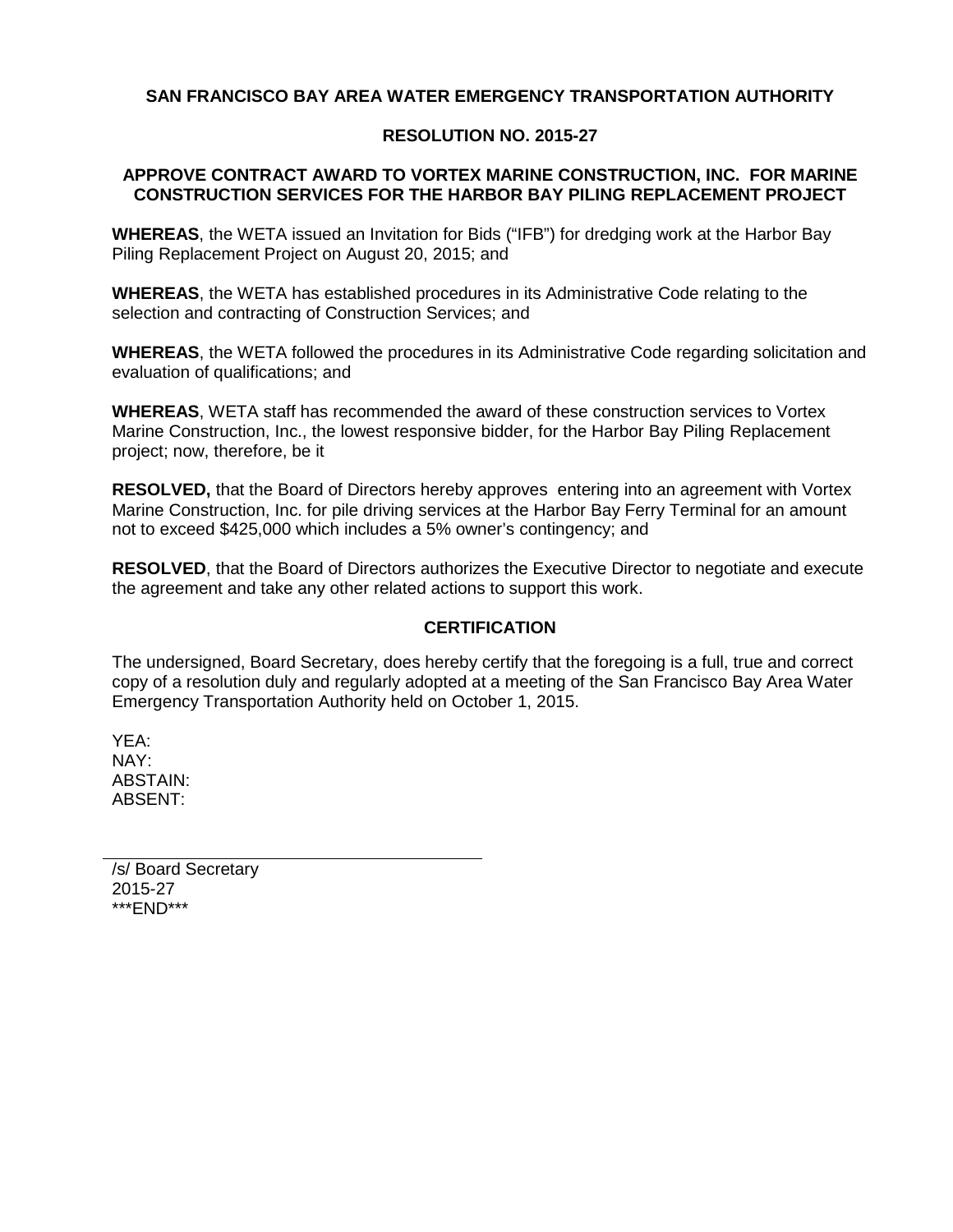**SAN FRANCISCO BAY AREA WATER EMERGENCY TRANSPORTATION AUTHORITY**

**RESOLUTION NO. 2015-27**

**APPROVE CONTRACT AWARD TO VORTEX MARINE CONSTRUCTION, INC. FOR MARINE CONSTRUCTION SERVICES FOR THE HARBOR BAY PILING REPLACEMENT PROJECT**

**WHEREAS**, the WETA issued an Invitation for Bids ("IFB") for dredging work at the Harbor Bay Piling Replacement Project on August 20, 2015; and

**WHEREAS**, the WETA has established procedures in its Administrative Code relating to the selection and contracting of Construction Services; and

**WHEREAS**, the WETA followed the procedures in its Administrative Code regarding solicitation and evaluation of qualifications; and

**WHEREAS**, WETA staff has recommended the award of these construction services to Vortex Marine Construction, Inc., the lowest responsive bidder, for the Harbor Bay Piling Replacement project; now, therefore, be it

**RESOLVED,** that the Board of Directors hereby approves entering into an agreement with Vortex Marine Construction, Inc. for pile driving services at the Harbor Bay Ferry Terminal for an amount not to exceed $425,000 which includes a 5% owner's contingency; and

**RESOLVED**, that the Board of Directors authorizes the Executive Director to negotiate and execute the agreement and take any other related actions to support this work.

**CERTIFICATION**

The undersigned, Board Secretary, does hereby certify that the foregoing is a full, true and correct copy of a resolution duly and regularly adopted at a meeting of the San Francisco Bay Area Water Emergency Transportation Authority held on October 1, 2015.

YEA:
NAY:
ABSTAIN:
ABSENT:

/s/ Board Secretary
2015-27
***END***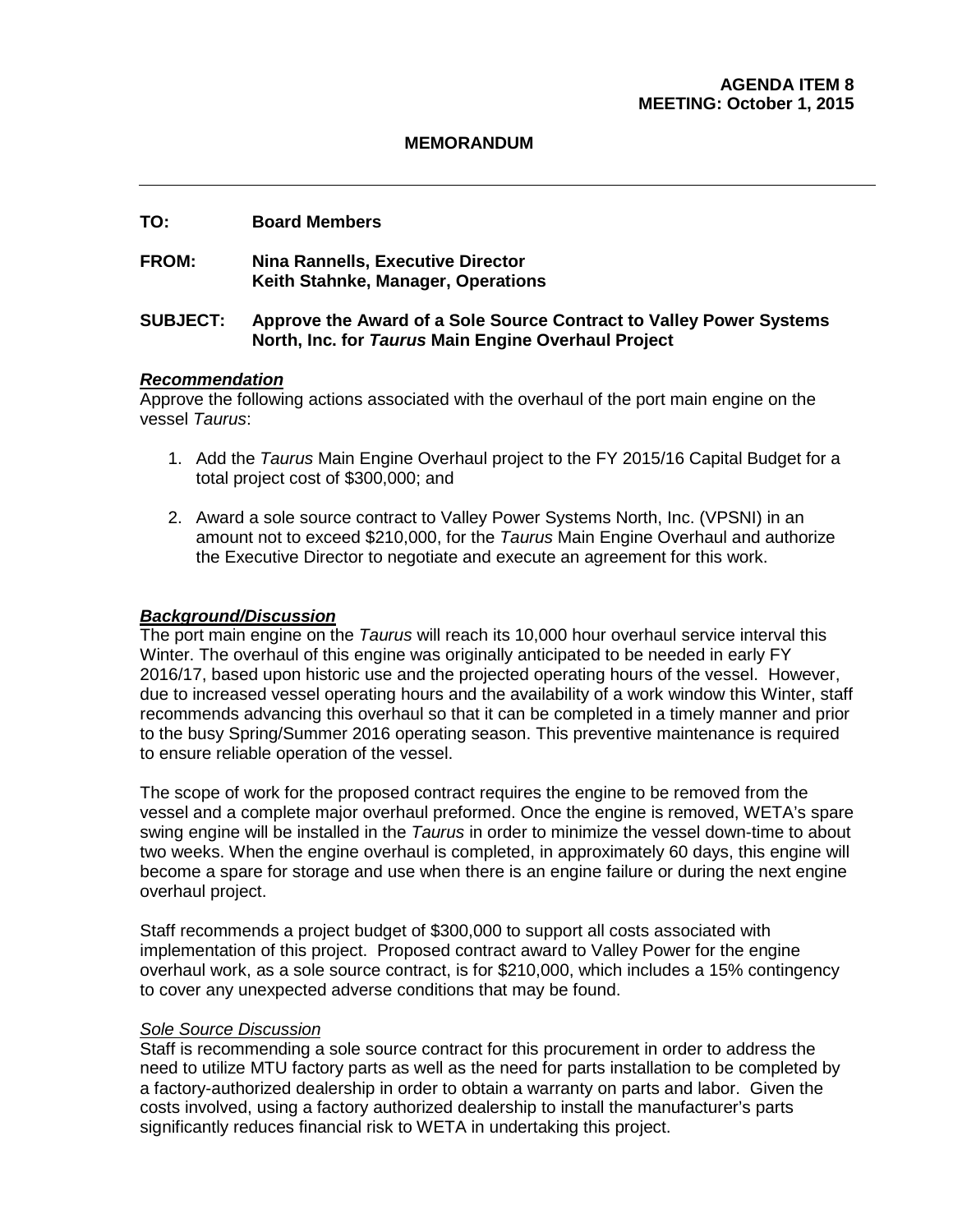**AGENDA ITEM 8**
**MEETING: October 1, 2015**

**MEMORANDUM**

---

**TO:** Board Members

**FROM:** Nina Rannells, Executive Director
Keith Stahnke, Manager, Operations

**SUBJECT:** Approve the Award of a Sole Source Contract to Valley Power Systems North, Inc. for *Taurus* Main Engine Overhaul Project

***Recommendation***

Approve the following actions associated with the overhaul of the port main engine on the vessel *Taurus*:

1. Add the *Taurus* Main Engine Overhaul project to the FY 2015/16 Capital Budget for a total project cost of $300,000; and

2. Award a sole source contract to Valley Power Systems North, Inc. (VPSNI) in an amount not to exceed $210,000, for the *Taurus* Main Engine Overhaul and authorize the Executive Director to negotiate and execute an agreement for this work.

***Background/Discussion***

The port main engine on the *Taurus* will reach its 10,000 hour overhaul service interval this Winter. The overhaul of this engine was originally anticipated to be needed in early FY 2016/17, based upon historic use and the projected operating hours of the vessel. However, due to increased vessel operating hours and the availability of a work window this Winter, staff recommends advancing this overhaul so that it can be completed in a timely manner and prior to the busy Spring/Summer 2016 operating season. This preventive maintenance is required to ensure reliable operation of the vessel.

The scope of work for the proposed contract requires the engine to be removed from the vessel and a complete major overhaul preformed. Once the engine is removed, WETA's spare swing engine will be installed in the *Taurus* in order to minimize the vessel down-time to about two weeks. When the engine overhaul is completed, in approximately 60 days, this engine will become a spare for storage and use when there is an engine failure or during the next engine overhaul project.

Staff recommends a project budget of $300,000 to support all costs associated with implementation of this project. Proposed contract award to Valley Power for the engine overhaul work, as a sole source contract, is for $210,000, which includes a 15% contingency to cover any unexpected adverse conditions that may be found.

*Sole Source Discussion*

Staff is recommending a sole source contract for this procurement in order to address the need to utilize MTU factory parts as well as the need for parts installation to be completed by a factory-authorized dealership in order to obtain a warranty on parts and labor. Given the costs involved, using a factory authorized dealership to install the manufacturer's parts significantly reduces financial risk to WETA in undertaking this project.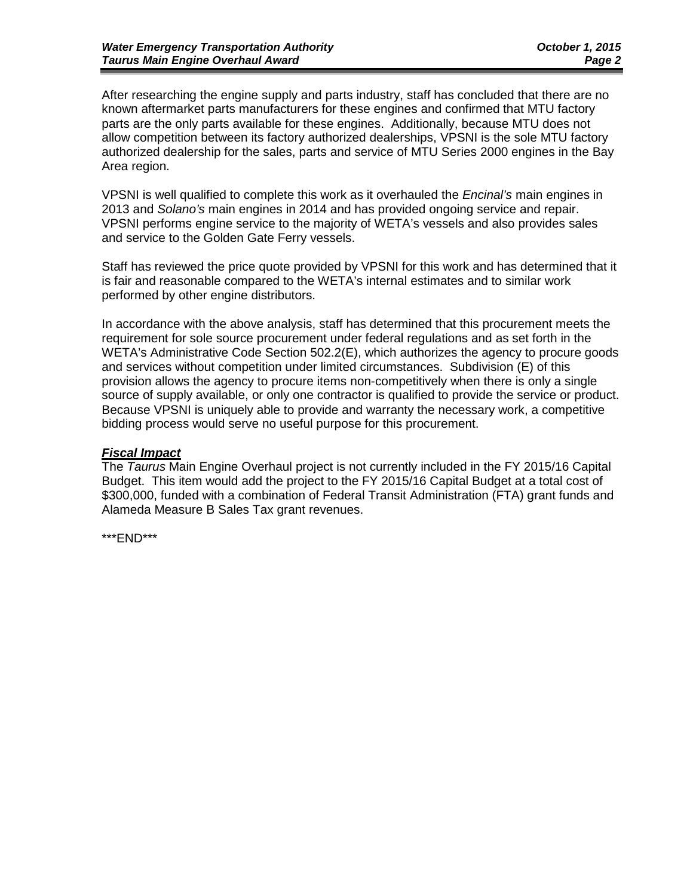After researching the engine supply and parts industry, staff has concluded that there are no known aftermarket parts manufacturers for these engines and confirmed that MTU factory parts are the only parts available for these engines. Additionally, because MTU does not allow competition between its factory authorized dealerships, VPSNI is the sole MTU factory authorized dealership for the sales, parts and service of MTU Series 2000 engines in the Bay Area region.

VPSNI is well qualified to complete this work as it overhauled the *Encinal's* main engines in 2013 and *Solano's* main engines in 2014 and has provided ongoing service and repair. VPSNI performs engine service to the majority of WETA's vessels and also provides sales and service to the Golden Gate Ferry vessels.

Staff has reviewed the price quote provided by VPSNI for this work and has determined that it is fair and reasonable compared to the WETA's internal estimates and to similar work performed by other engine distributors.

In accordance with the above analysis, staff has determined that this procurement meets the requirement for sole source procurement under federal regulations and as set forth in the WETA's Administrative Code Section 502.2(E), which authorizes the agency to procure goods and services without competition under limited circumstances. Subdivision (E) of this provision allows the agency to procure items non-competitively when there is only a single source of supply available, or only one contractor is qualified to provide the service or product. Because VPSNI is uniquely able to provide and warranty the necessary work, a competitive bidding process would serve no useful purpose for this procurement.

***Fiscal Impact***

The *Taurus* Main Engine Overhaul project is not currently included in the FY 2015/16 Capital Budget. This item would add the project to the FY 2015/16 Capital Budget at a total cost of $300,000, funded with a combination of Federal Transit Administration (FTA) grant funds and Alameda Measure B Sales Tax grant revenues.

***END***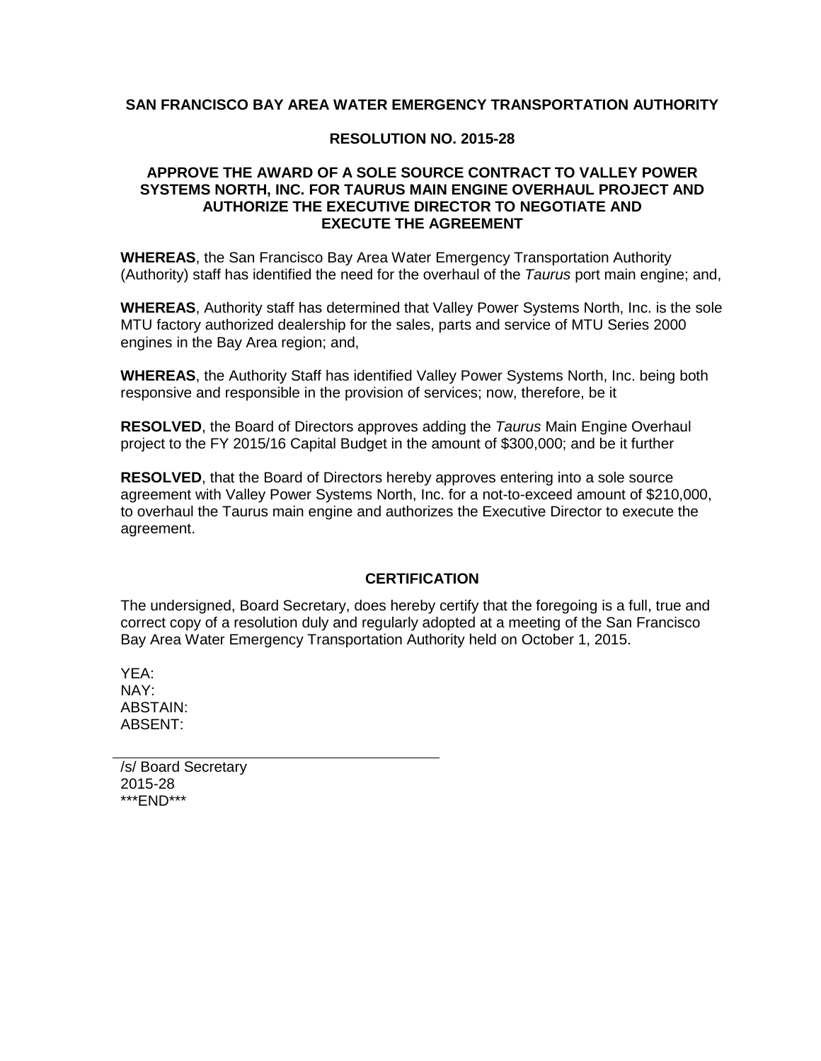**SAN FRANCISCO BAY AREA WATER EMERGENCY TRANSPORTATION AUTHORITY**

**RESOLUTION NO. 2015-28**

**APPROVE THE AWARD OF A SOLE SOURCE CONTRACT TO VALLEY POWER SYSTEMS NORTH, INC. FOR TAURUS MAIN ENGINE OVERHAUL PROJECT AND AUTHORIZE THE EXECUTIVE DIRECTOR TO NEGOTIATE AND EXECUTE THE AGREEMENT**

**WHEREAS**, the San Francisco Bay Area Water Emergency Transportation Authority (Authority) staff has identified the need for the overhaul of the *Taurus* port main engine; and,

**WHEREAS**, Authority staff has determined that Valley Power Systems North, Inc. is the sole MTU factory authorized dealership for the sales, parts and service of MTU Series 2000 engines in the Bay Area region; and,

**WHEREAS**, the Authority Staff has identified Valley Power Systems North, Inc. being both responsive and responsible in the provision of services; now, therefore, be it

**RESOLVED**, the Board of Directors approves adding the *Taurus* Main Engine Overhaul project to the FY 2015/16 Capital Budget in the amount of $300,000; and be it further

**RESOLVED**, that the Board of Directors hereby approves entering into a sole source agreement with Valley Power Systems North, Inc. for a not-to-exceed amount of $210,000, to overhaul the Taurus main engine and authorizes the Executive Director to execute the agreement.

**CERTIFICATION**

The undersigned, Board Secretary, does hereby certify that the foregoing is a full, true and correct copy of a resolution duly and regularly adopted at a meeting of the San Francisco Bay Area Water Emergency Transportation Authority held on October 1, 2015.

YEA:
NAY:
ABSTAIN:
ABSENT:

/s/ Board Secretary
2015-28
***END***